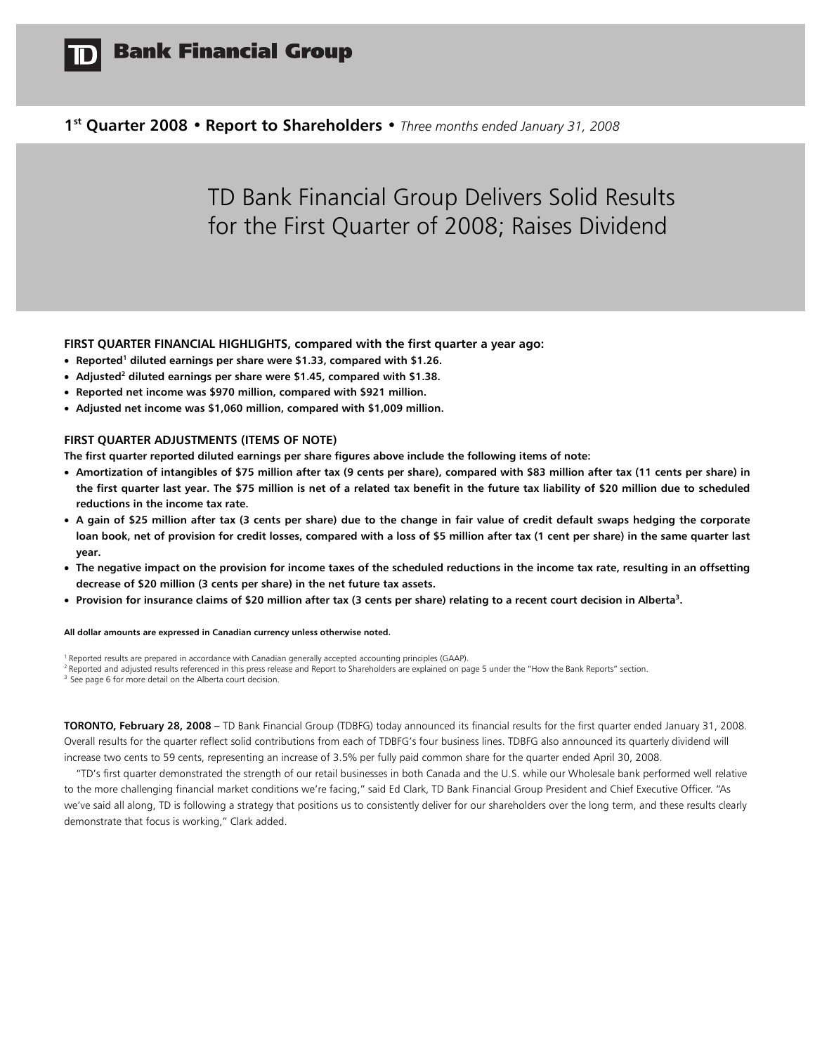# TD Bank Financial Group

**1st Quarter 2008 • Report to Shareholders •** *Three months ended January 31, 2008*

# TD Bank Financial Group Delivers Solid Results for the First Quarter of 2008; Raises Dividend

### FIRST QUARTER FINANCIAL HIGHLIGHTS, compared with the first quarter a year ago:

- **Reported[1] diluted earnings per share were $1.33, compared with $1.26.**
- **Adjusted[2] diluted earnings per share were $1.45, compared with $1.38.**
- **Reported net income was $970 million, compared with $921 million.**
- **Adjusted net income was $1,060 million, compared with $1,009 million.**

### FIRST QUARTER ADJUSTMENTS (ITEMS OF NOTE)

**The first quarter reported diluted earnings per share figures above include the following items of note:**

- **Amortization of intangibles of $75 million after tax (9 cents per share), compared with $83 million after tax (11 cents per share) in the first quarter last year. The $75 million is net of a related tax benefit in the future tax liability of $20 million due to scheduled reductions in the income tax rate.**
- **A gain of $25 million after tax (3 cents per share) due to the change in fair value of credit default swaps hedging the corporate loan book, net of provision for credit losses, compared with a loss of $5 million after tax (1 cent per share) in the same quarter last year.**
- **The negative impact on the provision for income taxes of the scheduled reductions in the income tax rate, resulting in an offsetting decrease of $20 million (3 cents per share) in the net future tax assets.**
- **Provision for insurance claims of $20 million after tax (3 cents per share) relating to a recent court decision in Alberta[3].**

**All dollar amounts are expressed in Canadian currency unless otherwise noted.**

[1] Reported results are prepared in accordance with Canadian generally accepted accounting principles (GAAP).
[2] Reported and adjusted results referenced in this press release and Report to Shareholders are explained on page 5 under the "How the Bank Reports" section.
[3] See page 6 for more detail on the Alberta court decision.

**TORONTO, February 28, 2008** – TD Bank Financial Group (TDBFG) today announced its financial results for the first quarter ended January 31, 2008. Overall results for the quarter reflect solid contributions from each of TDBFG's four business lines. TDBFG also announced its quarterly dividend will increase two cents to 59 cents, representing an increase of 3.5% per fully paid common share for the quarter ended April 30, 2008.

"TD's first quarter demonstrated the strength of our retail businesses in both Canada and the U.S. while our Wholesale bank performed well relative to the more challenging financial market conditions we're facing," said Ed Clark, TD Bank Financial Group President and Chief Executive Officer. "As we've said all along, TD is following a strategy that positions us to consistently deliver for our shareholders over the long term, and these results clearly demonstrate that focus is working," Clark added.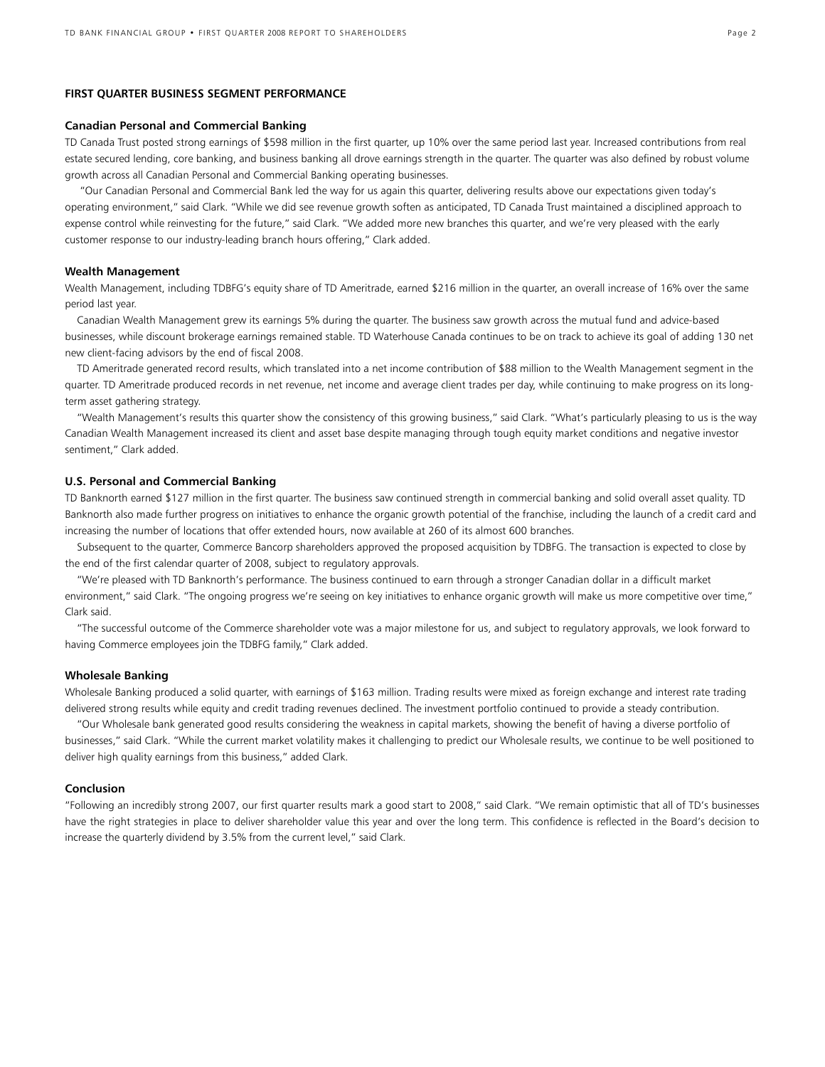## FIRST QUARTER BUSINESS SEGMENT PERFORMANCE

### Canadian Personal and Commercial Banking

TD Canada Trust posted strong earnings of $598 million in the first quarter, up 10% over the same period last year. Increased contributions from real estate secured lending, core banking, and business banking all drove earnings strength in the quarter. The quarter was also defined by robust volume growth across all Canadian Personal and Commercial Banking operating businesses.

"Our Canadian Personal and Commercial Bank led the way for us again this quarter, delivering results above our expectations given today's operating environment," said Clark. "While we did see revenue growth soften as anticipated, TD Canada Trust maintained a disciplined approach to expense control while reinvesting for the future," said Clark. "We added more new branches this quarter, and we're very pleased with the early customer response to our industry-leading branch hours offering," Clark added.

### Wealth Management

Wealth Management, including TDBFG's equity share of TD Ameritrade, earned $216 million in the quarter, an overall increase of 16% over the same period last year.

Canadian Wealth Management grew its earnings 5% during the quarter. The business saw growth across the mutual fund and advice-based businesses, while discount brokerage earnings remained stable. TD Waterhouse Canada continues to be on track to achieve its goal of adding 130 net new client-facing advisors by the end of fiscal 2008.

TD Ameritrade generated record results, which translated into a net income contribution of $88 million to the Wealth Management segment in the quarter. TD Ameritrade produced records in net revenue, net income and average client trades per day, while continuing to make progress on its long-term asset gathering strategy.

"Wealth Management's results this quarter show the consistency of this growing business," said Clark. "What's particularly pleasing to us is the way Canadian Wealth Management increased its client and asset base despite managing through tough equity market conditions and negative investor sentiment," Clark added.

### U.S. Personal and Commercial Banking

TD Banknorth earned $127 million in the first quarter. The business saw continued strength in commercial banking and solid overall asset quality. TD Banknorth also made further progress on initiatives to enhance the organic growth potential of the franchise, including the launch of a credit card and increasing the number of locations that offer extended hours, now available at 260 of its almost 600 branches.

Subsequent to the quarter, Commerce Bancorp shareholders approved the proposed acquisition by TDBFG. The transaction is expected to close by the end of the first calendar quarter of 2008, subject to regulatory approvals.

"We're pleased with TD Banknorth's performance. The business continued to earn through a stronger Canadian dollar in a difficult market environment," said Clark. "The ongoing progress we're seeing on key initiatives to enhance organic growth will make us more competitive over time," Clark said.

"The successful outcome of the Commerce shareholder vote was a major milestone for us, and subject to regulatory approvals, we look forward to having Commerce employees join the TDBFG family," Clark added.

### Wholesale Banking

Wholesale Banking produced a solid quarter, with earnings of $163 million. Trading results were mixed as foreign exchange and interest rate trading delivered strong results while equity and credit trading revenues declined. The investment portfolio continued to provide a steady contribution.

"Our Wholesale bank generated good results considering the weakness in capital markets, showing the benefit of having a diverse portfolio of businesses," said Clark. "While the current market volatility makes it challenging to predict our Wholesale results, we continue to be well positioned to deliver high quality earnings from this business," added Clark.

### Conclusion

"Following an incredibly strong 2007, our first quarter results mark a good start to 2008," said Clark. "We remain optimistic that all of TD's businesses have the right strategies in place to deliver shareholder value this year and over the long term. This confidence is reflected in the Board's decision to increase the quarterly dividend by 3.5% from the current level," said Clark.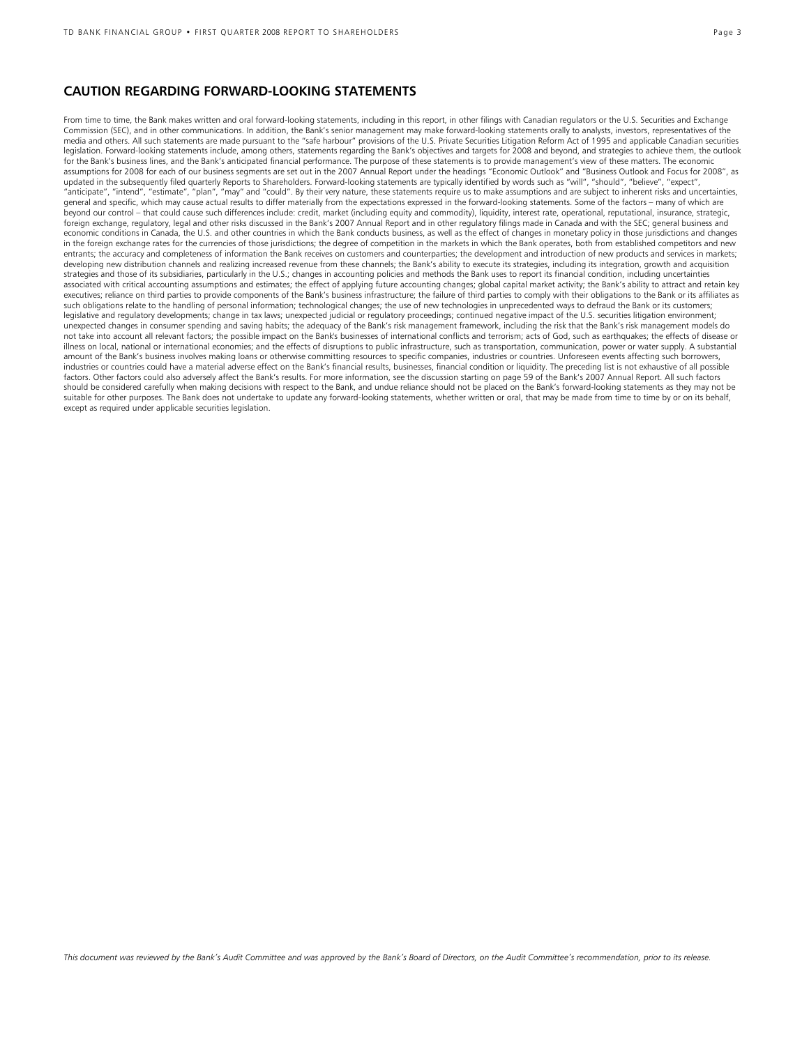## CAUTION REGARDING FORWARD-LOOKING STATEMENTS

From time to time, the Bank makes written and oral forward-looking statements, including in this report, in other filings with Canadian regulators or the U.S. Securities and Exchange Commission (SEC), and in other communications. In addition, the Bank's senior management may make forward-looking statements orally to analysts, investors, representatives of the media and others. All such statements are made pursuant to the "safe harbour" provisions of the U.S. Private Securities Litigation Reform Act of 1995 and applicable Canadian securities legislation. Forward-looking statements include, among others, statements regarding the Bank's objectives and targets for 2008 and beyond, and strategies to achieve them, the outlook for the Bank's business lines, and the Bank's anticipated financial performance. The purpose of these statements is to provide management's view of these matters. The economic assumptions for 2008 for each of our business segments are set out in the 2007 Annual Report under the headings "Economic Outlook" and "Business Outlook and Focus for 2008", as updated in the subsequently filed quarterly Reports to Shareholders. Forward-looking statements are typically identified by words such as "will", "should", "believe", "expect", "anticipate", "intend", "estimate", "plan", "may" and "could". By their very nature, these statements require us to make assumptions and are subject to inherent risks and uncertainties, general and specific, which may cause actual results to differ materially from the expectations expressed in the forward-looking statements. Some of the factors – many of which are beyond our control – that could cause such differences include: credit, market (including equity and commodity), liquidity, interest rate, operational, reputational, insurance, strategic, foreign exchange, regulatory, legal and other risks discussed in the Bank's 2007 Annual Report and in other regulatory filings made in Canada and with the SEC; general business and economic conditions in Canada, the U.S. and other countries in which the Bank conducts business, as well as the effect of changes in monetary policy in those jurisdictions and changes in the foreign exchange rates for the currencies of those jurisdictions; the degree of competition in the markets in which the Bank operates, both from established competitors and new entrants; the accuracy and completeness of information the Bank receives on customers and counterparties; the development and introduction of new products and services in markets; developing new distribution channels and realizing increased revenue from these channels; the Bank's ability to execute its strategies, including its integration, growth and acquisition strategies and those of its subsidiaries, particularly in the U.S.; changes in accounting policies and methods the Bank uses to report its financial condition, including uncertainties associated with critical accounting assumptions and estimates; the effect of applying future accounting changes; global capital market activity; the Bank's ability to attract and retain key executives; reliance on third parties to provide components of the Bank's business infrastructure; the failure of third parties to comply with their obligations to the Bank or its affiliates as such obligations relate to the handling of personal information; technological changes; the use of new technologies in unprecedented ways to defraud the Bank or its customers; legislative and regulatory developments; change in tax laws; unexpected judicial or regulatory proceedings; continued negative impact of the U.S. securities litigation environment; unexpected changes in consumer spending and saving habits; the adequacy of the Bank's risk management framework, including the risk that the Bank's risk management models do not take into account all relevant factors; the possible impact on the Bank's businesses of international conflicts and terrorism; acts of God, such as earthquakes; the effects of disease or illness on local, national or international economies; and the effects of disruptions to public infrastructure, such as transportation, communication, power or water supply. A substantial amount of the Bank's business involves making loans or otherwise committing resources to specific companies, industries or countries. Unforeseen events affecting such borrowers, industries or countries could have a material adverse effect on the Bank's financial results, businesses, financial condition or liquidity. The preceding list is not exhaustive of all possible factors. Other factors could also adversely affect the Bank's results. For more information, see the discussion starting on page 59 of the Bank's 2007 Annual Report. All such factors should be considered carefully when making decisions with respect to the Bank, and undue reliance should not be placed on the Bank's forward-looking statements as they may not be suitable for other purposes. The Bank does not undertake to update any forward-looking statements, whether written or oral, that may be made from time to time by or on its behalf, except as required under applicable securities legislation.

*This document was reviewed by the Bank's Audit Committee and was approved by the Bank's Board of Directors, on the Audit Committee's recommendation, prior to its release.*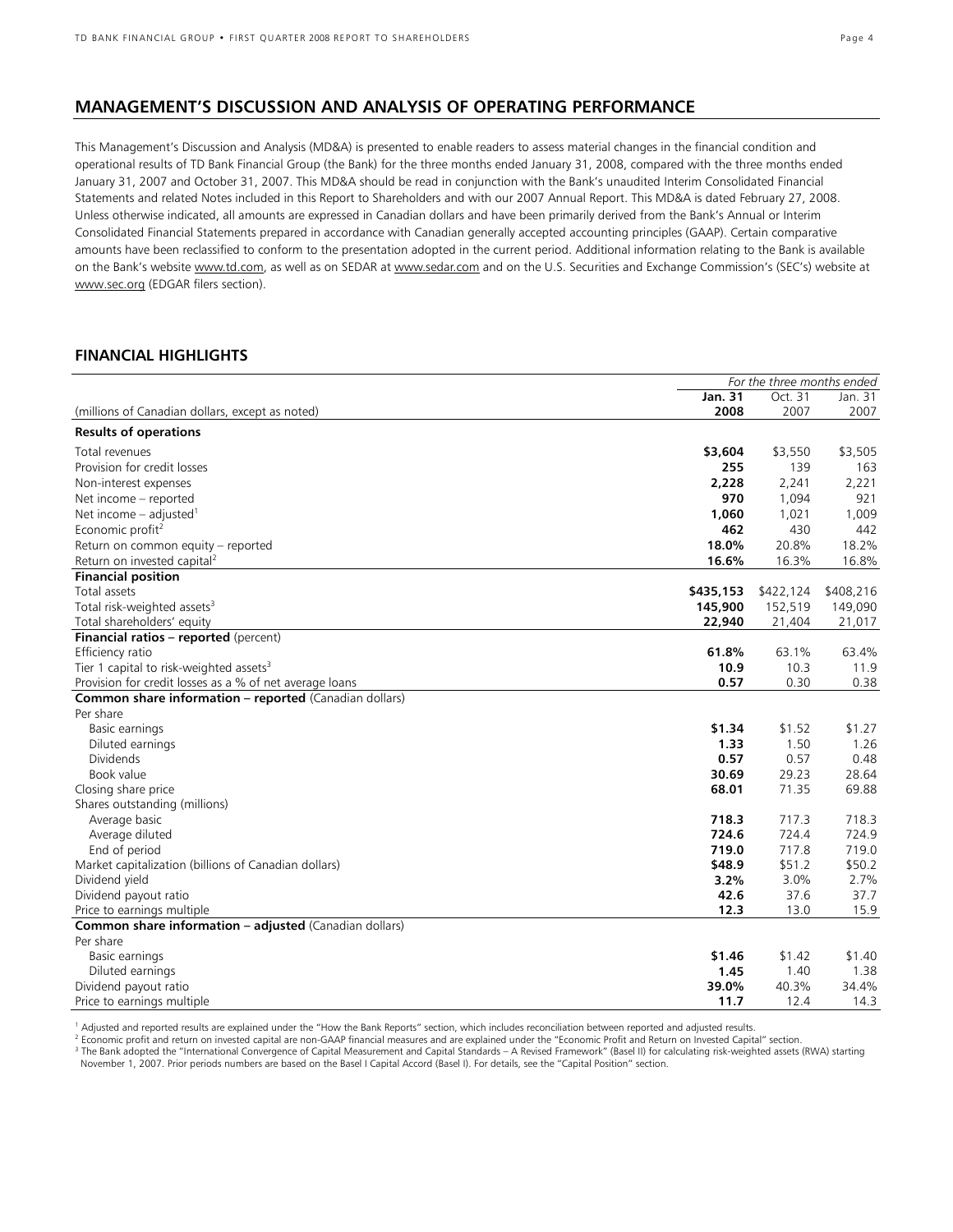## MANAGEMENT'S DISCUSSION AND ANALYSIS OF OPERATING PERFORMANCE

This Management's Discussion and Analysis (MD&A) is presented to enable readers to assess material changes in the financial condition and operational results of TD Bank Financial Group (the Bank) for the three months ended January 31, 2008, compared with the three months ended January 31, 2007 and October 31, 2007. This MD&A should be read in conjunction with the Bank's unaudited Interim Consolidated Financial Statements and related Notes included in this Report to Shareholders and with our 2007 Annual Report. This MD&A is dated February 27, 2008. Unless otherwise indicated, all amounts are expressed in Canadian dollars and have been primarily derived from the Bank's Annual or Interim Consolidated Financial Statements prepared in accordance with Canadian generally accepted accounting principles (GAAP). Certain comparative amounts have been reclassified to conform to the presentation adopted in the current period. Additional information relating to the Bank is available on the Bank's website www.td.com, as well as on SEDAR at www.sedar.com and on the U.S. Securities and Exchange Commission's (SEC's) website at www.sec.org (EDGAR filers section).

## FINANCIAL HIGHLIGHTS

| | *For the three months ended* | | |
|---|---|---|---|
| (millions of Canadian dollars, except as noted) | **Jan. 31 2008** | Oct. 31 2007 | Jan. 31 2007 |
| **Results of operations** | | | |
| Total revenues | **$3,604** | $3,550 | $3,505 |
| Provision for credit losses | **255** | 139 | 163 |
| Non-interest expenses | **2,228** | 2,241 | 2,221 |
| Net income – reported | **970** | 1,094 | 921 |
| Net income – adjusted[1] | **1,060** | 1,021 | 1,009 |
| Economic profit[2] | **462** | 430 | 442 |
| Return on common equity – reported | **18.0%** | 20.8% | 18.2% |
| Return on invested capital[2] | **16.6%** | 16.3% | 16.8% |
| **Financial position** | | | |
| Total assets | **$435,153** | $422,124 | $408,216 |
| Total risk-weighted assets[3] | **145,900** | 152,519 | 149,090 |
| Total shareholders' equity | **22,940** | 21,404 | 21,017 |
| **Financial ratios – reported** (percent) | | | |
| Efficiency ratio | **61.8%** | 63.1% | 63.4% |
| Tier 1 capital to risk-weighted assets[3] | **10.9** | 10.3 | 11.9 |
| Provision for credit losses as a % of net average loans | **0.57** | 0.30 | 0.38 |
| **Common share information – reported** (Canadian dollars) | | | |
| Per share | | | |
| Basic earnings | **$1.34** | $1.52 | $1.27 |
| Diluted earnings | **1.33** | 1.50 | 1.26 |
| Dividends | **0.57** | 0.57 | 0.48 |
| Book value | **30.69** | 29.23 | 28.64 |
| Closing share price | **68.01** | 71.35 | 69.88 |
| Shares outstanding (millions) | | | |
| Average basic | **718.3** | 717.3 | 718.3 |
| Average diluted | **724.6** | 724.4 | 724.9 |
| End of period | **719.0** | 717.8 | 719.0 |
| Market capitalization (billions of Canadian dollars) | **$48.9** | $51.2 | $50.2 |
| Dividend yield | **3.2%** | 3.0% | 2.7% |
| Dividend payout ratio | **42.6** | 37.6 | 37.7 |
| Price to earnings multiple | **12.3** | 13.0 | 15.9 |
| **Common share information – adjusted** (Canadian dollars) | | | |
| Per share | | | |
| Basic earnings | **$1.46** | $1.42 | $1.40 |
| Diluted earnings | **1.45** | 1.40 | 1.38 |
| Dividend payout ratio | **39.0%** | 40.3% | 34.4% |
| Price to earnings multiple | **11.7** | 12.4 | 14.3 |

[1] Adjusted and reported results are explained under the "How the Bank Reports" section, which includes reconciliation between reported and adjusted results.

[2] Economic profit and return on invested capital are non-GAAP financial measures and are explained under the "Economic Profit and Return on Invested Capital" section.

[3] The Bank adopted the "International Convergence of Capital Measurement and Capital Standards – A Revised Framework" (Basel II) for calculating risk-weighted assets (RWA) starting November 1, 2007. Prior periods numbers are based on the Basel I Capital Accord (Basel I). For details, see the "Capital Position" section.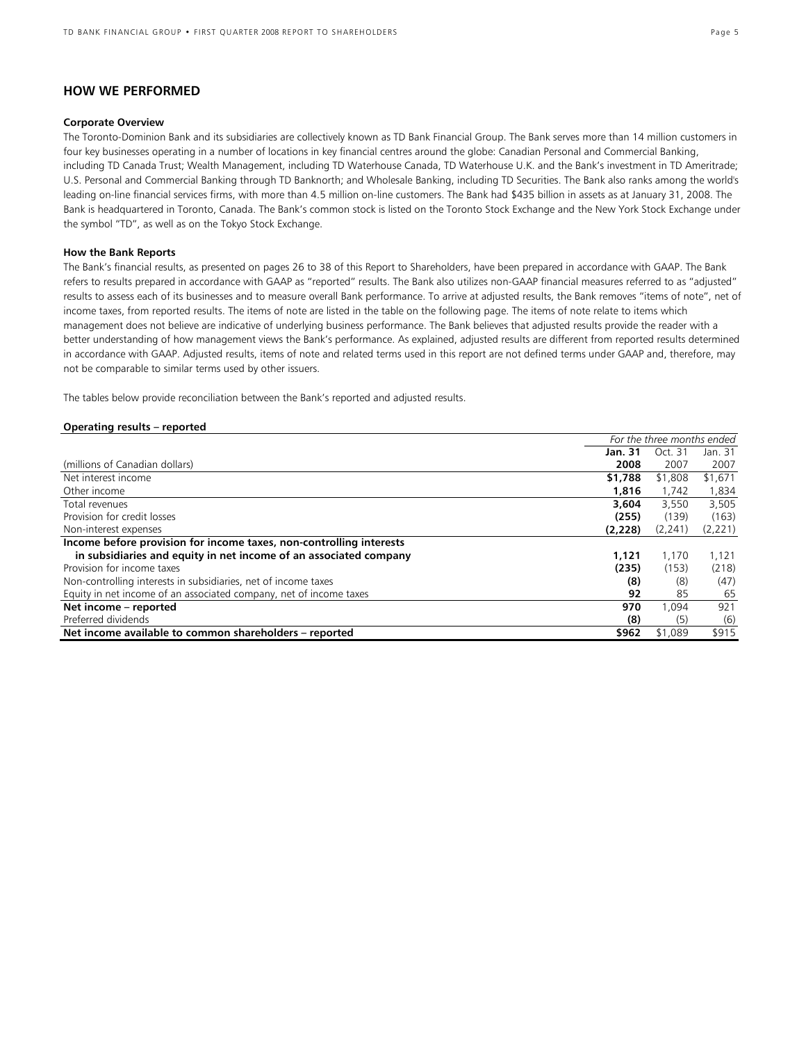## HOW WE PERFORMED

**Corporate Overview**

The Toronto-Dominion Bank and its subsidiaries are collectively known as TD Bank Financial Group. The Bank serves more than 14 million customers in four key businesses operating in a number of locations in key financial centres around the globe: Canadian Personal and Commercial Banking, including TD Canada Trust; Wealth Management, including TD Waterhouse Canada, TD Waterhouse U.K. and the Bank's investment in TD Ameritrade; U.S. Personal and Commercial Banking through TD Banknorth; and Wholesale Banking, including TD Securities. The Bank also ranks among the world's leading on-line financial services firms, with more than 4.5 million on-line customers. The Bank had $435 billion in assets as at January 31, 2008. The Bank is headquartered in Toronto, Canada. The Bank's common stock is listed on the Toronto Stock Exchange and the New York Stock Exchange under the symbol "TD", as well as on the Tokyo Stock Exchange.

**How the Bank Reports**

The Bank's financial results, as presented on pages 26 to 38 of this Report to Shareholders, have been prepared in accordance with GAAP. The Bank refers to results prepared in accordance with GAAP as "reported" results. The Bank also utilizes non-GAAP financial measures referred to as "adjusted" results to assess each of its businesses and to measure overall Bank performance. To arrive at adjusted results, the Bank removes "items of note", net of income taxes, from reported results. The items of note are listed in the table on the following page. The items of note relate to items which management does not believe are indicative of underlying business performance. The Bank believes that adjusted results provide the reader with a better understanding of how management views the Bank's performance. As explained, adjusted results are different from reported results determined in accordance with GAAP. Adjusted results, items of note and related terms used in this report are not defined terms under GAAP and, therefore, may not be comparable to similar terms used by other issuers.

The tables below provide reconciliation between the Bank's reported and adjusted results.

**Operating results – reported**

| | *For the three months ended* | | |
|---|---|---|---|
| (millions of Canadian dollars) | **Jan. 31 2008** | Oct. 31 2007 | Jan. 31 2007 |
| Net interest income | **$1,788** | $1,808 | $1,671 |
| Other income | **1,816** | 1,742 | 1,834 |
| Total revenues | **3,604** | 3,550 | 3,505 |
| Provision for credit losses | **(255)** | (139) | (163) |
| Non-interest expenses | **(2,228)** | (2,241) | (2,221) |
| **Income before provision for income taxes, non-controlling interests in subsidiaries and equity in net income of an associated company** | **1,121** | 1,170 | 1,121 |
| Provision for income taxes | **(235)** | (153) | (218) |
| Non-controlling interests in subsidiaries, net of income taxes | **(8)** | (8) | (47) |
| Equity in net income of an associated company, net of income taxes | **92** | 85 | 65 |
| **Net income – reported** | **970** | 1,094 | 921 |
| Preferred dividends | **(8)** | (5) | (6) |
| **Net income available to common shareholders – reported** | **$962** | $1,089 | $915 |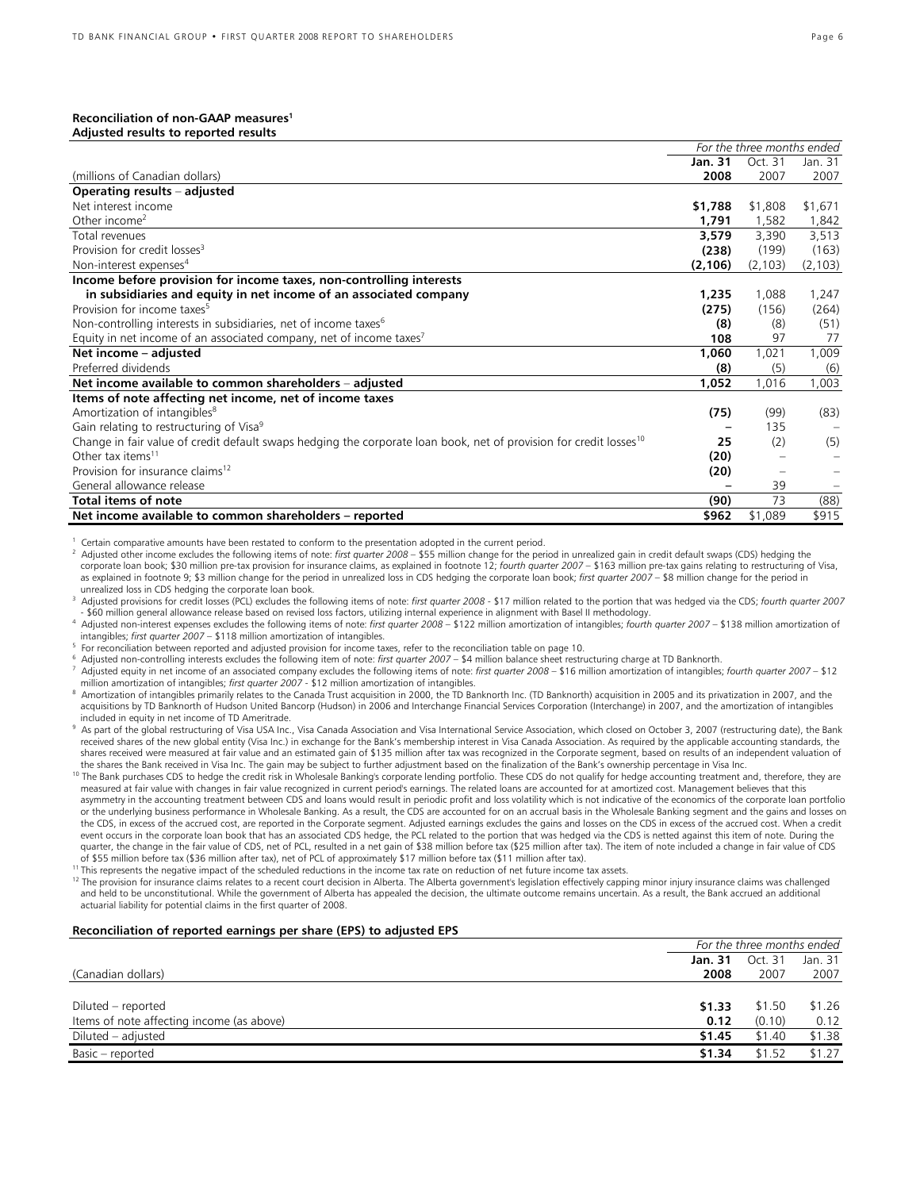**Reconciliation of non-GAAP measures[1]**
**Adjusted results to reported results**

| (millions of Canadian dollars) | For the three months ended **Jan. 31 2008** | Oct. 31 2007 | Jan. 31 2007 |
|---|---|---|---|
| **Operating results – adjusted** | | | |
| Net interest income | **$1,788** | $1,808 | $1,671 |
| Other income[2] | **1,791** | 1,582 | 1,842 |
| Total revenues | **3,579** | 3,390 | 3,513 |
| Provision for credit losses[3] | **(238)** | (199) | (163) |
| Non-interest expenses[4] | **(2,106)** | (2,103) | (2,103) |
| **Income before provision for income taxes, non-controlling interests in subsidiaries and equity in net income of an associated company** | **1,235** | 1,088 | 1,247 |
| Provision for income taxes[5] | **(275)** | (156) | (264) |
| Non-controlling interests in subsidiaries, net of income taxes[6] | **(8)** | (8) | (51) |
| Equity in net income of an associated company, net of income taxes[7] | **108** | 97 | 77 |
| **Net income – adjusted** | **1,060** | 1,021 | 1,009 |
| Preferred dividends | **(8)** | (5) | (6) |
| **Net income available to common shareholders – adjusted** | **1,052** | 1,016 | 1,003 |
| **Items of note affecting net income, net of income taxes** | | | |
| Amortization of intangibles[8] | **(75)** | (99) | (83) |
| Gain relating to restructuring of Visa[9] | **–** | 135 | – |
| Change in fair value of credit default swaps hedging the corporate loan book, net of provision for credit losses[10] | **25** | (2) | (5) |
| Other tax items[11] | **(20)** | – | – |
| Provision for insurance claims[12] | **(20)** | – | – |
| General allowance release | **–** | 39 | – |
| **Total items of note** | **(90)** | 73 | (88) |
| **Net income available to common shareholders – reported** | **$962** | $1,089 | $915 |

[1] Certain comparative amounts have been restated to conform to the presentation adopted in the current period.

[2] Adjusted other income excludes the following items of note: *first quarter 2008* – $55 million change for the period in unrealized gain in credit default swaps (CDS) hedging the corporate loan book; $30 million pre-tax provision for insurance claims, as explained in footnote 12; *fourth quarter 2007* – $163 million pre-tax gains relating to restructuring of Visa, as explained in footnote 9; $3 million change for the period in unrealized loss in CDS hedging the corporate loan book; *first quarter 2007* – $8 million change for the period in unrealized loss in CDS hedging the corporate loan book.

[3] Adjusted provisions for credit losses (PCL) excludes the following items of note: *first quarter 2008* - $17 million related to the portion that was hedged via the CDS; *fourth quarter 2007* - $60 million general allowance release based on revised loss factors, utilizing internal experience in alignment with Basel II methodology.

[4] Adjusted non-interest expenses excludes the following items of note: *first quarter 2008* – $122 million amortization of intangibles; *fourth quarter 2007* – $138 million amortization of intangibles; *first quarter 2007* – $118 million amortization of intangibles.

[5] For reconciliation between reported and adjusted provision for income taxes, refer to the reconciliation table on page 10.

[6] Adjusted non-controlling interests excludes the following item of note: *first quarter 2007* – $4 million balance sheet restructuring charge at TD Banknorth.

[7] Adjusted equity in net income of an associated company excludes the following items of note: *first quarter 2008* – $16 million amortization of intangibles; *fourth quarter 2007* – $12 million amortization of intangibles; *first quarter 2007* - $12 million amortization of intangibles.

[8] Amortization of intangibles primarily relates to the Canada Trust acquisition in 2000, the TD Banknorth Inc. (TD Banknorth) acquisition in 2005 and its privatization in 2007, and the acquisitions by TD Banknorth of Hudson United Bancorp (Hudson) in 2006 and Interchange Financial Services Corporation (Interchange) in 2007, and the amortization of intangibles included in equity in net income of TD Ameritrade.

[9] As part of the global restructuring of Visa USA Inc., Visa Canada Association and Visa International Service Association, which closed on October 3, 2007 (restructuring date), the Bank received shares of the new global entity (Visa Inc.) in exchange for the Bank's membership interest in Visa Canada Association. As required by the applicable accounting standards, the shares received were measured at fair value and an estimated gain of $135 million after tax was recognized in the Corporate segment, based on results of an independent valuation of the shares the Bank received in Visa Inc. The gain may be subject to further adjustment based on the finalization of the Bank's ownership percentage in Visa Inc.

[10] The Bank purchases CDS to hedge the credit risk in Wholesale Banking's corporate lending portfolio. These CDS do not qualify for hedge accounting treatment and, therefore, they are measured at fair value with changes in fair value recognized in current period's earnings. The related loans are accounted for at amortized cost. Management believes that this asymmetry in the accounting treatment between CDS and loans would result in periodic profit and loss volatility which is not indicative of the economics of the corporate loan portfolio or the underlying business performance in Wholesale Banking. As a result, the CDS are accounted for on an accrual basis in the Wholesale Banking segment and the gains and losses on the CDS, in excess of the accrued cost, are reported in the Corporate segment. Adjusted earnings excludes the gains and losses on the CDS in excess of the accrued cost. When a credit event occurs in the corporate loan book that has an associated CDS hedge, the PCL related to the portion that was hedged via the CDS is netted against this item of note. During the quarter, the change in the fair value of CDS, net of PCL, resulted in a net gain of $38 million before tax ($25 million after tax). The item of note included a change in fair value of CDS of $55 million before tax ($36 million after tax), net of PCL of approximately $17 million before tax ($11 million after tax).

[11] This represents the negative impact of the scheduled reductions in the income tax rate on reduction of net future income tax assets.

[12] The provision for insurance claims relates to a recent court decision in Alberta. The Alberta government's legislation effectively capping minor injury insurance claims was challenged and held to be unconstitutional. While the government of Alberta has appealed the decision, the ultimate outcome remains uncertain. As a result, the Bank accrued an additional actuarial liability for potential claims in the first quarter of 2008.

**Reconciliation of reported earnings per share (EPS) to adjusted EPS**

| (Canadian dollars) | For the three months ended **Jan. 31 2008** | Oct. 31 2007 | Jan. 31 2007 |
|---|---|---|---|
| Diluted – reported | **$1.33** | $1.50 | $1.26 |
| Items of note affecting income (as above) | **0.12** | (0.10) | 0.12 |
| Diluted – adjusted | **$1.45** | $1.40 | $1.38 |
| Basic – reported | **$1.34** | $1.52 | $1.27 |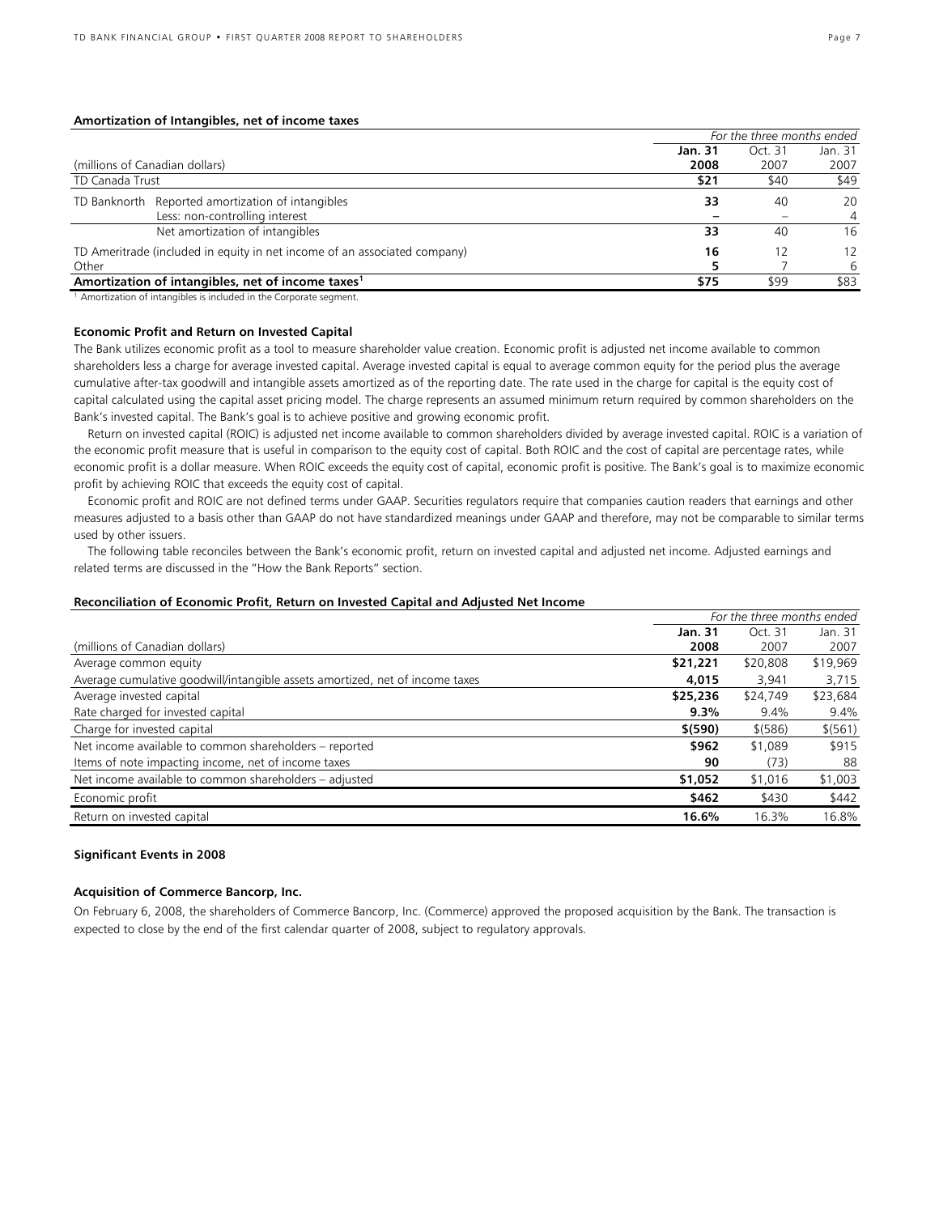**Amortization of Intangibles, net of income taxes**

| (millions of Canadian dollars) | | *For the three months ended* | | |
|---|---|---|---|---|
| | | **Jan. 31 2008** | Oct. 31 2007 | Jan. 31 2007 |
| TD Canada Trust | | **$21** | $40 | $49 |
| TD Banknorth | Reported amortization of intangibles | **33** | 40 | 20 |
| | Less: non-controlling interest | **–** | – | 4 |
| | Net amortization of intangibles | **33** | 40 | 16 |
| TD Ameritrade (included in equity in net income of an associated company) | | **16** | 12 | 12 |
| Other | | **5** | 7 | 6 |
| **Amortization of intangibles, net of income taxes**[1] | | **$75** | $99 | $83 |

[1] Amortization of intangibles is included in the Corporate segment.

**Economic Profit and Return on Invested Capital**

The Bank utilizes economic profit as a tool to measure shareholder value creation. Economic profit is adjusted net income available to common shareholders less a charge for average invested capital. Average invested capital is equal to average common equity for the period plus the average cumulative after-tax goodwill and intangible assets amortized as of the reporting date. The rate used in the charge for capital is the equity cost of capital calculated using the capital asset pricing model. The charge represents an assumed minimum return required by common shareholders on the Bank's invested capital. The Bank's goal is to achieve positive and growing economic profit.

Return on invested capital (ROIC) is adjusted net income available to common shareholders divided by average invested capital. ROIC is a variation of the economic profit measure that is useful in comparison to the equity cost of capital. Both ROIC and the cost of capital are percentage rates, while economic profit is a dollar measure. When ROIC exceeds the equity cost of capital, economic profit is positive. The Bank's goal is to maximize economic profit by achieving ROIC that exceeds the equity cost of capital.

Economic profit and ROIC are not defined terms under GAAP. Securities regulators require that companies caution readers that earnings and other measures adjusted to a basis other than GAAP do not have standardized meanings under GAAP and therefore, may not be comparable to similar terms used by other issuers.

The following table reconciles between the Bank's economic profit, return on invested capital and adjusted net income. Adjusted earnings and related terms are discussed in the "How the Bank Reports" section.

**Reconciliation of Economic Profit, Return on Invested Capital and Adjusted Net Income**

| (millions of Canadian dollars) | *For the three months ended* | | |
|---|---|---|---|
| | **Jan. 31 2008** | Oct. 31 2007 | Jan. 31 2007 |
| Average common equity | **$21,221** | $20,808 | $19,969 |
| Average cumulative goodwill/intangible assets amortized, net of income taxes | **4,015** | 3,941 | 3,715 |
| Average invested capital | **$25,236** | $24,749 | $23,684 |
| Rate charged for invested capital | **9.3%** | 9.4% | 9.4% |
| Charge for invested capital | **$(590)** | $(586) | $(561) |
| Net income available to common shareholders – reported | **$962** | $1,089 | $915 |
| Items of note impacting income, net of income taxes | **90** | (73) | 88 |
| Net income available to common shareholders – adjusted | **$1,052** | $1,016 | $1,003 |
| Economic profit | **$462** | $430 | $442 |
| Return on invested capital | **16.6%** | 16.3% | 16.8% |

**Significant Events in 2008**

**Acquisition of Commerce Bancorp, Inc.**

On February 6, 2008, the shareholders of Commerce Bancorp, Inc. (Commerce) approved the proposed acquisition by the Bank. The transaction is expected to close by the end of the first calendar quarter of 2008, subject to regulatory approvals.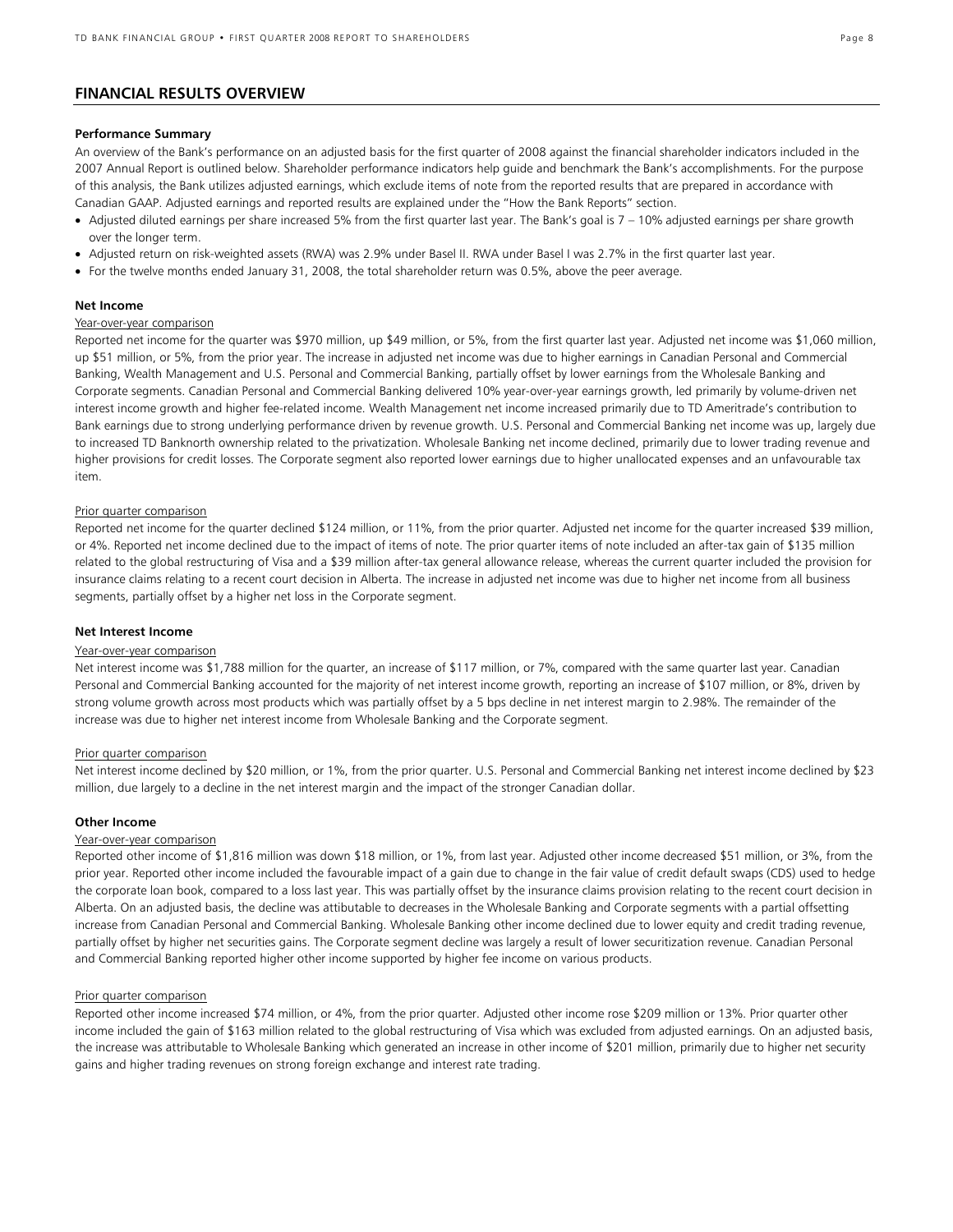## FINANCIAL RESULTS OVERVIEW

### Performance Summary

An overview of the Bank's performance on an adjusted basis for the first quarter of 2008 against the financial shareholder indicators included in the 2007 Annual Report is outlined below. Shareholder performance indicators help guide and benchmark the Bank's accomplishments. For the purpose of this analysis, the Bank utilizes adjusted earnings, which exclude items of note from the reported results that are prepared in accordance with Canadian GAAP. Adjusted earnings and reported results are explained under the "How the Bank Reports" section.

- Adjusted diluted earnings per share increased 5% from the first quarter last year. The Bank's goal is 7 – 10% adjusted earnings per share growth over the longer term.
- Adjusted return on risk-weighted assets (RWA) was 2.9% under Basel II. RWA under Basel I was 2.7% in the first quarter last year.
- For the twelve months ended January 31, 2008, the total shareholder return was 0.5%, above the peer average.

### Net Income

Year-over-year comparison

Reported net income for the quarter was $970 million, up $49 million, or 5%, from the first quarter last year. Adjusted net income was $1,060 million, up $51 million, or 5%, from the prior year. The increase in adjusted net income was due to higher earnings in Canadian Personal and Commercial Banking, Wealth Management and U.S. Personal and Commercial Banking, partially offset by lower earnings from the Wholesale Banking and Corporate segments. Canadian Personal and Commercial Banking delivered 10% year-over-year earnings growth, led primarily by volume-driven net interest income growth and higher fee-related income. Wealth Management net income increased primarily due to TD Ameritrade's contribution to Bank earnings due to strong underlying performance driven by revenue growth. U.S. Personal and Commercial Banking net income was up, largely due to increased TD Banknorth ownership related to the privatization. Wholesale Banking net income declined, primarily due to lower trading revenue and higher provisions for credit losses. The Corporate segment also reported lower earnings due to higher unallocated expenses and an unfavourable tax item.

Prior quarter comparison

Reported net income for the quarter declined $124 million, or 11%, from the prior quarter. Adjusted net income for the quarter increased $39 million, or 4%. Reported net income declined due to the impact of items of note. The prior quarter items of note included an after-tax gain of $135 million related to the global restructuring of Visa and a $39 million after-tax general allowance release, whereas the current quarter included the provision for insurance claims relating to a recent court decision in Alberta. The increase in adjusted net income was due to higher net income from all business segments, partially offset by a higher net loss in the Corporate segment.

### Net Interest Income

Year-over-year comparison

Net interest income was $1,788 million for the quarter, an increase of $117 million, or 7%, compared with the same quarter last year. Canadian Personal and Commercial Banking accounted for the majority of net interest income growth, reporting an increase of $107 million, or 8%, driven by strong volume growth across most products which was partially offset by a 5 bps decline in net interest margin to 2.98%. The remainder of the increase was due to higher net interest income from Wholesale Banking and the Corporate segment.

Prior quarter comparison

Net interest income declined by $20 million, or 1%, from the prior quarter. U.S. Personal and Commercial Banking net interest income declined by $23 million, due largely to a decline in the net interest margin and the impact of the stronger Canadian dollar.

### Other Income

Year-over-year comparison

Reported other income of $1,816 million was down $18 million, or 1%, from last year. Adjusted other income decreased $51 million, or 3%, from the prior year. Reported other income included the favourable impact of a gain due to change in the fair value of credit default swaps (CDS) used to hedge the corporate loan book, compared to a loss last year. This was partially offset by the insurance claims provision relating to the recent court decision in Alberta. On an adjusted basis, the decline was attibutable to decreases in the Wholesale Banking and Corporate segments with a partial offsetting increase from Canadian Personal and Commercial Banking. Wholesale Banking other income declined due to lower equity and credit trading revenue, partially offset by higher net securities gains. The Corporate segment decline was largely a result of lower securitization revenue. Canadian Personal and Commercial Banking reported higher other income supported by higher fee income on various products.

Prior quarter comparison

Reported other income increased $74 million, or 4%, from the prior quarter. Adjusted other income rose $209 million or 13%. Prior quarter other income included the gain of $163 million related to the global restructuring of Visa which was excluded from adjusted earnings. On an adjusted basis, the increase was attributable to Wholesale Banking which generated an increase in other income of $201 million, primarily due to higher net security gains and higher trading revenues on strong foreign exchange and interest rate trading.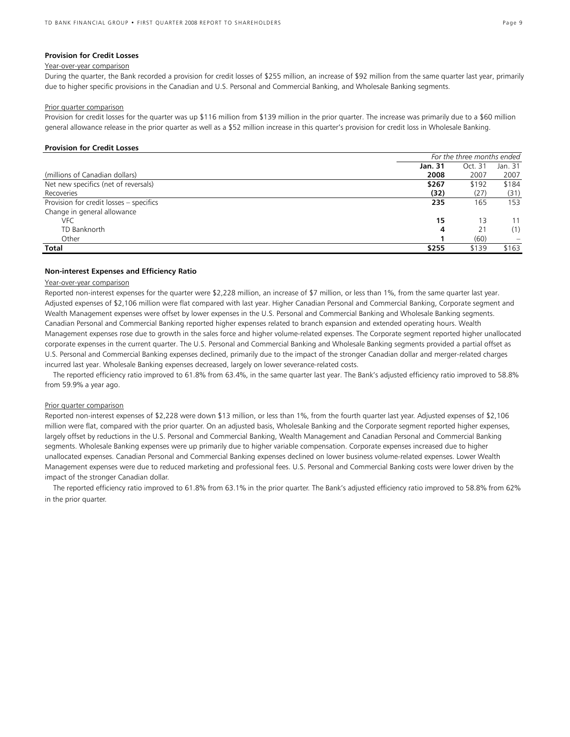### Provision for Credit Losses

Year-over-year comparison

During the quarter, the Bank recorded a provision for credit losses of $255 million, an increase of $92 million from the same quarter last year, primarily due to higher specific provisions in the Canadian and U.S. Personal and Commercial Banking, and Wholesale Banking segments.

Prior quarter comparison

Provision for credit losses for the quarter was up $116 million from $139 million in the prior quarter. The increase was primarily due to a $60 million general allowance release in the prior quarter as well as a $52 million increase in this quarter's provision for credit loss in Wholesale Banking.

**Provision for Credit Losses**

| | *For the three months ended* | | |
|---|---|---|---|
| (millions of Canadian dollars) | **Jan. 31 2008** | Oct. 31 2007 | Jan. 31 2007 |
| Net new specifics (net of reversals) | **$267** | $192 | $184 |
| Recoveries | **(32)** | (27) | (31) |
| Provision for credit losses – specifics | **235** | 165 | 153 |
| Change in general allowance | | | |
| VFC | **15** | 13 | 11 |
| TD Banknorth | **4** | 21 | (1) |
| Other | **1** | (60) | – |
| **Total** | **$255** | $139 | $163 |

### Non-interest Expenses and Efficiency Ratio

Year-over-year comparison

Reported non-interest expenses for the quarter were $2,228 million, an increase of $7 million, or less than 1%, from the same quarter last year. Adjusted expenses of $2,106 million were flat compared with last year. Higher Canadian Personal and Commercial Banking, Corporate segment and Wealth Management expenses were offset by lower expenses in the U.S. Personal and Commercial Banking and Wholesale Banking segments. Canadian Personal and Commercial Banking reported higher expenses related to branch expansion and extended operating hours. Wealth Management expenses rose due to growth in the sales force and higher volume-related expenses. The Corporate segment reported higher unallocated corporate expenses in the current quarter. The U.S. Personal and Commercial Banking and Wholesale Banking segments provided a partial offset as U.S. Personal and Commercial Banking expenses declined, primarily due to the impact of the stronger Canadian dollar and merger-related charges incurred last year. Wholesale Banking expenses decreased, largely on lower severance-related costs.

The reported efficiency ratio improved to 61.8% from 63.4%, in the same quarter last year. The Bank's adjusted efficiency ratio improved to 58.8% from 59.9% a year ago.

Prior quarter comparison

Reported non-interest expenses of $2,228 were down $13 million, or less than 1%, from the fourth quarter last year. Adjusted expenses of $2,106 million were flat, compared with the prior quarter. On an adjusted basis, Wholesale Banking and the Corporate segment reported higher expenses, largely offset by reductions in the U.S. Personal and Commercial Banking, Wealth Management and Canadian Personal and Commercial Banking segments. Wholesale Banking expenses were up primarily due to higher variable compensation. Corporate expenses increased due to higher unallocated expenses. Canadian Personal and Commercial Banking expenses declined on lower business volume-related expenses. Lower Wealth Management expenses were due to reduced marketing and professional fees. U.S. Personal and Commercial Banking costs were lower driven by the impact of the stronger Canadian dollar.

The reported efficiency ratio improved to 61.8% from 63.1% in the prior quarter. The Bank's adjusted efficiency ratio improved to 58.8% from 62% in the prior quarter.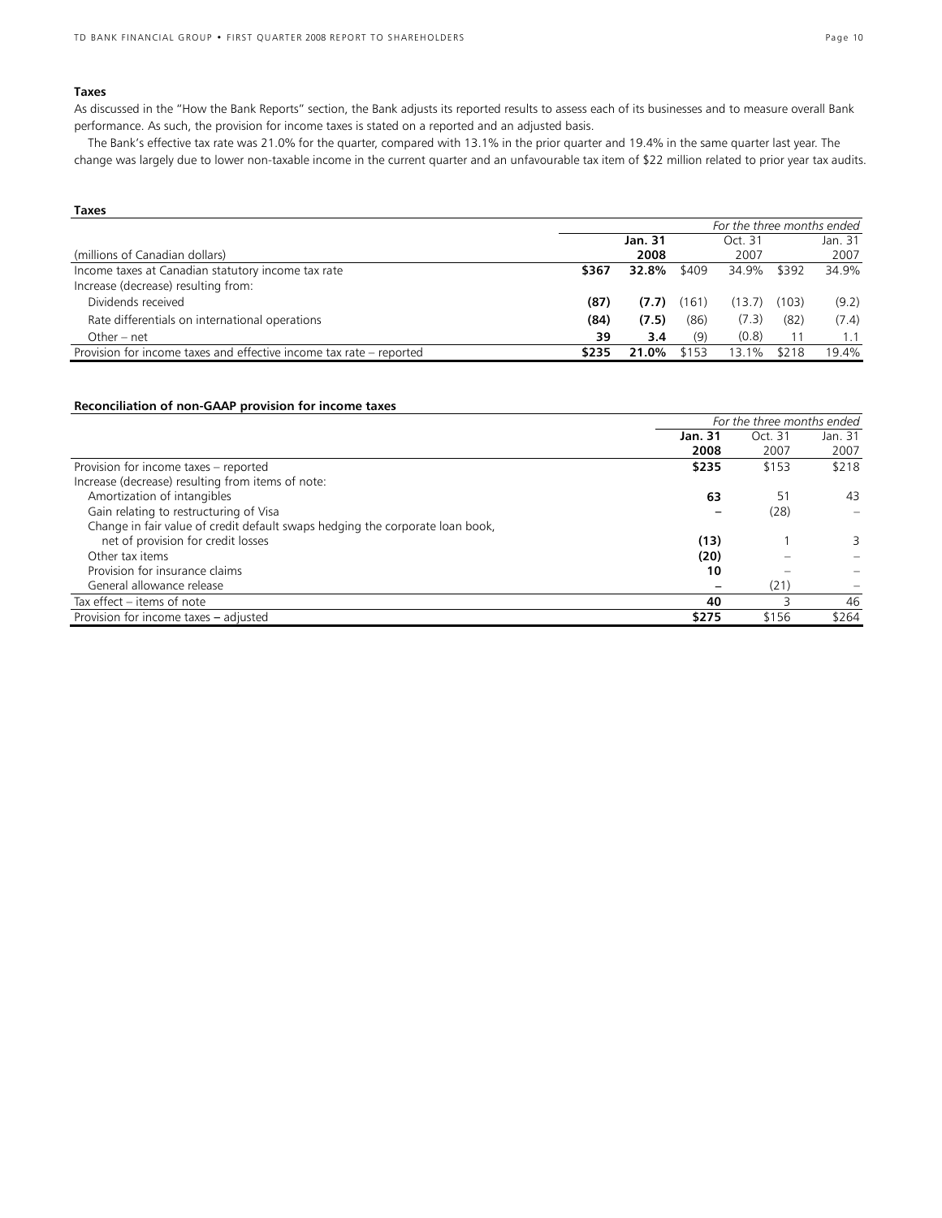### Taxes

As discussed in the "How the Bank Reports" section, the Bank adjusts its reported results to assess each of its businesses and to measure overall Bank performance. As such, the provision for income taxes is stated on a reported and an adjusted basis.

The Bank's effective tax rate was 21.0% for the quarter, compared with 13.1% in the prior quarter and 19.4% in the same quarter last year. The change was largely due to lower non-taxable income in the current quarter and an unfavourable tax item of $22 million related to prior year tax audits.

**Taxes**

| | *For the three months ended* | | | | | |
|---|---|---|---|---|---|---|
| | **Jan. 31** | | Oct. 31 | | Jan. 31 | |
| (millions of Canadian dollars) | **2008** | | 2007 | | 2007 | |
| Income taxes at Canadian statutory income tax rate | **$367** | **32.8%** | $409 | 34.9% | $392 | 34.9% |
| Increase (decrease) resulting from: | | | | | | |
| Dividends received | **(87)** | **(7.7)** | (161) | (13.7) | (103) | (9.2) |
| Rate differentials on international operations | **(84)** | **(7.5)** | (86) | (7.3) | (82) | (7.4) |
| Other – net | **39** | **3.4** | (9) | (0.8) | 11 | 1.1 |
| Provision for income taxes and effective income tax rate – reported | **$235** | **21.0%** | $153 | 13.1% | $218 | 19.4% |

**Reconciliation of non-GAAP provision for income taxes**

| | *For the three months ended* | | |
|---|---|---|---|
| | **Jan. 31 2008** | Oct. 31 2007 | Jan. 31 2007 |
| Provision for income taxes – reported | **$235** | $153 | $218 |
| Increase (decrease) resulting from items of note: | | | |
| Amortization of intangibles | **63** | 51 | 43 |
| Gain relating to restructuring of Visa | **–** | (28) | – |
| Change in fair value of credit default swaps hedging the corporate loan book, net of provision for credit losses | **(13)** | 1 | 3 |
| Other tax items | **(20)** | – | – |
| Provision for insurance claims | **10** | – | – |
| General allowance release | **–** | (21) | – |
| Tax effect – items of note | **40** | 3 | 46 |
| Provision for income taxes – adjusted | **$275** | $156 | $264 |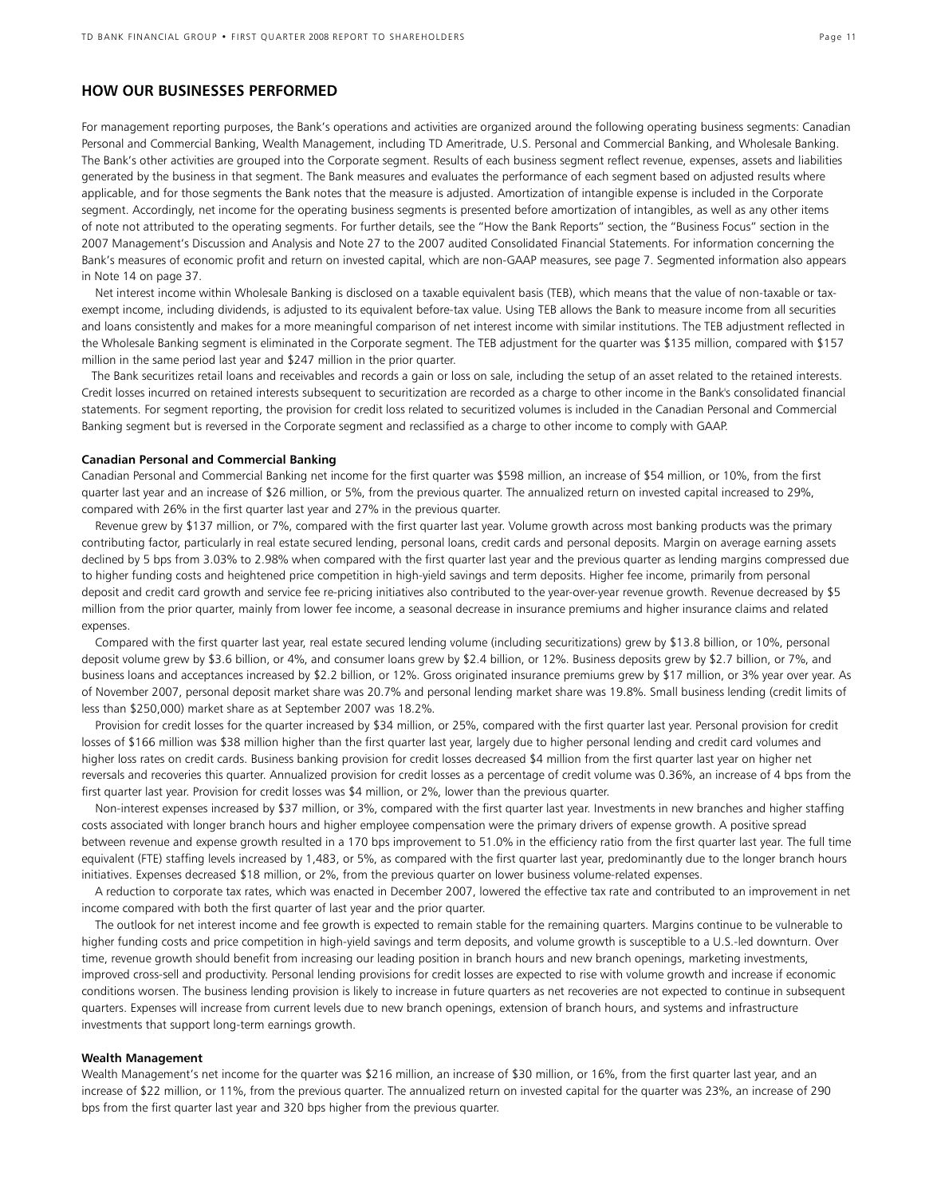## HOW OUR BUSINESSES PERFORMED

For management reporting purposes, the Bank's operations and activities are organized around the following operating business segments: Canadian Personal and Commercial Banking, Wealth Management, including TD Ameritrade, U.S. Personal and Commercial Banking, and Wholesale Banking. The Bank's other activities are grouped into the Corporate segment. Results of each business segment reflect revenue, expenses, assets and liabilities generated by the business in that segment. The Bank measures and evaluates the performance of each segment based on adjusted results where applicable, and for those segments the Bank notes that the measure is adjusted. Amortization of intangible expense is included in the Corporate segment. Accordingly, net income for the operating business segments is presented before amortization of intangibles, as well as any other items of note not attributed to the operating segments. For further details, see the "How the Bank Reports" section, the "Business Focus" section in the 2007 Management's Discussion and Analysis and Note 27 to the 2007 audited Consolidated Financial Statements. For information concerning the Bank's measures of economic profit and return on invested capital, which are non-GAAP measures, see page 7. Segmented information also appears in Note 14 on page 37.

Net interest income within Wholesale Banking is disclosed on a taxable equivalent basis (TEB), which means that the value of non-taxable or tax-exempt income, including dividends, is adjusted to its equivalent before-tax value. Using TEB allows the Bank to measure income from all securities and loans consistently and makes for a more meaningful comparison of net interest income with similar institutions. The TEB adjustment reflected in the Wholesale Banking segment is eliminated in the Corporate segment. The TEB adjustment for the quarter was $135 million, compared with $157 million in the same period last year and $247 million in the prior quarter.

The Bank securitizes retail loans and receivables and records a gain or loss on sale, including the setup of an asset related to the retained interests. Credit losses incurred on retained interests subsequent to securitization are recorded as a charge to other income in the Bank's consolidated financial statements. For segment reporting, the provision for credit loss related to securitized volumes is included in the Canadian Personal and Commercial Banking segment but is reversed in the Corporate segment and reclassified as a charge to other income to comply with GAAP.

### Canadian Personal and Commercial Banking

Canadian Personal and Commercial Banking net income for the first quarter was $598 million, an increase of $54 million, or 10%, from the first quarter last year and an increase of $26 million, or 5%, from the previous quarter. The annualized return on invested capital increased to 29%, compared with 26% in the first quarter last year and 27% in the previous quarter.

Revenue grew by $137 million, or 7%, compared with the first quarter last year. Volume growth across most banking products was the primary contributing factor, particularly in real estate secured lending, personal loans, credit cards and personal deposits. Margin on average earning assets declined by 5 bps from 3.03% to 2.98% when compared with the first quarter last year and the previous quarter as lending margins compressed due to higher funding costs and heightened price competition in high-yield savings and term deposits. Higher fee income, primarily from personal deposit and credit card growth and service fee re-pricing initiatives also contributed to the year-over-year revenue growth. Revenue decreased by $5 million from the prior quarter, mainly from lower fee income, a seasonal decrease in insurance premiums and higher insurance claims and related expenses.

Compared with the first quarter last year, real estate secured lending volume (including securitizations) grew by $13.8 billion, or 10%, personal deposit volume grew by $3.6 billion, or 4%, and consumer loans grew by $2.4 billion, or 12%. Business deposits grew by $2.7 billion, or 7%, and business loans and acceptances increased by $2.2 billion, or 12%. Gross originated insurance premiums grew by $17 million, or 3% year over year. As of November 2007, personal deposit market share was 20.7% and personal lending market share was 19.8%. Small business lending (credit limits of less than $250,000) market share as at September 2007 was 18.2%.

Provision for credit losses for the quarter increased by $34 million, or 25%, compared with the first quarter last year. Personal provision for credit losses of $166 million was $38 million higher than the first quarter last year, largely due to higher personal lending and credit card volumes and higher loss rates on credit cards. Business banking provision for credit losses decreased $4 million from the first quarter last year on higher net reversals and recoveries this quarter. Annualized provision for credit losses as a percentage of credit volume was 0.36%, an increase of 4 bps from the first quarter last year. Provision for credit losses was $4 million, or 2%, lower than the previous quarter.

Non-interest expenses increased by $37 million, or 3%, compared with the first quarter last year. Investments in new branches and higher staffing costs associated with longer branch hours and higher employee compensation were the primary drivers of expense growth. A positive spread between revenue and expense growth resulted in a 170 bps improvement to 51.0% in the efficiency ratio from the first quarter last year. The full time equivalent (FTE) staffing levels increased by 1,483, or 5%, as compared with the first quarter last year, predominantly due to the longer branch hours initiatives. Expenses decreased $18 million, or 2%, from the previous quarter on lower business volume-related expenses.

A reduction to corporate tax rates, which was enacted in December 2007, lowered the effective tax rate and contributed to an improvement in net income compared with both the first quarter of last year and the prior quarter.

The outlook for net interest income and fee growth is expected to remain stable for the remaining quarters. Margins continue to be vulnerable to higher funding costs and price competition in high-yield savings and term deposits, and volume growth is susceptible to a U.S.-led downturn. Over time, revenue growth should benefit from increasing our leading position in branch hours and new branch openings, marketing investments, improved cross-sell and productivity. Personal lending provisions for credit losses are expected to rise with volume growth and increase if economic conditions worsen. The business lending provision is likely to increase in future quarters as net recoveries are not expected to continue in subsequent quarters. Expenses will increase from current levels due to new branch openings, extension of branch hours, and systems and infrastructure investments that support long-term earnings growth.

### Wealth Management

Wealth Management's net income for the quarter was $216 million, an increase of $30 million, or 16%, from the first quarter last year, and an increase of $22 million, or 11%, from the previous quarter. The annualized return on invested capital for the quarter was 23%, an increase of 290 bps from the first quarter last year and 320 bps higher from the previous quarter.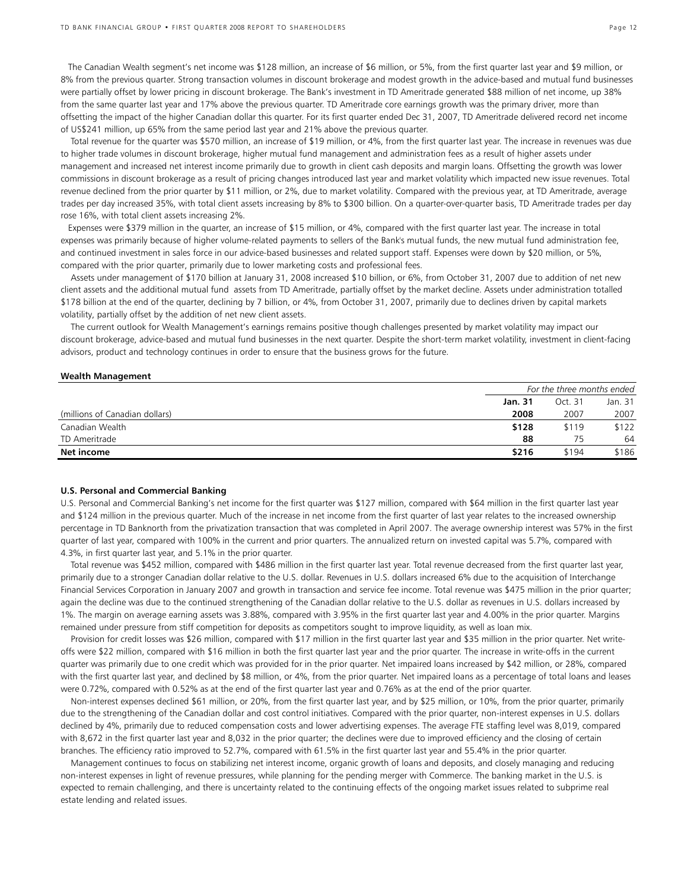The Canadian Wealth segment's net income was $128 million, an increase of $6 million, or 5%, from the first quarter last year and $9 million, or 8% from the previous quarter. Strong transaction volumes in discount brokerage and modest growth in the advice-based and mutual fund businesses were partially offset by lower pricing in discount brokerage. The Bank's investment in TD Ameritrade generated $88 million of net income, up 38% from the same quarter last year and 17% above the previous quarter. TD Ameritrade core earnings growth was the primary driver, more than offsetting the impact of the higher Canadian dollar this quarter. For its first quarter ended Dec 31, 2007, TD Ameritrade delivered record net income of US$241 million, up 65% from the same period last year and 21% above the previous quarter.

Total revenue for the quarter was $570 million, an increase of $19 million, or 4%, from the first quarter last year. The increase in revenues was due to higher trade volumes in discount brokerage, higher mutual fund management and administration fees as a result of higher assets under management and increased net interest income primarily due to growth in client cash deposits and margin loans. Offsetting the growth was lower commissions in discount brokerage as a result of pricing changes introduced last year and market volatility which impacted new issue revenues. Total revenue declined from the prior quarter by $11 million, or 2%, due to market volatility. Compared with the previous year, at TD Ameritrade, average trades per day increased 35%, with total client assets increasing by 8% to $300 billion. On a quarter-over-quarter basis, TD Ameritrade trades per day rose 16%, with total client assets increasing 2%.

Expenses were $379 million in the quarter, an increase of $15 million, or 4%, compared with the first quarter last year. The increase in total expenses was primarily because of higher volume-related payments to sellers of the Bank's mutual funds, the new mutual fund administration fee, and continued investment in sales force in our advice-based businesses and related support staff. Expenses were down by $20 million, or 5%, compared with the prior quarter, primarily due to lower marketing costs and professional fees.

Assets under management of $170 billion at January 31, 2008 increased $10 billion, or 6%, from October 31, 2007 due to addition of net new client assets and the additional mutual fund assets from TD Ameritrade, partially offset by the market decline. Assets under administration totalled $178 billion at the end of the quarter, declining by 7 billion, or 4%, from October 31, 2007, primarily due to declines driven by capital markets volatility, partially offset by the addition of net new client assets.

The current outlook for Wealth Management's earnings remains positive though challenges presented by market volatility may impact our discount brokerage, advice-based and mutual fund businesses in the next quarter. Despite the short-term market volatility, investment in client-facing advisors, product and technology continues in order to ensure that the business grows for the future.

**Wealth Management**

| | *For the three months ended* | | |
|---|---|---|---|
| | **Jan. 31** | Oct. 31 | Jan. 31 |
| (millions of Canadian dollars) | **2008** | 2007 | 2007 |
| Canadian Wealth | **$128** | $119 | $122 |
| TD Ameritrade | **88** | 75 | 64 |
| **Net income** | **$216** | $194 | $186 |

**U.S. Personal and Commercial Banking**

U.S. Personal and Commercial Banking's net income for the first quarter was $127 million, compared with $64 million in the first quarter last year and $124 million in the previous quarter. Much of the increase in net income from the first quarter of last year relates to the increased ownership percentage in TD Banknorth from the privatization transaction that was completed in April 2007. The average ownership interest was 57% in the first quarter of last year, compared with 100% in the current and prior quarters. The annualized return on invested capital was 5.7%, compared with 4.3%, in first quarter last year, and 5.1% in the prior quarter.

Total revenue was $452 million, compared with $486 million in the first quarter last year. Total revenue decreased from the first quarter last year, primarily due to a stronger Canadian dollar relative to the U.S. dollar. Revenues in U.S. dollars increased 6% due to the acquisition of Interchange Financial Services Corporation in January 2007 and growth in transaction and service fee income. Total revenue was $475 million in the prior quarter; again the decline was due to the continued strengthening of the Canadian dollar relative to the U.S. dollar as revenues in U.S. dollars increased by 1%. The margin on average earning assets was 3.88%, compared with 3.95% in the first quarter last year and 4.00% in the prior quarter. Margins remained under pressure from stiff competition for deposits as competitors sought to improve liquidity, as well as loan mix.

Provision for credit losses was $26 million, compared with $17 million in the first quarter last year and $35 million in the prior quarter. Net write-offs were $22 million, compared with $16 million in both the first quarter last year and the prior quarter. The increase in write-offs in the current quarter was primarily due to one credit which was provided for in the prior quarter. Net impaired loans increased by $42 million, or 28%, compared with the first quarter last year, and declined by $8 million, or 4%, from the prior quarter. Net impaired loans as a percentage of total loans and leases were 0.72%, compared with 0.52% as at the end of the first quarter last year and 0.76% as at the end of the prior quarter.

Non-interest expenses declined $61 million, or 20%, from the first quarter last year, and by $25 million, or 10%, from the prior quarter, primarily due to the strengthening of the Canadian dollar and cost control initiatives. Compared with the prior quarter, non-interest expenses in U.S. dollars declined by 4%, primarily due to reduced compensation costs and lower advertising expenses. The average FTE staffing level was 8,019, compared with 8,672 in the first quarter last year and 8,032 in the prior quarter; the declines were due to improved efficiency and the closing of certain branches. The efficiency ratio improved to 52.7%, compared with 61.5% in the first quarter last year and 55.4% in the prior quarter.

Management continues to focus on stabilizing net interest income, organic growth of loans and deposits, and closely managing and reducing non-interest expenses in light of revenue pressures, while planning for the pending merger with Commerce. The banking market in the U.S. is expected to remain challenging, and there is uncertainty related to the continuing effects of the ongoing market issues related to subprime real estate lending and related issues.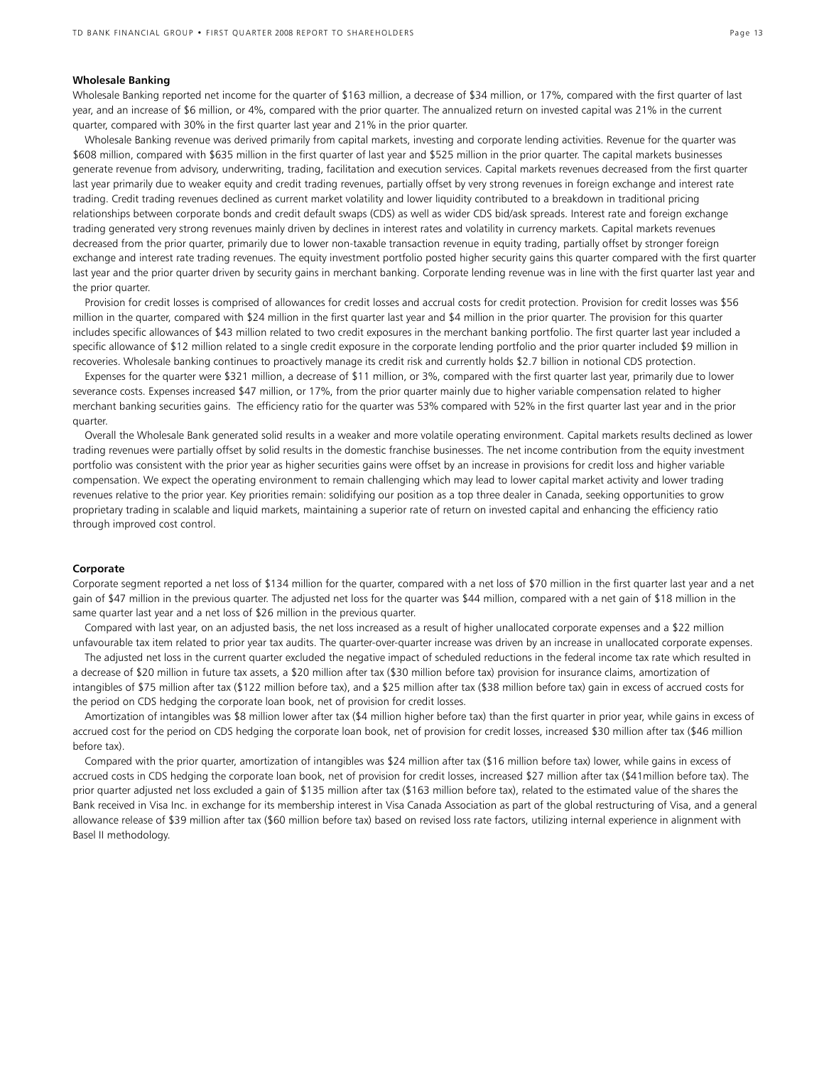## Wholesale Banking

Wholesale Banking reported net income for the quarter of $163 million, a decrease of $34 million, or 17%, compared with the first quarter of last year, and an increase of $6 million, or 4%, compared with the prior quarter. The annualized return on invested capital was 21% in the current quarter, compared with 30% in the first quarter last year and 21% in the prior quarter.

Wholesale Banking revenue was derived primarily from capital markets, investing and corporate lending activities. Revenue for the quarter was $608 million, compared with $635 million in the first quarter of last year and $525 million in the prior quarter. The capital markets businesses generate revenue from advisory, underwriting, trading, facilitation and execution services. Capital markets revenues decreased from the first quarter last year primarily due to weaker equity and credit trading revenues, partially offset by very strong revenues in foreign exchange and interest rate trading. Credit trading revenues declined as current market volatility and lower liquidity contributed to a breakdown in traditional pricing relationships between corporate bonds and credit default swaps (CDS) as well as wider CDS bid/ask spreads. Interest rate and foreign exchange trading generated very strong revenues mainly driven by declines in interest rates and volatility in currency markets. Capital markets revenues decreased from the prior quarter, primarily due to lower non-taxable transaction revenue in equity trading, partially offset by stronger foreign exchange and interest rate trading revenues. The equity investment portfolio posted higher security gains this quarter compared with the first quarter last year and the prior quarter driven by security gains in merchant banking. Corporate lending revenue was in line with the first quarter last year and the prior quarter.

Provision for credit losses is comprised of allowances for credit losses and accrual costs for credit protection. Provision for credit losses was $56 million in the quarter, compared with $24 million in the first quarter last year and $4 million in the prior quarter. The provision for this quarter includes specific allowances of $43 million related to two credit exposures in the merchant banking portfolio. The first quarter last year included a specific allowance of $12 million related to a single credit exposure in the corporate lending portfolio and the prior quarter included $9 million in recoveries. Wholesale banking continues to proactively manage its credit risk and currently holds $2.7 billion in notional CDS protection.

Expenses for the quarter were $321 million, a decrease of $11 million, or 3%, compared with the first quarter last year, primarily due to lower severance costs. Expenses increased $47 million, or 17%, from the prior quarter mainly due to higher variable compensation related to higher merchant banking securities gains. The efficiency ratio for the quarter was 53% compared with 52% in the first quarter last year and in the prior quarter.

Overall the Wholesale Bank generated solid results in a weaker and more volatile operating environment. Capital markets results declined as lower trading revenues were partially offset by solid results in the domestic franchise businesses. The net income contribution from the equity investment portfolio was consistent with the prior year as higher securities gains were offset by an increase in provisions for credit losses and higher variable compensation. We expect the operating environment to remain challenging which may lead to lower capital market activity and lower trading revenues relative to the prior year. Key priorities remain: solidifying our position as a top three dealer in Canada, seeking opportunities to grow proprietary trading in scalable and liquid markets, maintaining a superior rate of return on invested capital and enhancing the efficiency ratio through improved cost control.

## Corporate

Corporate segment reported a net loss of $134 million for the quarter, compared with a net loss of $70 million in the first quarter last year and a net gain of $47 million in the previous quarter. The adjusted net loss for the quarter was $44 million, compared with a net gain of $18 million in the same quarter last year and a net loss of $26 million in the previous quarter.

Compared with last year, on an adjusted basis, the net loss increased as a result of higher unallocated corporate expenses and a $22 million unfavourable tax item related to prior year tax audits. The quarter-over-quarter increase was driven by an increase in unallocated corporate expenses.

The adjusted net loss in the current quarter excluded the negative impact of scheduled reductions in the federal income tax rate which resulted in a decrease of $20 million in future tax assets, a $20 million after tax ($30 million before tax) provision for insurance claims, amortization of intangibles of $75 million after tax ($122 million before tax), and a $25 million after tax ($38 million before tax) gain in excess of accrued costs for the period on CDS hedging the corporate loan book, net of provision for credit losses.

Amortization of intangibles was $8 million lower after tax ($4 million higher before tax) than the first quarter in prior year, while gains in excess of accrued cost for the period on CDS hedging the corporate loan book, net of provision for credit losses, increased $30 million after tax ($46 million before tax).

Compared with the prior quarter, amortization of intangibles was $24 million after tax ($16 million before tax) lower, while gains in excess of accrued costs in CDS hedging the corporate loan book, net of provision for credit losses, increased $27 million after tax ($41million before tax). The prior quarter adjusted net loss excluded a gain of $135 million after tax ($163 million before tax), related to the estimated value of the shares the Bank received in Visa Inc. in exchange for its membership interest in Visa Canada Association as part of the global restructuring of Visa, and a general allowance release of $39 million after tax ($60 million before tax) based on revised loss rate factors, utilizing internal experience in alignment with Basel II methodology.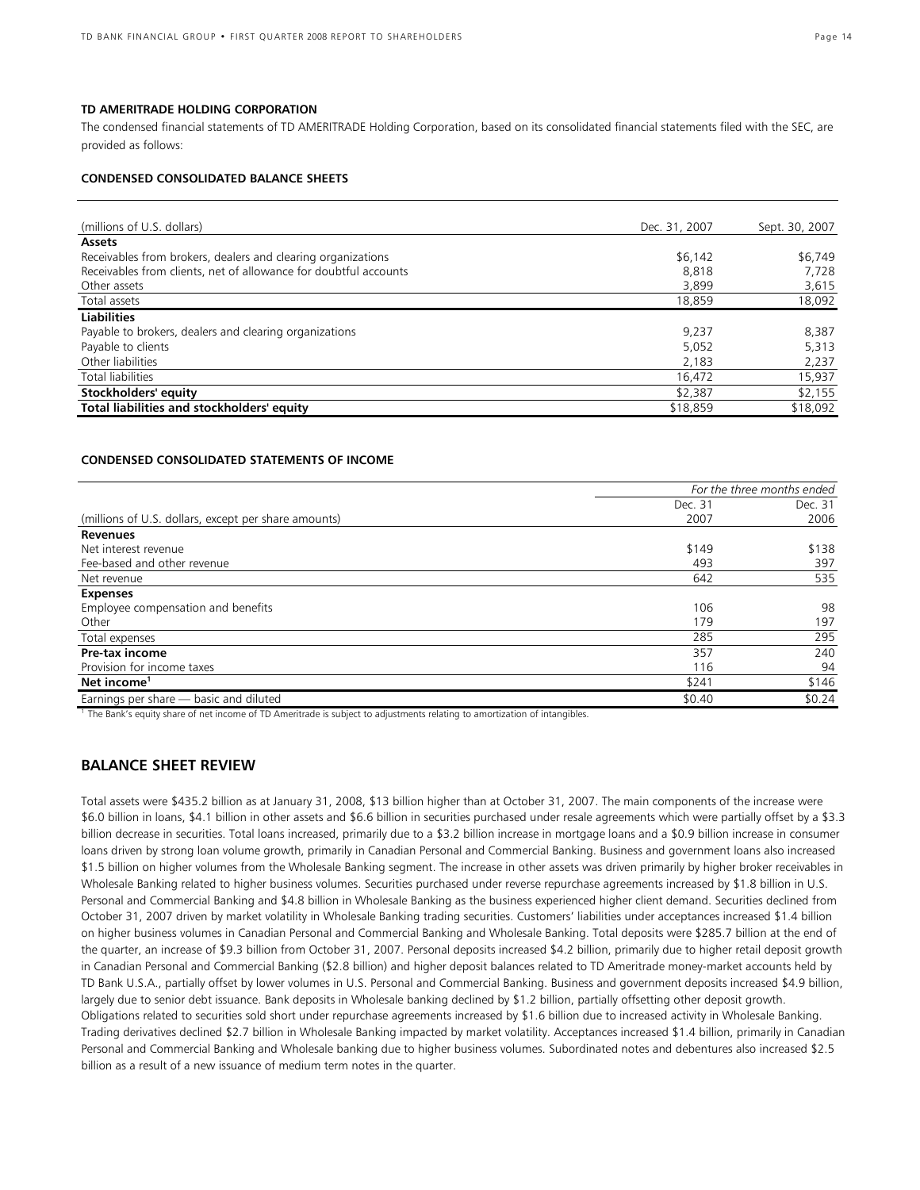### TD AMERITRADE HOLDING CORPORATION

The condensed financial statements of TD AMERITRADE Holding Corporation, based on its consolidated financial statements filed with the SEC, are provided as follows:

#### CONDENSED CONSOLIDATED BALANCE SHEETS

| (millions of U.S. dollars) | Dec. 31, 2007 | Sept. 30, 2007 |
|---|---|---|
| **Assets** | | |
| Receivables from brokers, dealers and clearing organizations | $6,142 | $6,749 |
| Receivables from clients, net of allowance for doubtful accounts | 8,818 | 7,728 |
| Other assets | 3,899 | 3,615 |
| Total assets | 18,859 | 18,092 |
| **Liabilities** | | |
| Payable to brokers, dealers and clearing organizations | 9,237 | 8,387 |
| Payable to clients | 5,052 | 5,313 |
| Other liabilities | 2,183 | 2,237 |
| Total liabilities | 16,472 | 15,937 |
| **Stockholders' equity** | $2,387 | $2,155 |
| **Total liabilities and stockholders' equity** | $18,859 | $18,092 |

#### CONDENSED CONSOLIDATED STATEMENTS OF INCOME

| | *For the three months ended* | |
|---|---|---|
| | Dec. 31 | Dec. 31 |
| (millions of U.S. dollars, except per share amounts) | 2007 | 2006 |
| **Revenues** | | |
| Net interest revenue | $149 | $138 |
| Fee-based and other revenue | 493 | 397 |
| Net revenue | 642 | 535 |
| **Expenses** | | |
| Employee compensation and benefits | 106 | 98 |
| Other | 179 | 197 |
| Total expenses | 285 | 295 |
| **Pre-tax income** | 357 | 240 |
| Provision for income taxes | 116 | 94 |
| **Net income**[1] | $241 | $146 |
| Earnings per share — basic and diluted | $0.40 | $0.24 |

[1] The Bank's equity share of net income of TD Ameritrade is subject to adjustments relating to amortization of intangibles.

## BALANCE SHEET REVIEW

Total assets were $435.2 billion as at January 31, 2008, $13 billion higher than at October 31, 2007. The main components of the increase were $6.0 billion in loans, $4.1 billion in other assets and $6.6 billion in securities purchased under resale agreements which were partially offset by a $3.3 billion decrease in securities. Total loans increased, primarily due to a $3.2 billion increase in mortgage loans and a $0.9 billion increase in consumer loans driven by strong loan volume growth, primarily in Canadian Personal and Commercial Banking. Business and government loans also increased $1.5 billion on higher volumes from the Wholesale Banking segment. The increase in other assets was driven primarily by higher broker receivables in Wholesale Banking related to higher business volumes. Securities purchased under reverse repurchase agreements increased by $1.8 billion in U.S. Personal and Commercial Banking and $4.8 billion in Wholesale Banking as the business experienced higher client demand. Securities declined from October 31, 2007 driven by market volatility in Wholesale Banking trading securities. Customers' liabilities under acceptances increased $1.4 billion on higher business volumes in Canadian Personal and Commercial Banking and Wholesale Banking. Total deposits were $285.7 billion at the end of the quarter, an increase of $9.3 billion from October 31, 2007. Personal deposits increased $4.2 billion, primarily due to higher retail deposit growth in Canadian Personal and Commercial Banking ($2.8 billion) and higher deposit balances related to TD Ameritrade money-market accounts held by TD Bank U.S.A., partially offset by lower volumes in U.S. Personal and Commercial Banking. Business and government deposits increased $4.9 billion, largely due to senior debt issuance. Bank deposits in Wholesale banking declined by $1.2 billion, partially offsetting other deposit growth. Obligations related to securities sold short under repurchase agreements increased by $1.6 billion due to increased activity in Wholesale Banking. Trading derivatives declined $2.7 billion in Wholesale Banking impacted by market volatility. Acceptances increased $1.4 billion, primarily in Canadian Personal and Commercial Banking and Wholesale banking due to higher business volumes. Subordinated notes and debentures also increased $2.5 billion as a result of a new issuance of medium term notes in the quarter.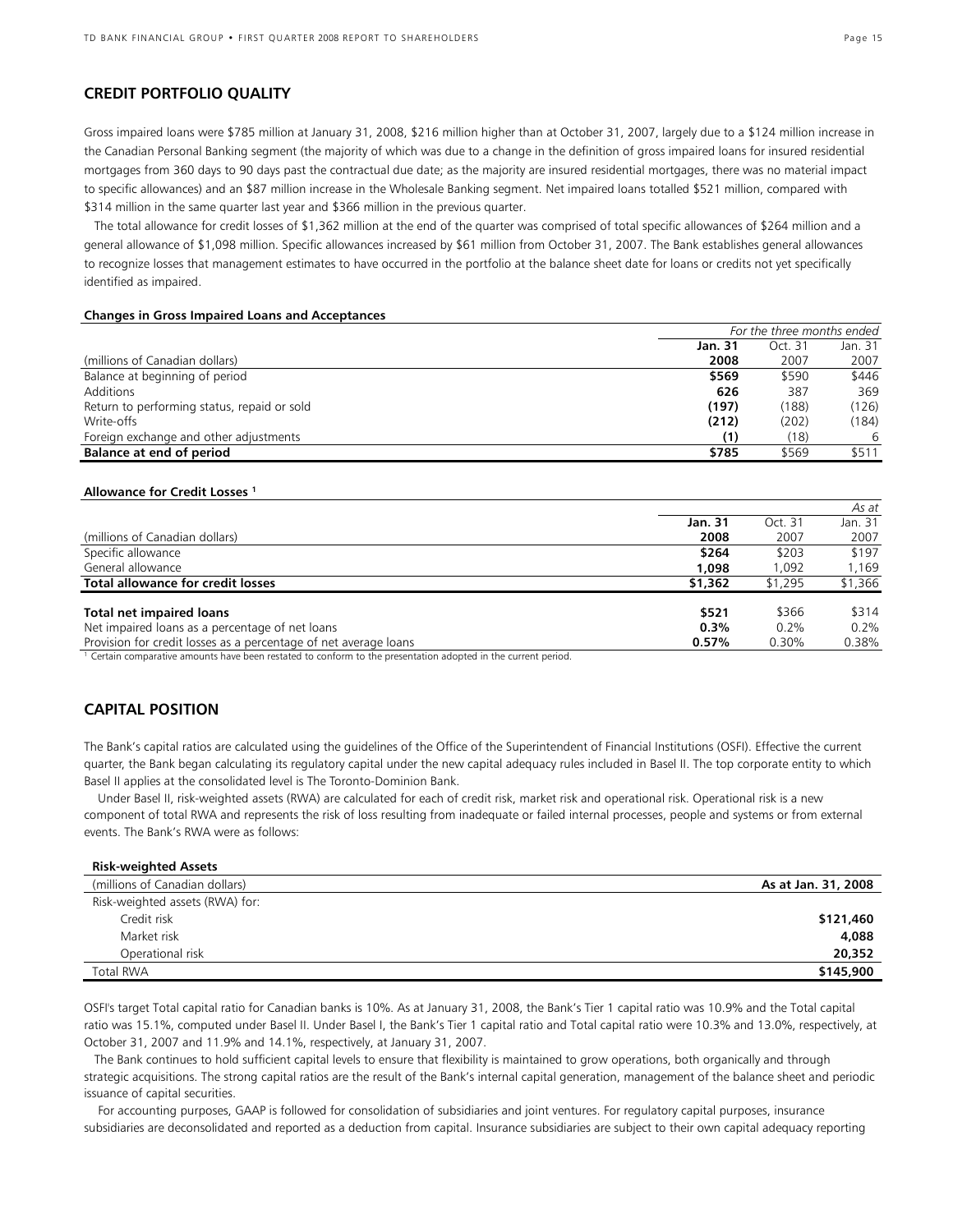## CREDIT PORTFOLIO QUALITY

Gross impaired loans were $785 million at January 31, 2008, $216 million higher than at October 31, 2007, largely due to a $124 million increase in the Canadian Personal Banking segment (the majority of which was due to a change in the definition of gross impaired loans for insured residential mortgages from 360 days to 90 days past the contractual due date; as the majority are insured residential mortgages, there was no material impact to specific allowances) and an $87 million increase in the Wholesale Banking segment. Net impaired loans totalled $521 million, compared with $314 million in the same quarter last year and $366 million in the previous quarter.

The total allowance for credit losses of $1,362 million at the end of the quarter was comprised of total specific allowances of $264 million and a general allowance of $1,098 million. Specific allowances increased by $61 million from October 31, 2007. The Bank establishes general allowances to recognize losses that management estimates to have occurred in the portfolio at the balance sheet date for loans or credits not yet specifically identified as impaired.

**Changes in Gross Impaired Loans and Acceptances**

| | *For the three months ended* | | |
|---|---|---|---|
| | **Jan. 31** | Oct. 31 | Jan. 31 |
| (millions of Canadian dollars) | **2008** | 2007 | 2007 |
| Balance at beginning of period | **$569** | $590 | $446 |
| Additions | **626** | 387 | 369 |
| Return to performing status, repaid or sold | **(197)** | (188) | (126) |
| Write-offs | **(212)** | (202) | (184) |
| Foreign exchange and other adjustments | **(1)** | (18) | 6 |
| **Balance at end of period** | **$785** | $569 | $511 |

**Allowance for Credit Losses [1]**

| | | | *As at* |
|---|---|---|---|
| | **Jan. 31** | Oct. 31 | Jan. 31 |
| (millions of Canadian dollars) | **2008** | 2007 | 2007 |
| Specific allowance | **$264** | $203 | $197 |
| General allowance | **1,098** | 1,092 | 1,169 |
| **Total allowance for credit losses** | **$1,362** | $1,295 | $1,366 |
| **Total net impaired loans** | **$521** | $366 | $314 |
| Net impaired loans as a percentage of net loans | **0.3%** | 0.2% | 0.2% |
| Provision for credit losses as a percentage of net average loans | **0.57%** | 0.30% | 0.38% |

[1] Certain comparative amounts have been restated to conform to the presentation adopted in the current period.

## CAPITAL POSITION

The Bank's capital ratios are calculated using the guidelines of the Office of the Superintendent of Financial Institutions (OSFI). Effective the current quarter, the Bank began calculating its regulatory capital under the new capital adequacy rules included in Basel II. The top corporate entity to which Basel II applies at the consolidated level is The Toronto-Dominion Bank.

Under Basel II, risk-weighted assets (RWA) are calculated for each of credit risk, market risk and operational risk. Operational risk is a new component of total RWA and represents the risk of loss resulting from inadequate or failed internal processes, people and systems or from external events. The Bank's RWA were as follows:

**Risk-weighted Assets**

| (millions of Canadian dollars) | **As at Jan. 31, 2008** |
|---|---|
| Risk-weighted assets (RWA) for: | |
| Credit risk | **$121,460** |
| Market risk | **4,088** |
| Operational risk | **20,352** |
| Total RWA | **$145,900** |

OSFI's target Total capital ratio for Canadian banks is 10%. As at January 31, 2008, the Bank's Tier 1 capital ratio was 10.9% and the Total capital ratio was 15.1%, computed under Basel II. Under Basel I, the Bank's Tier 1 capital ratio and Total capital ratio were 10.3% and 13.0%, respectively, at October 31, 2007 and 11.9% and 14.1%, respectively, at January 31, 2007.

The Bank continues to hold sufficient capital levels to ensure that flexibility is maintained to grow operations, both organically and through strategic acquisitions. The strong capital ratios are the result of the Bank's internal capital generation, management of the balance sheet and periodic issuance of capital securities.

For accounting purposes, GAAP is followed for consolidation of subsidiaries and joint ventures. For regulatory capital purposes, insurance subsidiaries are deconsolidated and reported as a deduction from capital. Insurance subsidiaries are subject to their own capital adequacy reporting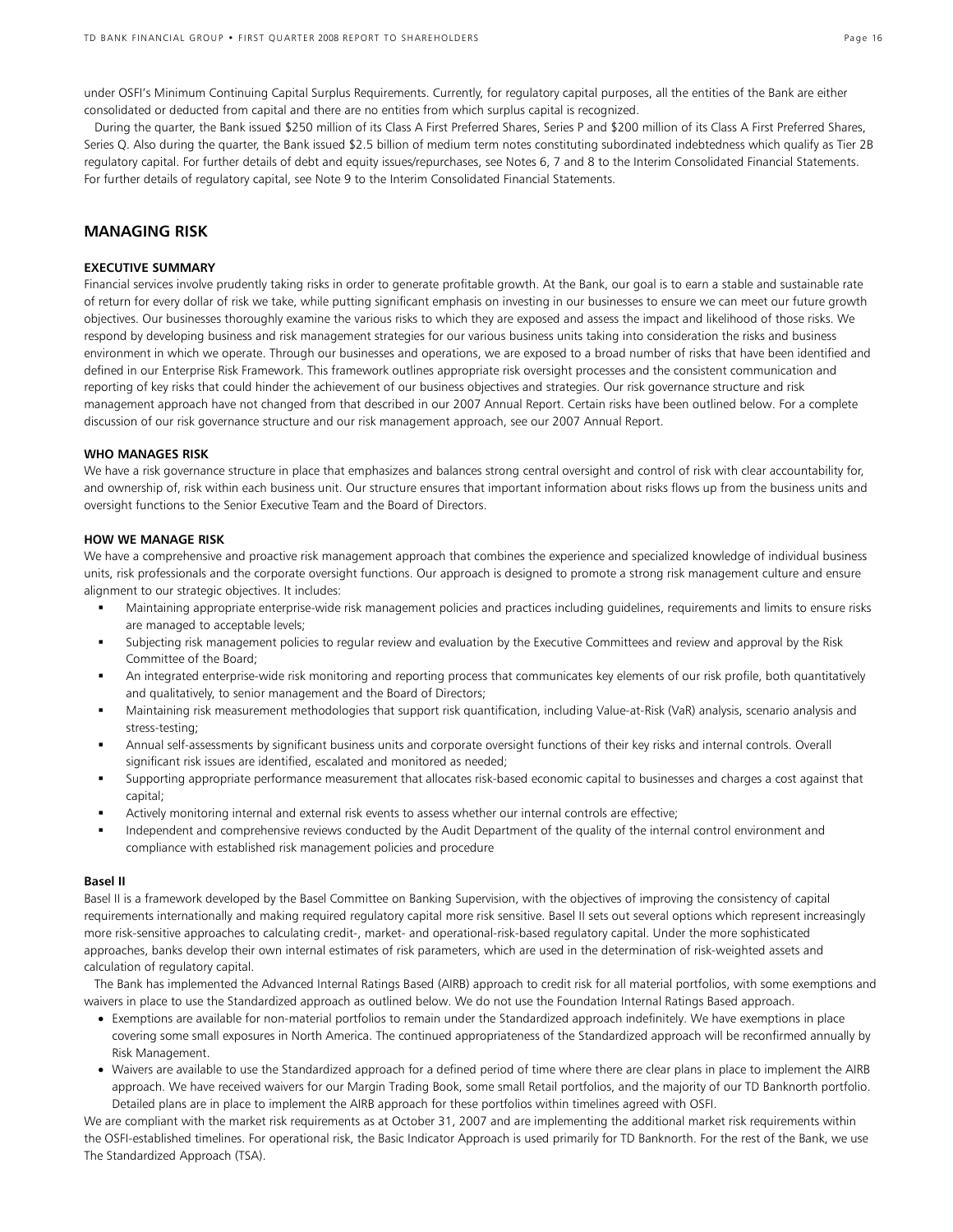under OSFI's Minimum Continuing Capital Surplus Requirements. Currently, for regulatory capital purposes, all the entities of the Bank are either consolidated or deducted from capital and there are no entities from which surplus capital is recognized.

During the quarter, the Bank issued $250 million of its Class A First Preferred Shares, Series P and $200 million of its Class A First Preferred Shares, Series Q. Also during the quarter, the Bank issued $2.5 billion of medium term notes constituting subordinated indebtedness which qualify as Tier 2B regulatory capital. For further details of debt and equity issues/repurchases, see Notes 6, 7 and 8 to the Interim Consolidated Financial Statements. For further details of regulatory capital, see Note 9 to the Interim Consolidated Financial Statements.

## MANAGING RISK

### EXECUTIVE SUMMARY

Financial services involve prudently taking risks in order to generate profitable growth. At the Bank, our goal is to earn a stable and sustainable rate of return for every dollar of risk we take, while putting significant emphasis on investing in our businesses to ensure we can meet our future growth objectives. Our businesses thoroughly examine the various risks to which they are exposed and assess the impact and likelihood of those risks. We respond by developing business and risk management strategies for our various business units taking into consideration the risks and business environment in which we operate. Through our businesses and operations, we are exposed to a broad number of risks that have been identified and defined in our Enterprise Risk Framework. This framework outlines appropriate risk oversight processes and the consistent communication and reporting of key risks that could hinder the achievement of our business objectives and strategies. Our risk governance structure and risk management approach have not changed from that described in our 2007 Annual Report. Certain risks have been outlined below. For a complete discussion of our risk governance structure and our risk management approach, see our 2007 Annual Report.

### WHO MANAGES RISK

We have a risk governance structure in place that emphasizes and balances strong central oversight and control of risk with clear accountability for, and ownership of, risk within each business unit. Our structure ensures that important information about risks flows up from the business units and oversight functions to the Senior Executive Team and the Board of Directors.

### HOW WE MANAGE RISK

We have a comprehensive and proactive risk management approach that combines the experience and specialized knowledge of individual business units, risk professionals and the corporate oversight functions. Our approach is designed to promote a strong risk management culture and ensure alignment to our strategic objectives. It includes:

- Maintaining appropriate enterprise-wide risk management policies and practices including guidelines, requirements and limits to ensure risks are managed to acceptable levels;
- Subjecting risk management policies to regular review and evaluation by the Executive Committees and review and approval by the Risk Committee of the Board;
- An integrated enterprise-wide risk monitoring and reporting process that communicates key elements of our risk profile, both quantitatively and qualitatively, to senior management and the Board of Directors;
- Maintaining risk measurement methodologies that support risk quantification, including Value-at-Risk (VaR) analysis, scenario analysis and stress-testing;
- Annual self-assessments by significant business units and corporate oversight functions of their key risks and internal controls. Overall significant risk issues are identified, escalated and monitored as needed;
- Supporting appropriate performance measurement that allocates risk-based economic capital to businesses and charges a cost against that capital;
- Actively monitoring internal and external risk events to assess whether our internal controls are effective;
- Independent and comprehensive reviews conducted by the Audit Department of the quality of the internal control environment and compliance with established risk management policies and procedure

#### Basel II

Basel II is a framework developed by the Basel Committee on Banking Supervision, with the objectives of improving the consistency of capital requirements internationally and making required regulatory capital more risk sensitive. Basel II sets out several options which represent increasingly more risk-sensitive approaches to calculating credit-, market- and operational-risk-based regulatory capital. Under the more sophisticated approaches, banks develop their own internal estimates of risk parameters, which are used in the determination of risk-weighted assets and calculation of regulatory capital.

The Bank has implemented the Advanced Internal Ratings Based (AIRB) approach to credit risk for all material portfolios, with some exemptions and waivers in place to use the Standardized approach as outlined below. We do not use the Foundation Internal Ratings Based approach.

- Exemptions are available for non-material portfolios to remain under the Standardized approach indefinitely. We have exemptions in place covering some small exposures in North America. The continued appropriateness of the Standardized approach will be reconfirmed annually by Risk Management.
- Waivers are available to use the Standardized approach for a defined period of time where there are clear plans in place to implement the AIRB approach. We have received waivers for our Margin Trading Book, some small Retail portfolios, and the majority of our TD Banknorth portfolio. Detailed plans are in place to implement the AIRB approach for these portfolios within timelines agreed with OSFI.

We are compliant with the market risk requirements as at October 31, 2007 and are implementing the additional market risk requirements within the OSFI-established timelines. For operational risk, the Basic Indicator Approach is used primarily for TD Banknorth. For the rest of the Bank, we use The Standardized Approach (TSA).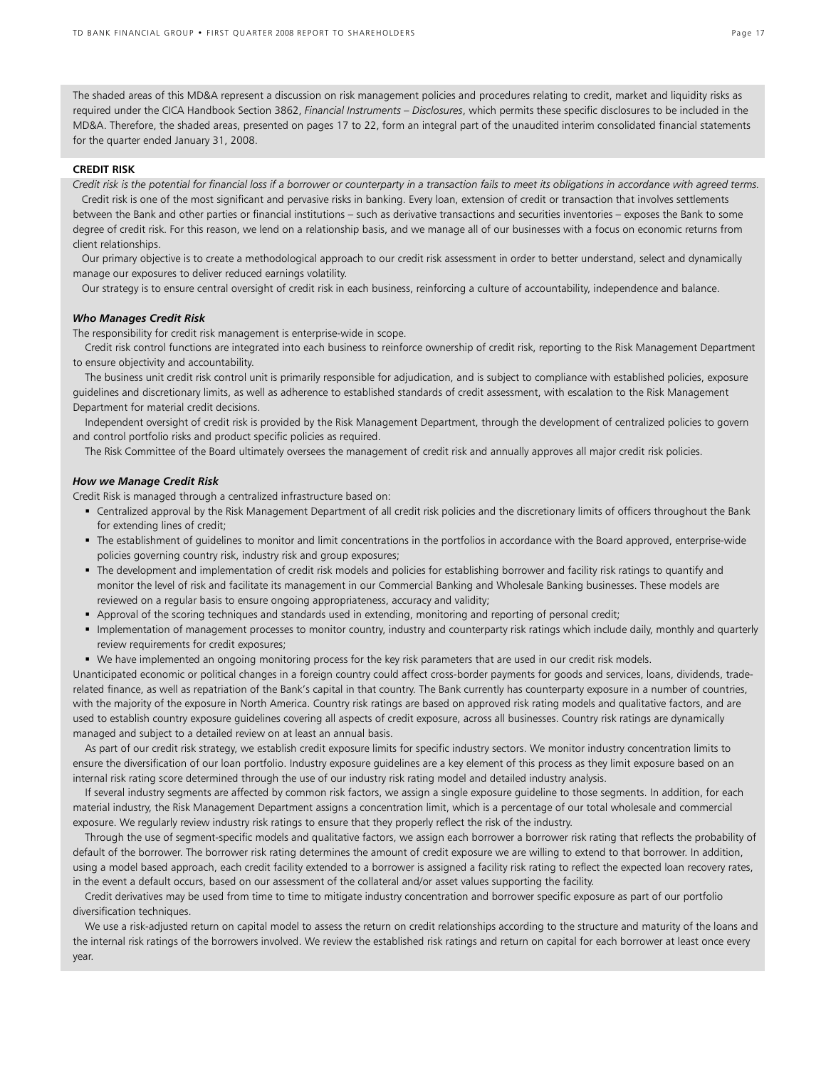The shaded areas of this MD&A represent a discussion on risk management policies and procedures relating to credit, market and liquidity risks as required under the CICA Handbook Section 3862, *Financial Instruments – Disclosures*, which permits these specific disclosures to be included in the MD&A. Therefore, the shaded areas, presented on pages 17 to 22, form an integral part of the unaudited interim consolidated financial statements for the quarter ended January 31, 2008.

## CREDIT RISK

*Credit risk is the potential for financial loss if a borrower or counterparty in a transaction fails to meet its obligations in accordance with agreed terms.*

Credit risk is one of the most significant and pervasive risks in banking. Every loan, extension of credit or transaction that involves settlements between the Bank and other parties or financial institutions – such as derivative transactions and securities inventories – exposes the Bank to some degree of credit risk. For this reason, we lend on a relationship basis, and we manage all of our businesses with a focus on economic returns from client relationships.

Our primary objective is to create a methodological approach to our credit risk assessment in order to better understand, select and dynamically manage our exposures to deliver reduced earnings volatility.

Our strategy is to ensure central oversight of credit risk in each business, reinforcing a culture of accountability, independence and balance.

### *Who Manages Credit Risk*

The responsibility for credit risk management is enterprise-wide in scope.

Credit risk control functions are integrated into each business to reinforce ownership of credit risk, reporting to the Risk Management Department to ensure objectivity and accountability.

The business unit credit risk control unit is primarily responsible for adjudication, and is subject to compliance with established policies, exposure guidelines and discretionary limits, as well as adherence to established standards of credit assessment, with escalation to the Risk Management Department for material credit decisions.

Independent oversight of credit risk is provided by the Risk Management Department, through the development of centralized policies to govern and control portfolio risks and product specific policies as required.

The Risk Committee of the Board ultimately oversees the management of credit risk and annually approves all major credit risk policies.

### *How we Manage Credit Risk*

Credit Risk is managed through a centralized infrastructure based on:

- Centralized approval by the Risk Management Department of all credit risk policies and the discretionary limits of officers throughout the Bank for extending lines of credit;
- The establishment of guidelines to monitor and limit concentrations in the portfolios in accordance with the Board approved, enterprise-wide policies governing country risk, industry risk and group exposures;
- The development and implementation of credit risk models and policies for establishing borrower and facility risk ratings to quantify and monitor the level of risk and facilitate its management in our Commercial Banking and Wholesale Banking businesses. These models are reviewed on a regular basis to ensure ongoing appropriateness, accuracy and validity;
- Approval of the scoring techniques and standards used in extending, monitoring and reporting of personal credit;
- Implementation of management processes to monitor country, industry and counterparty risk ratings which include daily, monthly and quarterly review requirements for credit exposures;
- We have implemented an ongoing monitoring process for the key risk parameters that are used in our credit risk models.

Unanticipated economic or political changes in a foreign country could affect cross-border payments for goods and services, loans, dividends, trade-related finance, as well as repatriation of the Bank's capital in that country. The Bank currently has counterparty exposure in a number of countries, with the majority of the exposure in North America. Country risk ratings are based on approved risk rating models and qualitative factors, and are used to establish country exposure guidelines covering all aspects of credit exposure, across all businesses. Country risk ratings are dynamically managed and subject to a detailed review on at least an annual basis.

As part of our credit risk strategy, we establish credit exposure limits for specific industry sectors. We monitor industry concentration limits to ensure the diversification of our loan portfolio. Industry exposure guidelines are a key element of this process as they limit exposure based on an internal risk rating score determined through the use of our industry risk rating model and detailed industry analysis.

If several industry segments are affected by common risk factors, we assign a single exposure guideline to those segments. In addition, for each material industry, the Risk Management Department assigns a concentration limit, which is a percentage of our total wholesale and commercial exposure. We regularly review industry risk ratings to ensure that they properly reflect the risk of the industry.

Through the use of segment-specific models and qualitative factors, we assign each borrower a borrower risk rating that reflects the probability of default of the borrower. The borrower risk rating determines the amount of credit exposure we are willing to extend to that borrower. In addition, using a model based approach, each credit facility extended to a borrower is assigned a facility risk rating to reflect the expected loan recovery rates, in the event a default occurs, based on our assessment of the collateral and/or asset values supporting the facility.

Credit derivatives may be used from time to time to mitigate industry concentration and borrower specific exposure as part of our portfolio diversification techniques.

We use a risk-adjusted return on capital model to assess the return on credit relationships according to the structure and maturity of the loans and the internal risk ratings of the borrowers involved. We review the established risk ratings and return on capital for each borrower at least once every year.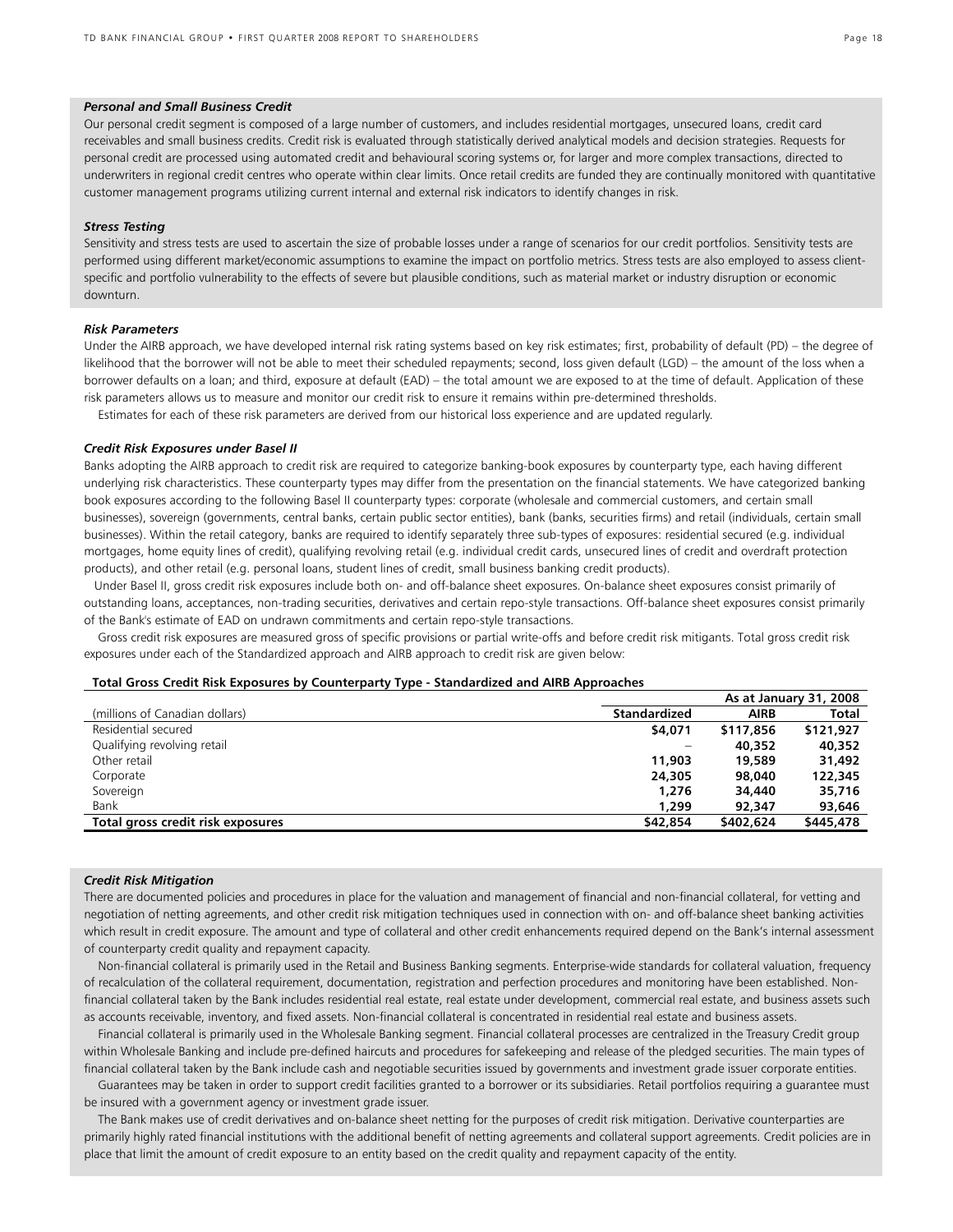### *Personal and Small Business Credit*

Our personal credit segment is composed of a large number of customers, and includes residential mortgages, unsecured loans, credit card receivables and small business credits. Credit risk is evaluated through statistically derived analytical models and decision strategies. Requests for personal credit are processed using automated credit and behavioural scoring systems or, for larger and more complex transactions, directed to underwriters in regional credit centres who operate within clear limits. Once retail credits are funded they are continually monitored with quantitative customer management programs utilizing current internal and external risk indicators to identify changes in risk.

### *Stress Testing*

Sensitivity and stress tests are used to ascertain the size of probable losses under a range of scenarios for our credit portfolios. Sensitivity tests are performed using different market/economic assumptions to examine the impact on portfolio metrics. Stress tests are also employed to assess client-specific and portfolio vulnerability to the effects of severe but plausible conditions, such as material market or industry disruption or economic downturn.

### *Risk Parameters*

Under the AIRB approach, we have developed internal risk rating systems based on key risk estimates; first, probability of default (PD) – the degree of likelihood that the borrower will not be able to meet their scheduled repayments; second, loss given default (LGD) – the amount of the loss when a borrower defaults on a loan; and third, exposure at default (EAD) – the total amount we are exposed to at the time of default. Application of these risk parameters allows us to measure and monitor our credit risk to ensure it remains within pre-determined thresholds.

Estimates for each of these risk parameters are derived from our historical loss experience and are updated regularly.

### *Credit Risk Exposures under Basel II*

Banks adopting the AIRB approach to credit risk are required to categorize banking-book exposures by counterparty type, each having different underlying risk characteristics. These counterparty types may differ from the presentation on the financial statements. We have categorized banking book exposures according to the following Basel II counterparty types: corporate (wholesale and commercial customers, and certain small businesses), sovereign (governments, central banks, certain public sector entities), bank (banks, securities firms) and retail (individuals, certain small businesses). Within the retail category, banks are required to identify separately three sub-types of exposures: residential secured (e.g. individual mortgages, home equity lines of credit), qualifying revolving retail (e.g. individual credit cards, unsecured lines of credit and overdraft protection products), and other retail (e.g. personal loans, student lines of credit, small business banking credit products).

Under Basel II, gross credit risk exposures include both on- and off-balance sheet exposures. On-balance sheet exposures consist primarily of outstanding loans, acceptances, non-trading securities, derivatives and certain repo-style transactions. Off-balance sheet exposures consist primarily of the Bank's estimate of EAD on undrawn commitments and certain repo-style transactions.

Gross credit risk exposures are measured gross of specific provisions or partial write-offs and before credit risk mitigants. Total gross credit risk exposures under each of the Standardized approach and AIRB approach to credit risk are given below:

**Total Gross Credit Risk Exposures by Counterparty Type - Standardized and AIRB Approaches**

| | | As at January 31, 2008 | |
|---|---|---|---|
| (millions of Canadian dollars) | **Standardized** | **AIRB** | **Total** |
| Residential secured | **$4,071** | **$117,856** | **$121,927** |
| Qualifying revolving retail | – | **40,352** | **40,352** |
| Other retail | **11,903** | **19,589** | **31,492** |
| Corporate | **24,305** | **98,040** | **122,345** |
| Sovereign | **1,276** | **34,440** | **35,716** |
| Bank | **1,299** | **92,347** | **93,646** |
| **Total gross credit risk exposures** | **$42,854** | **$402,624** | **$445,478** |

### *Credit Risk Mitigation*

There are documented policies and procedures in place for the valuation and management of financial and non-financial collateral, for vetting and negotiation of netting agreements, and other credit risk mitigation techniques used in connection with on- and off-balance sheet banking activities which result in credit exposure. The amount and type of collateral and other credit enhancements required depend on the Bank's internal assessment of counterparty credit quality and repayment capacity.

Non-financial collateral is primarily used in the Retail and Business Banking segments. Enterprise-wide standards for collateral valuation, frequency of recalculation of the collateral requirement, documentation, registration and perfection procedures and monitoring have been established. Non-financial collateral taken by the Bank includes residential real estate, real estate under development, commercial real estate, and business assets such as accounts receivable, inventory, and fixed assets. Non-financial collateral is concentrated in residential real estate and business assets.

Financial collateral is primarily used in the Wholesale Banking segment. Financial collateral processes are centralized in the Treasury Credit group within Wholesale Banking and include pre-defined haircuts and procedures for safekeeping and release of the pledged securities. The main types of financial collateral taken by the Bank include cash and negotiable securities issued by governments and investment grade issuer corporate entities.

Guarantees may be taken in order to support credit facilities granted to a borrower or its subsidiaries. Retail portfolios requiring a guarantee must be insured with a government agency or investment grade issuer.

The Bank makes use of credit derivatives and on-balance sheet netting for the purposes of credit risk mitigation. Derivative counterparties are primarily highly rated financial institutions with the additional benefit of netting agreements and collateral support agreements. Credit policies are in place that limit the amount of credit exposure to an entity based on the credit quality and repayment capacity of the entity.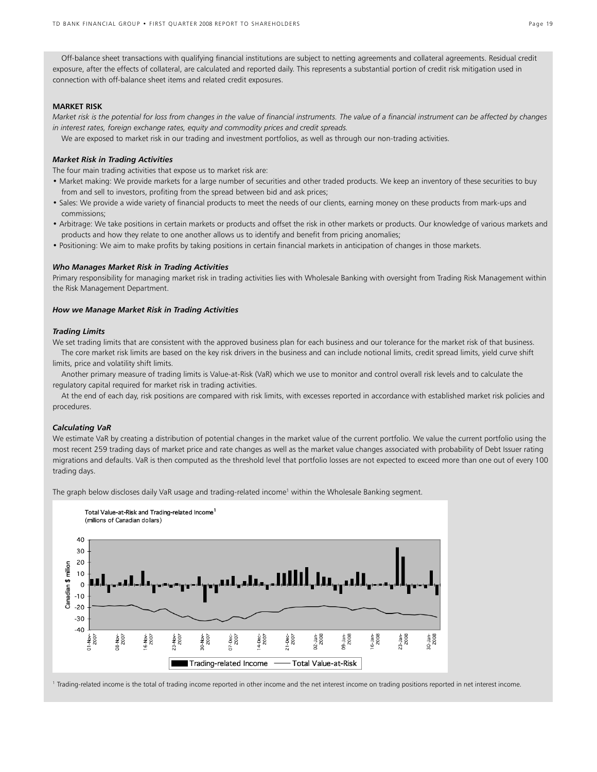Off-balance sheet transactions with qualifying financial institutions are subject to netting agreements and collateral agreements. Residual credit exposure, after the effects of collateral, are calculated and reported daily. This represents a substantial portion of credit risk mitigation used in connection with off-balance sheet items and related credit exposures.

## MARKET RISK

*Market risk is the potential for loss from changes in the value of financial instruments. The value of a financial instrument can be affected by changes in interest rates, foreign exchange rates, equity and commodity prices and credit spreads.*

We are exposed to market risk in our trading and investment portfolios, as well as through our non-trading activities.

### *Market Risk in Trading Activities*

The four main trading activities that expose us to market risk are:

- Market making: We provide markets for a large number of securities and other traded products. We keep an inventory of these securities to buy from and sell to investors, profiting from the spread between bid and ask prices;
- Sales: We provide a wide variety of financial products to meet the needs of our clients, earning money on these products from mark-ups and commissions;
- Arbitrage: We take positions in certain markets or products and offset the risk in other markets or products. Our knowledge of various markets and products and how they relate to one another allows us to identify and benefit from pricing anomalies;
- Positioning: We aim to make profits by taking positions in certain financial markets in anticipation of changes in those markets.

### *Who Manages Market Risk in Trading Activities*

Primary responsibility for managing market risk in trading activities lies with Wholesale Banking with oversight from Trading Risk Management within the Risk Management Department.

### *How we Manage Market Risk in Trading Activities*

#### *Trading Limits*

We set trading limits that are consistent with the approved business plan for each business and our tolerance for the market risk of that business.

The core market risk limits are based on the key risk drivers in the business and can include notional limits, credit spread limits, yield curve shift limits, price and volatility shift limits.

Another primary measure of trading limits is Value-at-Risk (VaR) which we use to monitor and control overall risk levels and to calculate the regulatory capital required for market risk in trading activities.

At the end of each day, risk positions are compared with risk limits, with excesses reported in accordance with established market risk policies and procedures.

#### *Calculating VaR*

We estimate VaR by creating a distribution of potential changes in the market value of the current portfolio. We value the current portfolio using the most recent 259 trading days of market price and rate changes as well as the market value changes associated with probability of Debt Issuer rating migrations and defaults. VaR is then computed as the threshold level that portfolio losses are not expected to exceed more than one out of every 100 trading days.

The graph below discloses daily VaR usage and trading-related income[1] within the Wholesale Banking segment.

**Total Value-at-Risk and Trading-related Income[1]**
(millions of Canadian dollars)

[1] Trading-related income is the total of trading income reported in other income and the net interest income on trading positions reported in net interest income.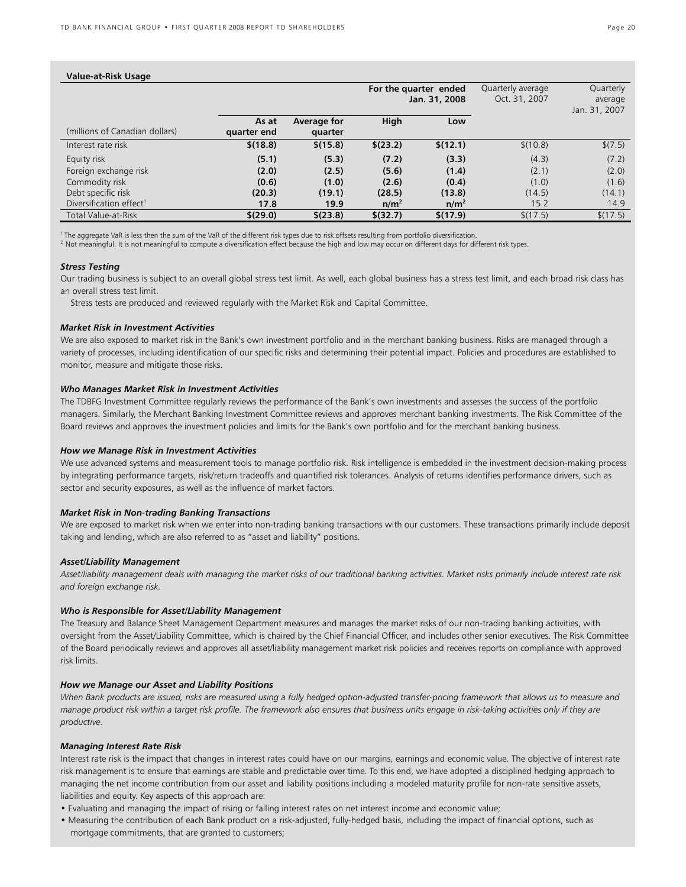**Value-at-Risk Usage**

| (millions of Canadian dollars) | As at quarter end | Average for quarter | For the quarter ended Jan. 31, 2008 High | Low | Quarterly average Oct. 31, 2007 | Quarterly average Jan. 31, 2007 |
|---|---|---|---|---|---|---|
| Interest rate risk | **$(18.8)** | **$(15.8)** | **$(23.2)** | **$(12.1)** | $(10.8) | $(7.5) |
| Equity risk | **(5.1)** | **(5.3)** | **(7.2)** | **(3.3)** | (4.3) | (7.2) |
| Foreign exchange risk | **(2.0)** | **(2.5)** | **(5.6)** | **(1.4)** | (2.1) | (2.0) |
| Commodity risk | **(0.6)** | **(1.0)** | **(2.6)** | **(0.4)** | (1.0) | (1.6) |
| Debt specific risk | **(20.3)** | **(19.1)** | **(28.5)** | **(13.8)** | (14.5) | (14.1) |
| Diversification effect[1] | **17.8** | **19.9** | **n/m[2]** | **n/m[2]** | 15.2 | 14.9 |
| Total Value-at-Risk | **$(29.0)** | **$(23.8)** | **$(32.7)** | **$(17.9)** | $(17.5) | $(17.5) |

[1] The aggregate VaR is less then the sum of the VaR of the different risk types due to risk offsets resulting from portfolio diversification.
[2] Not meaningful. It is not meaningful to compute a diversification effect because the high and low may occur on different days for different risk types.

***Stress Testing***

Our trading business is subject to an overall global stress test limit. As well, each global business has a stress test limit, and each broad risk class has an overall stress test limit.

Stress tests are produced and reviewed regularly with the Market Risk and Capital Committee.

***Market Risk in Investment Activities***

We are also exposed to market risk in the Bank's own investment portfolio and in the merchant banking business. Risks are managed through a variety of processes, including identification of our specific risks and determining their potential impact. Policies and procedures are established to monitor, measure and mitigate those risks.

***Who Manages Market Risk in Investment Activities***

The TDBFG Investment Committee regularly reviews the performance of the Bank's own investments and assesses the success of the portfolio managers. Similarly, the Merchant Banking Investment Committee reviews and approves merchant banking investments. The Risk Committee of the Board reviews and approves the investment policies and limits for the Bank's own portfolio and for the merchant banking business.

***How we Manage Risk in Investment Activities***

We use advanced systems and measurement tools to manage portfolio risk. Risk intelligence is embedded in the investment decision-making process by integrating performance targets, risk/return tradeoffs and quantified risk tolerances. Analysis of returns identifies performance drivers, such as sector and security exposures, as well as the influence of market factors.

***Market Risk in Non-trading Banking Transactions***

We are exposed to market risk when we enter into non-trading banking transactions with our customers. These transactions primarily include deposit taking and lending, which are also referred to as "asset and liability" positions.

***Asset/Liability Management***

*Asset/liability management deals with managing the market risks of our traditional banking activities. Market risks primarily include interest rate risk and foreign exchange risk.*

***Who is Responsible for Asset/Liability Management***

The Treasury and Balance Sheet Management Department measures and manages the market risks of our non-trading banking activities, with oversight from the Asset/Liability Committee, which is chaired by the Chief Financial Officer, and includes other senior executives. The Risk Committee of the Board periodically reviews and approves all asset/liability management market risk policies and receives reports on compliance with approved risk limits.

***How we Manage our Asset and Liability Positions***

*When Bank products are issued, risks are measured using a fully hedged option-adjusted transfer-pricing framework that allows us to measure and manage product risk within a target risk profile. The framework also ensures that business units engage in risk-taking activities only if they are productive.*

***Managing Interest Rate Risk***

Interest rate risk is the impact that changes in interest rates could have on our margins, earnings and economic value. The objective of interest rate risk management is to ensure that earnings are stable and predictable over time. To this end, we have adopted a disciplined hedging approach to managing the net income contribution from our asset and liability positions including a modeled maturity profile for non-rate sensitive assets, liabilities and equity. Key aspects of this approach are:

- Evaluating and managing the impact of rising or falling interest rates on net interest income and economic value;
- Measuring the contribution of each Bank product on a risk-adjusted, fully-hedged basis, including the impact of financial options, such as mortgage commitments, that are granted to customers;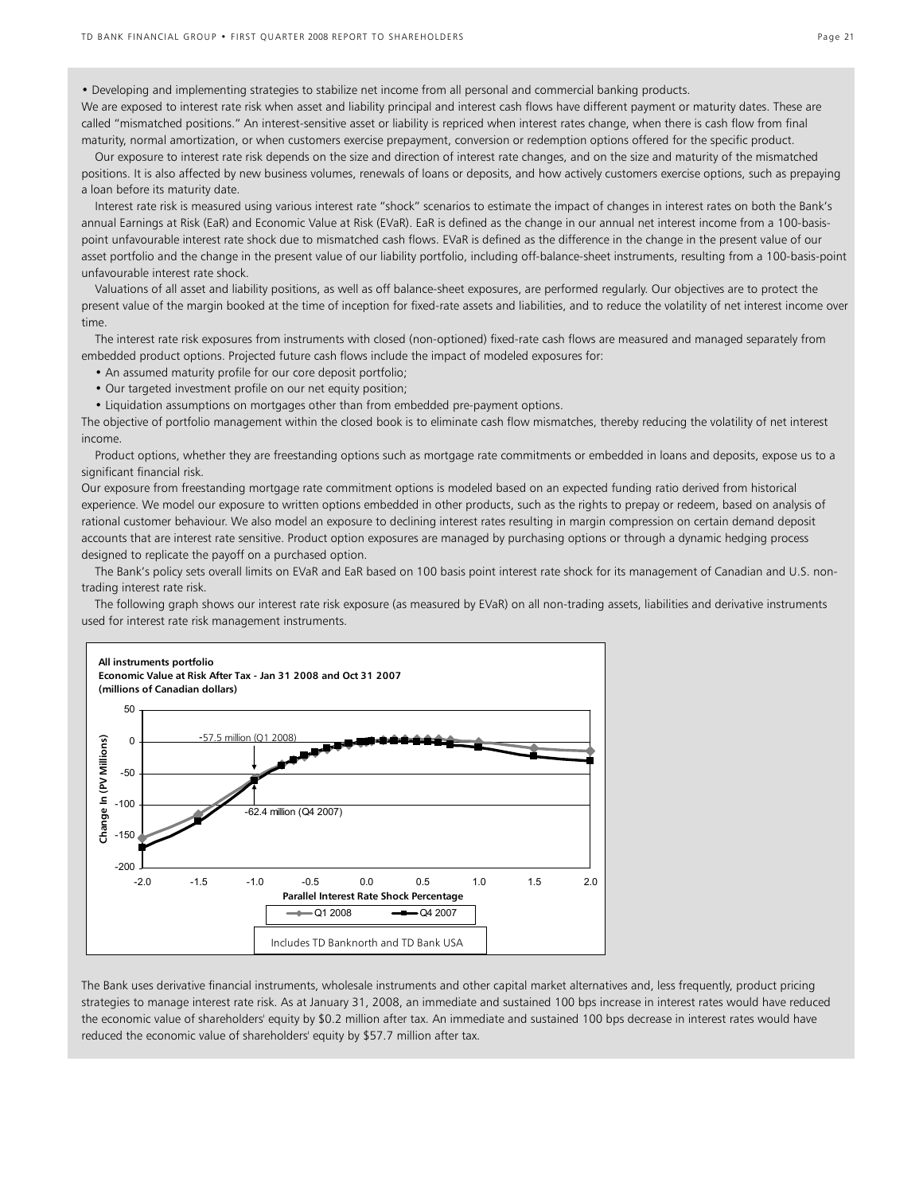• Developing and implementing strategies to stabilize net income from all personal and commercial banking products.

We are exposed to interest rate risk when asset and liability principal and interest cash flows have different payment or maturity dates. These are called "mismatched positions." An interest-sensitive asset or liability is repriced when interest rates change, when there is cash flow from final maturity, normal amortization, or when customers exercise prepayment, conversion or redemption options offered for the specific product.

Our exposure to interest rate risk depends on the size and direction of interest rate changes, and on the size and maturity of the mismatched positions. It is also affected by new business volumes, renewals of loans or deposits, and how actively customers exercise options, such as prepaying a loan before its maturity date.

Interest rate risk is measured using various interest rate "shock" scenarios to estimate the impact of changes in interest rates on both the Bank's annual Earnings at Risk (EaR) and Economic Value at Risk (EVaR). EaR is defined as the change in our annual net interest income from a 100-basis-point unfavourable interest rate shock due to mismatched cash flows. EVaR is defined as the difference in the change in the present value of our asset portfolio and the change in the present value of our liability portfolio, including off-balance-sheet instruments, resulting from a 100-basis-point unfavourable interest rate shock.

Valuations of all asset and liability positions, as well as off balance-sheet exposures, are performed regularly. Our objectives are to protect the present value of the margin booked at the time of inception for fixed-rate assets and liabilities, and to reduce the volatility of net interest income over time.

The interest rate risk exposures from instruments with closed (non-optioned) fixed-rate cash flows are measured and managed separately from embedded product options. Projected future cash flows include the impact of modeled exposures for:

- An assumed maturity profile for our core deposit portfolio;
- Our targeted investment profile on our net equity position;
- Liquidation assumptions on mortgages other than from embedded pre-payment options.

The objective of portfolio management within the closed book is to eliminate cash flow mismatches, thereby reducing the volatility of net interest income.

Product options, whether they are freestanding options such as mortgage rate commitments or embedded in loans and deposits, expose us to a significant financial risk.

Our exposure from freestanding mortgage rate commitment options is modeled based on an expected funding ratio derived from historical experience. We model our exposure to written options embedded in other products, such as the rights to prepay or redeem, based on analysis of rational customer behaviour. We also model an exposure to declining interest rates resulting in margin compression on certain demand deposit accounts that are interest rate sensitive. Product option exposures are managed by purchasing options or through a dynamic hedging process designed to replicate the payoff on a purchased option.

The Bank's policy sets overall limits on EVaR and EaR based on 100 basis point interest rate shock for its management of Canadian and U.S. non-trading interest rate risk.

The following graph shows our interest rate risk exposure (as measured by EVaR) on all non-trading assets, liabilities and derivative instruments used for interest rate risk management instruments.

**All instruments portfolio**
**Economic Value at Risk After Tax - Jan 31 2008 and Oct 31 2007**
**(millions of Canadian dollars)**

-57.5 million (Q1 2008)

-62.4 million (Q4 2007)

Change In (PV Millions)

Parallel Interest Rate Shock Percentage

Q1 2008 — Q4 2007

Includes TD Banknorth and TD Bank USA

The Bank uses derivative financial instruments, wholesale instruments and other capital market alternatives and, less frequently, product pricing strategies to manage interest rate risk. As at January 31, 2008, an immediate and sustained 100 bps increase in interest rates would have reduced the economic value of shareholders' equity by $0.2 million after tax. An immediate and sustained 100 bps decrease in interest rates would have reduced the economic value of shareholders' equity by $57.7 million after tax.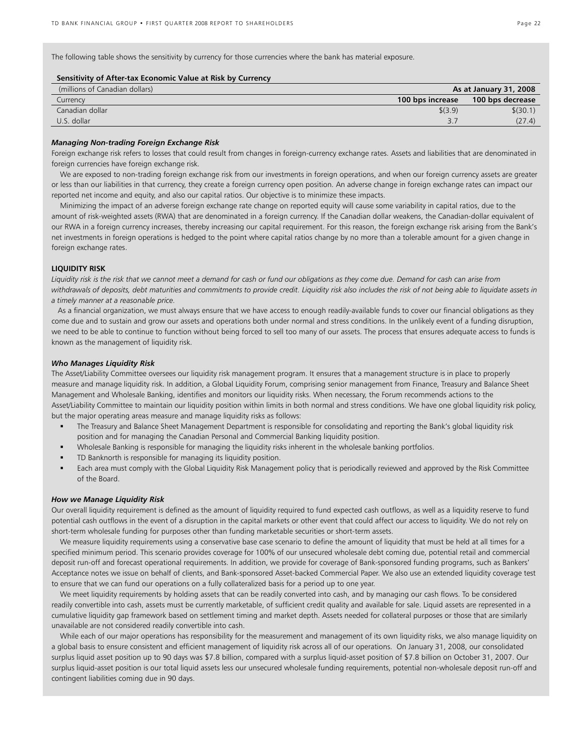The following table shows the sensitivity by currency for those currencies where the bank has material exposure.

**Sensitivity of After-tax Economic Value at Risk by Currency**

| (millions of Canadian dollars) | As at January 31, 2008 | |
|---|---|---|
| Currency | 100 bps increase | 100 bps decrease |
| Canadian dollar | $(3.9) | $(30.1) |
| U.S. dollar | 3.7 | (27.4) |

***Managing Non-trading Foreign Exchange Risk***

Foreign exchange risk refers to losses that could result from changes in foreign-currency exchange rates. Assets and liabilities that are denominated in foreign currencies have foreign exchange risk.

We are exposed to non-trading foreign exchange risk from our investments in foreign operations, and when our foreign currency assets are greater or less than our liabilities in that currency, they create a foreign currency open position. An adverse change in foreign exchange rates can impact our reported net income and equity, and also our capital ratios. Our objective is to minimize these impacts.

Minimizing the impact of an adverse foreign exchange rate change on reported equity will cause some variability in capital ratios, due to the amount of risk-weighted assets (RWA) that are denominated in a foreign currency. If the Canadian dollar weakens, the Canadian-dollar equivalent of our RWA in a foreign currency increases, thereby increasing our capital requirement. For this reason, the foreign exchange risk arising from the Bank's net investments in foreign operations is hedged to the point where capital ratios change by no more than a tolerable amount for a given change in foreign exchange rates.

**LIQUIDITY RISK**

*Liquidity risk is the risk that we cannot meet a demand for cash or fund our obligations as they come due. Demand for cash can arise from withdrawals of deposits, debt maturities and commitments to provide credit. Liquidity risk also includes the risk of not being able to liquidate assets in a timely manner at a reasonable price.*

As a financial organization, we must always ensure that we have access to enough readily-available funds to cover our financial obligations as they come due and to sustain and grow our assets and operations both under normal and stress conditions. In the unlikely event of a funding disruption, we need to be able to continue to function without being forced to sell too many of our assets. The process that ensures adequate access to funds is known as the management of liquidity risk.

***Who Manages Liquidity Risk***

The Asset/Liability Committee oversees our liquidity risk management program. It ensures that a management structure is in place to properly measure and manage liquidity risk. In addition, a Global Liquidity Forum, comprising senior management from Finance, Treasury and Balance Sheet Management and Wholesale Banking, identifies and monitors our liquidity risks. When necessary, the Forum recommends actions to the Asset/Liability Committee to maintain our liquidity position within limits in both normal and stress conditions. We have one global liquidity risk policy, but the major operating areas measure and manage liquidity risks as follows:

- The Treasury and Balance Sheet Management Department is responsible for consolidating and reporting the Bank's global liquidity risk position and for managing the Canadian Personal and Commercial Banking liquidity position.
- Wholesale Banking is responsible for managing the liquidity risks inherent in the wholesale banking portfolios.
- TD Banknorth is responsible for managing its liquidity position.
- Each area must comply with the Global Liquidity Risk Management policy that is periodically reviewed and approved by the Risk Committee of the Board.

***How we Manage Liquidity Risk***

Our overall liquidity requirement is defined as the amount of liquidity required to fund expected cash outflows, as well as a liquidity reserve to fund potential cash outflows in the event of a disruption in the capital markets or other event that could affect our access to liquidity. We do not rely on short-term wholesale funding for purposes other than funding marketable securities or short-term assets.

We measure liquidity requirements using a conservative base case scenario to define the amount of liquidity that must be held at all times for a specified minimum period. This scenario provides coverage for 100% of our unsecured wholesale debt coming due, potential retail and commercial deposit run-off and forecast operational requirements. In addition, we provide for coverage of Bank-sponsored funding programs, such as Bankers' Acceptance notes we issue on behalf of clients, and Bank-sponsored Asset-backed Commercial Paper. We also use an extended liquidity coverage test to ensure that we can fund our operations on a fully collateralized basis for a period up to one year.

We meet liquidity requirements by holding assets that can be readily converted into cash, and by managing our cash flows. To be considered readily convertible into cash, assets must be currently marketable, of sufficient credit quality and available for sale. Liquid assets are represented in a cumulative liquidity gap framework based on settlement timing and market depth. Assets needed for collateral purposes or those that are similarly unavailable are not considered readily convertible into cash.

While each of our major operations has responsibility for the measurement and management of its own liquidity risks, we also manage liquidity on a global basis to ensure consistent and efficient management of liquidity risk across all of our operations. On January 31, 2008, our consolidated surplus liquid asset position up to 90 days was $7.8 billion, compared with a surplus liquid-asset position of $7.8 billion on October 31, 2007. Our surplus liquid-asset position is our total liquid assets less our unsecured wholesale funding requirements, potential non-wholesale deposit run-off and contingent liabilities coming due in 90 days.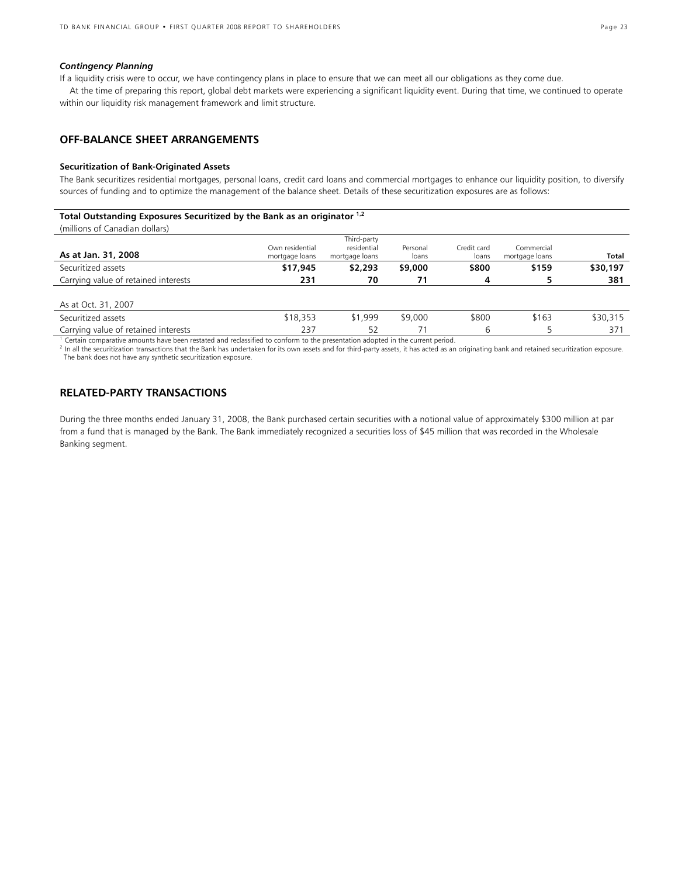### *Contingency Planning*

If a liquidity crisis were to occur, we have contingency plans in place to ensure that we can meet all our obligations as they come due.

At the time of preparing this report, global debt markets were experiencing a significant liquidity event. During that time, we continued to operate within our liquidity risk management framework and limit structure.

## OFF-BALANCE SHEET ARRANGEMENTS

**Securitization of Bank-Originated Assets**

The Bank securitizes residential mortgages, personal loans, credit card loans and commercial mortgages to enhance our liquidity position, to diversify sources of funding and to optimize the management of the balance sheet. Details of these securitization exposures are as follows:

**Total Outstanding Exposures Securitized by the Bank as an originator [1,2]**

(millions of Canadian dollars)

| As at Jan. 31, 2008 | Own residential mortgage loans | Third-party residential mortgage loans | Personal loans | Credit card loans | Commercial mortgage loans | Total |
|---|---|---|---|---|---|---|
| Securitized assets | **$17,945** | **$2,293** | **$9,000** | **$800** | **$159** | **$30,197** |
| Carrying value of retained interests | **231** | **70** | **71** | **4** | **5** | **381** |
| | | | | | | |
| As at Oct. 31, 2007 | | | | | | |
| Securitized assets | $18,353 | $1,999 | $9,000 | $800 | $163 | $30,315 |
| Carrying value of retained interests | 237 | 52 | 71 | 6 | 5 | 371 |

[1] Certain comparative amounts have been restated and reclassified to conform to the presentation adopted in the current period.

[2] In all the securitization transactions that the Bank has undertaken for its own assets and for third-party assets, it has acted as an originating bank and retained securitization exposure. The bank does not have any synthetic securitization exposure.

## RELATED-PARTY TRANSACTIONS

During the three months ended January 31, 2008, the Bank purchased certain securities with a notional value of approximately $300 million at par from a fund that is managed by the Bank. The Bank immediately recognized a securities loss of $45 million that was recorded in the Wholesale Banking segment.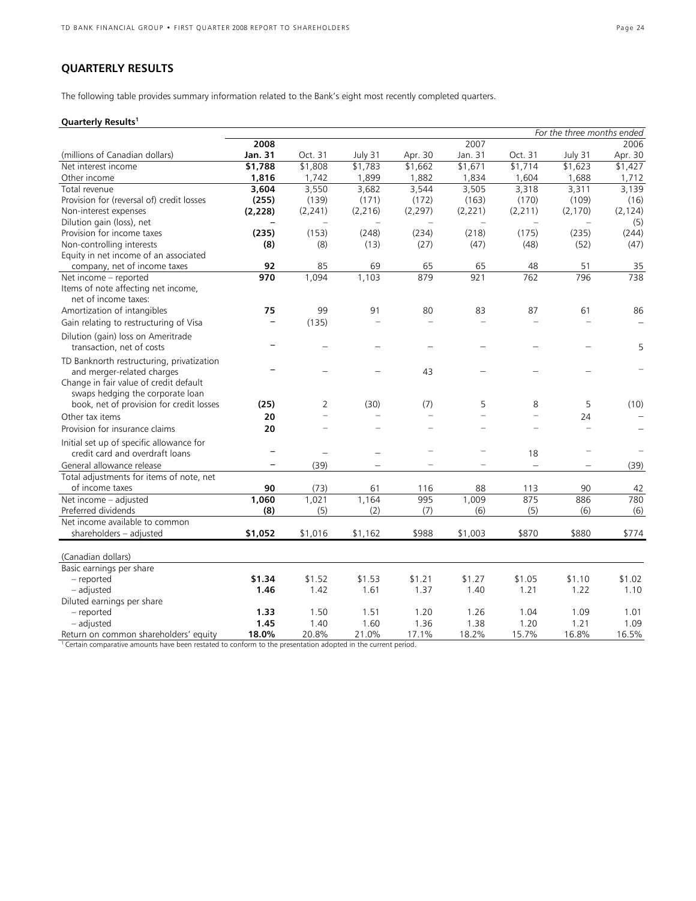## QUARTERLY RESULTS

The following table provides summary information related to the Bank's eight most recently completed quarters.

**Quarterly Results**[1]

| | | | | | | | | *For the three months ended* |
|---|---|---|---|---|---|---|---|---|
| | **2008** | | | | 2007 | | | 2006 |
| (millions of Canadian dollars) | **Jan. 31** | Oct. 31 | July 31 | Apr. 30 | Jan. 31 | Oct. 31 | July 31 | Apr. 30 |
| Net interest income | **$1,788** | $1,808 | $1,783 | $1,662 | $1,671 | $1,714 | $1,623 | $1,427 |
| Other income | **1,816** | 1,742 | 1,899 | 1,882 | 1,834 | 1,604 | 1,688 | 1,712 |
| Total revenue | **3,604** | 3,550 | 3,682 | 3,544 | 3,505 | 3,318 | 3,311 | 3,139 |
| Provision for (reversal of) credit losses | **(255)** | (139) | (171) | (172) | (163) | (170) | (109) | (16) |
| Non-interest expenses | **(2,228)** | (2,241) | (2,216) | (2,297) | (2,221) | (2,211) | (2,170) | (2,124) |
| Dilution gain (loss), net | **–** | – | – | – | – | – | – | (5) |
| Provision for income taxes | **(235)** | (153) | (248) | (234) | (218) | (175) | (235) | (244) |
| Non-controlling interests | **(8)** | (8) | (13) | (27) | (47) | (48) | (52) | (47) |
| Equity in net income of an associated company, net of income taxes | **92** | 85 | 69 | 65 | 65 | 48 | 51 | 35 |
| Net income – reported | **970** | 1,094 | 1,103 | 879 | 921 | 762 | 796 | 738 |
| Items of note affecting net income, net of income taxes: | | | | | | | | |
| Amortization of intangibles | **75** | 99 | 91 | 80 | 83 | 87 | 61 | 86 |
| Gain relating to restructuring of Visa | **–** | (135) | – | – | – | – | – | – |
| Dilution (gain) loss on Ameritrade transaction, net of costs | **–** | – | – | – | – | – | – | 5 |
| TD Banknorth restructuring, privatization and merger-related charges | **–** | – | – | 43 | – | – | – | – |
| Change in fair value of credit default swaps hedging the corporate loan book, net of provision for credit losses | **(25)** | 2 | (30) | (7) | 5 | 8 | 5 | (10) |
| Other tax items | **20** | – | – | – | – | – | 24 | – |
| Provision for insurance claims | **20** | – | – | – | – | – | – | – |
| Initial set up of specific allowance for credit card and overdraft loans | **–** | – | – | – | – | 18 | – | – |
| General allowance release | **–** | (39) | – | – | – | – | – | (39) |
| Total adjustments for items of note, net of income taxes | **90** | (73) | 61 | 116 | 88 | 113 | 90 | 42 |
| Net income – adjusted | **1,060** | 1,021 | 1,164 | 995 | 1,009 | 875 | 886 | 780 |
| Preferred dividends | **(8)** | (5) | (2) | (7) | (6) | (5) | (6) | (6) |
| Net income available to common shareholders – adjusted | **$1,052** | $1,016 | $1,162 | $988 | $1,003 | $870 | $880 | $774 |
| | | | | | | | | |
| (Canadian dollars) | | | | | | | | |
| Basic earnings per share | | | | | | | | |
| – reported | **$1.34** | $1.52 | $1.53 | $1.21 | $1.27 | $1.05 | $1.10 | $1.02 |
| – adjusted | **1.46** | 1.42 | 1.61 | 1.37 | 1.40 | 1.21 | 1.22 | 1.10 |
| Diluted earnings per share | | | | | | | | |
| – reported | **1.33** | 1.50 | 1.51 | 1.20 | 1.26 | 1.04 | 1.09 | 1.01 |
| – adjusted | **1.45** | 1.40 | 1.60 | 1.36 | 1.38 | 1.20 | 1.21 | 1.09 |
| Return on common shareholders' equity | **18.0%** | 20.8% | 21.0% | 17.1% | 18.2% | 15.7% | 16.8% | 16.5% |

[1] Certain comparative amounts have been restated to conform to the presentation adopted in the current period.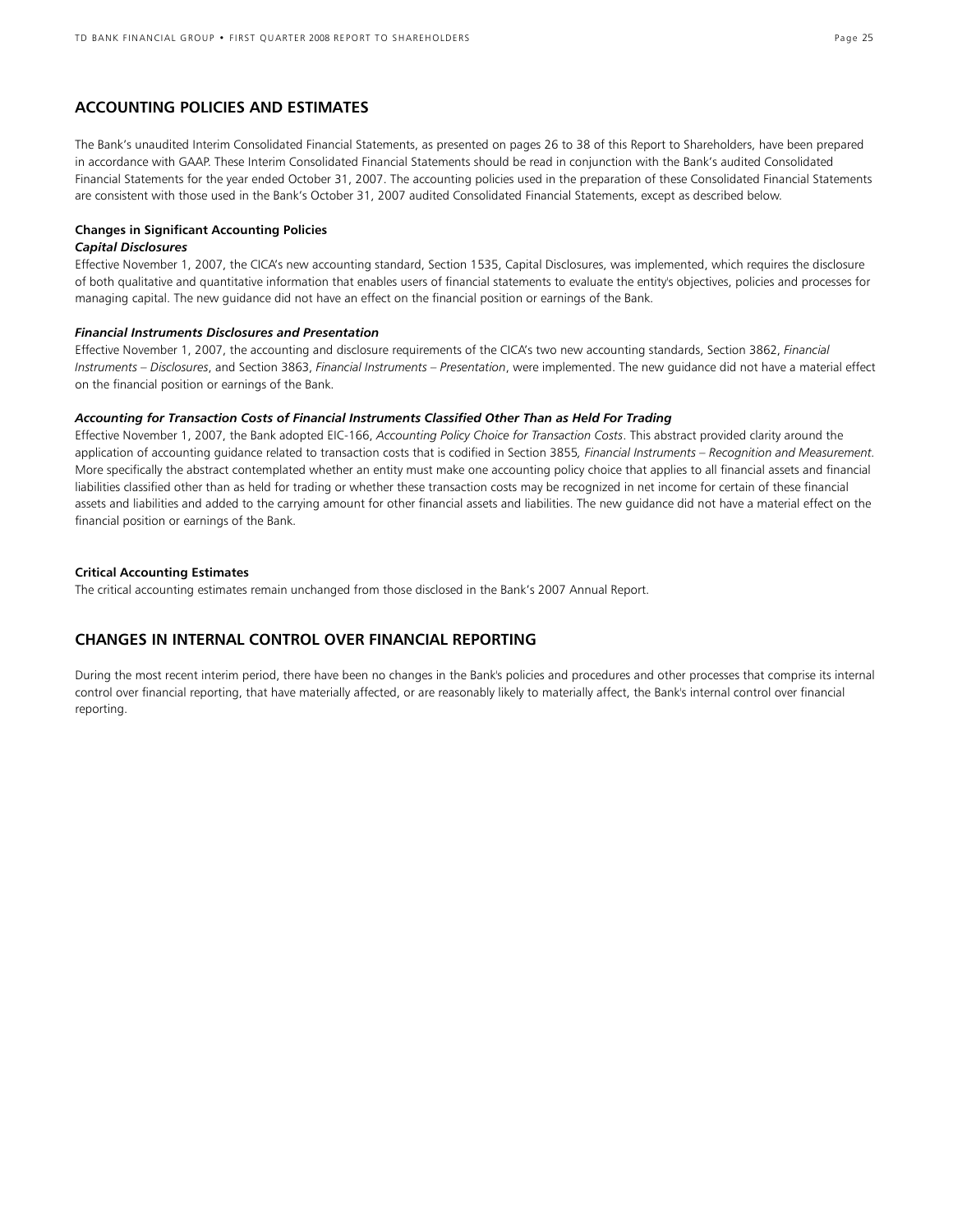## ACCOUNTING POLICIES AND ESTIMATES

The Bank's unaudited Interim Consolidated Financial Statements, as presented on pages 26 to 38 of this Report to Shareholders, have been prepared in accordance with GAAP. These Interim Consolidated Financial Statements should be read in conjunction with the Bank's audited Consolidated Financial Statements for the year ended October 31, 2007. The accounting policies used in the preparation of these Consolidated Financial Statements are consistent with those used in the Bank's October 31, 2007 audited Consolidated Financial Statements, except as described below.

### Changes in Significant Accounting Policies

***Capital Disclosures***

Effective November 1, 2007, the CICA's new accounting standard, Section 1535, Capital Disclosures, was implemented, which requires the disclosure of both qualitative and quantitative information that enables users of financial statements to evaluate the entity's objectives, policies and processes for managing capital. The new guidance did not have an effect on the financial position or earnings of the Bank.

***Financial Instruments Disclosures and Presentation***

Effective November 1, 2007, the accounting and disclosure requirements of the CICA's two new accounting standards, Section 3862, *Financial Instruments – Disclosures*, and Section 3863, *Financial Instruments – Presentation*, were implemented. The new guidance did not have a material effect on the financial position or earnings of the Bank.

***Accounting for Transaction Costs of Financial Instruments Classified Other Than as Held For Trading***

Effective November 1, 2007, the Bank adopted EIC-166, *Accounting Policy Choice for Transaction Costs*. This abstract provided clarity around the application of accounting guidance related to transaction costs that is codified in Section 3855*, Financial Instruments – Recognition and Measurement.* More specifically the abstract contemplated whether an entity must make one accounting policy choice that applies to all financial assets and financial liabilities classified other than as held for trading or whether these transaction costs may be recognized in net income for certain of these financial assets and liabilities and added to the carrying amount for other financial assets and liabilities. The new guidance did not have a material effect on the financial position or earnings of the Bank.

### Critical Accounting Estimates

The critical accounting estimates remain unchanged from those disclosed in the Bank's 2007 Annual Report.

## CHANGES IN INTERNAL CONTROL OVER FINANCIAL REPORTING

During the most recent interim period, there have been no changes in the Bank's policies and procedures and other processes that comprise its internal control over financial reporting, that have materially affected, or are reasonably likely to materially affect, the Bank's internal control over financial reporting.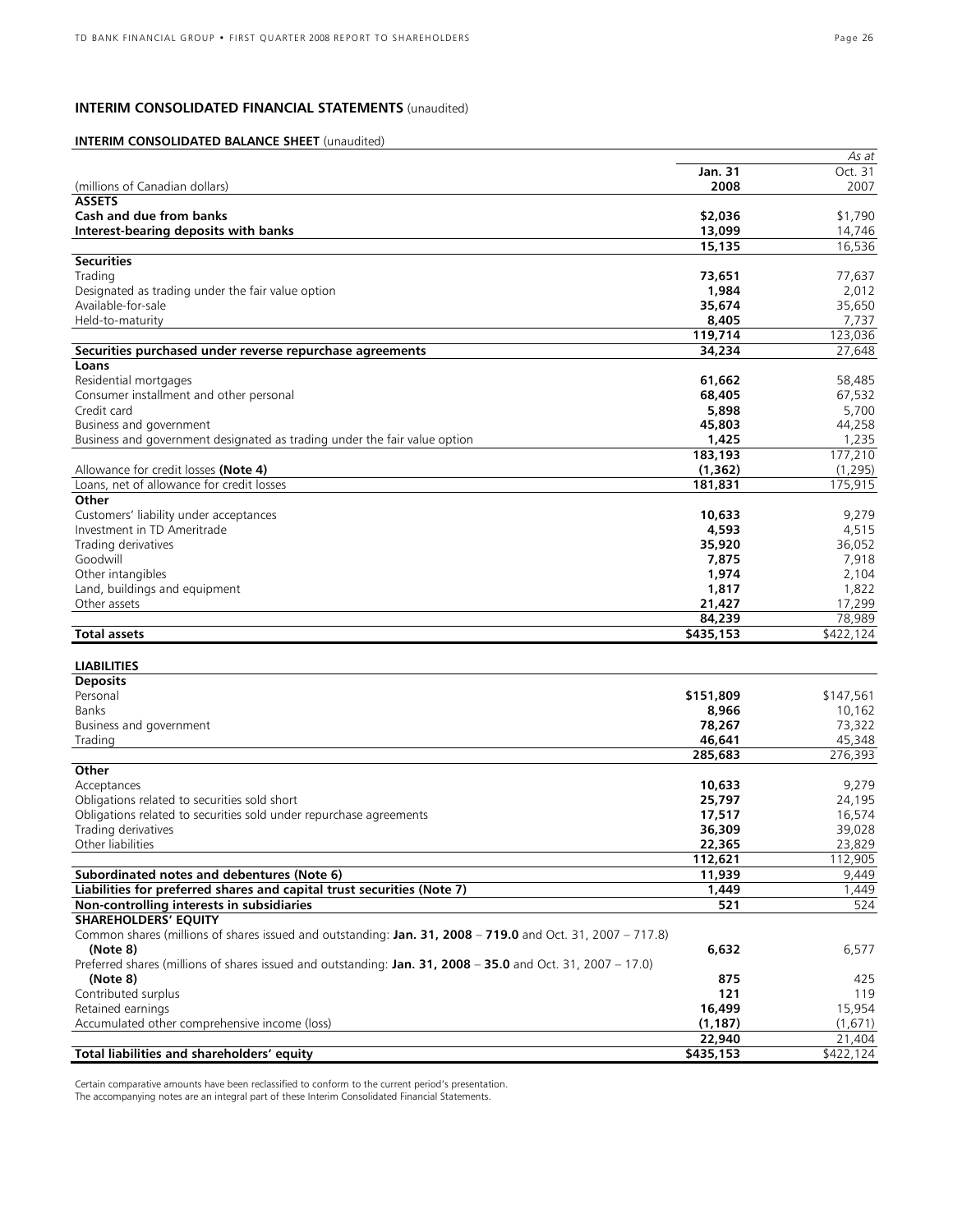## INTERIM CONSOLIDATED FINANCIAL STATEMENTS (unaudited)

### INTERIM CONSOLIDATED BALANCE SHEET (unaudited)

| (millions of Canadian dollars) | **Jan. 31 2008** | *As at* Oct. 31 2007 |
|---|---|---|
| **ASSETS** | | |
| **Cash and due from banks** | **\$2,036** | \$1,790 |
| **Interest-bearing deposits with banks** | **13,099** | 14,746 |
| | **15,135** | 16,536 |
| **Securities** | | |
| Trading | **73,651** | 77,637 |
| Designated as trading under the fair value option | **1,984** | 2,012 |
| Available-for-sale | **35,674** | 35,650 |
| Held-to-maturity | **8,405** | 7,737 |
| | **119,714** | 123,036 |
| **Securities purchased under reverse repurchase agreements** | **34,234** | 27,648 |
| **Loans** | | |
| Residential mortgages | **61,662** | 58,485 |
| Consumer installment and other personal | **68,405** | 67,532 |
| Credit card | **5,898** | 5,700 |
| Business and government | **45,803** | 44,258 |
| Business and government designated as trading under the fair value option | **1,425** | 1,235 |
| | **183,193** | 177,210 |
| Allowance for credit losses **(Note 4)** | **(1,362)** | (1,295) |
| Loans, net of allowance for credit losses | **181,831** | 175,915 |
| **Other** | | |
| Customers' liability under acceptances | **10,633** | 9,279 |
| Investment in TD Ameritrade | **4,593** | 4,515 |
| Trading derivatives | **35,920** | 36,052 |
| Goodwill | **7,875** | 7,918 |
| Other intangibles | **1,974** | 2,104 |
| Land, buildings and equipment | **1,817** | 1,822 |
| Other assets | **21,427** | 17,299 |
| | **84,239** | 78,989 |
| **Total assets** | **\$435,153** | \$422,124 |
| **LIABILITIES** | | |
| **Deposits** | | |
| Personal | **\$151,809** | \$147,561 |
| Banks | **8,966** | 10,162 |
| Business and government | **78,267** | 73,322 |
| Trading | **46,641** | 45,348 |
| | **285,683** | 276,393 |
| **Other** | | |
| Acceptances | **10,633** | 9,279 |
| Obligations related to securities sold short | **25,797** | 24,195 |
| Obligations related to securities sold under repurchase agreements | **17,517** | 16,574 |
| Trading derivatives | **36,309** | 39,028 |
| Other liabilities | **22,365** | 23,829 |
| | **112,621** | 112,905 |
| **Subordinated notes and debentures (Note 6)** | **11,939** | 9,449 |
| **Liabilities for preferred shares and capital trust securities (Note 7)** | **1,449** | 1,449 |
| **Non-controlling interests in subsidiaries** | **521** | 524 |
| **SHAREHOLDERS' EQUITY** | | |
| Common shares (millions of shares issued and outstanding: **Jan. 31, 2008** – **719.0** and Oct. 31, 2007 – 717.8) **(Note 8)** | **6,632** | 6,577 |
| Preferred shares (millions of shares issued and outstanding: **Jan. 31, 2008** – **35.0** and Oct. 31, 2007 – 17.0) **(Note 8)** | **875** | 425 |
| Contributed surplus | **121** | 119 |
| Retained earnings | **16,499** | 15,954 |
| Accumulated other comprehensive income (loss) | **(1,187)** | (1,671) |
| | **22,940** | 21,404 |
| **Total liabilities and shareholders' equity** | **\$435,153** | \$422,124 |

Certain comparative amounts have been reclassified to conform to the current period's presentation.
The accompanying notes are an integral part of these Interim Consolidated Financial Statements.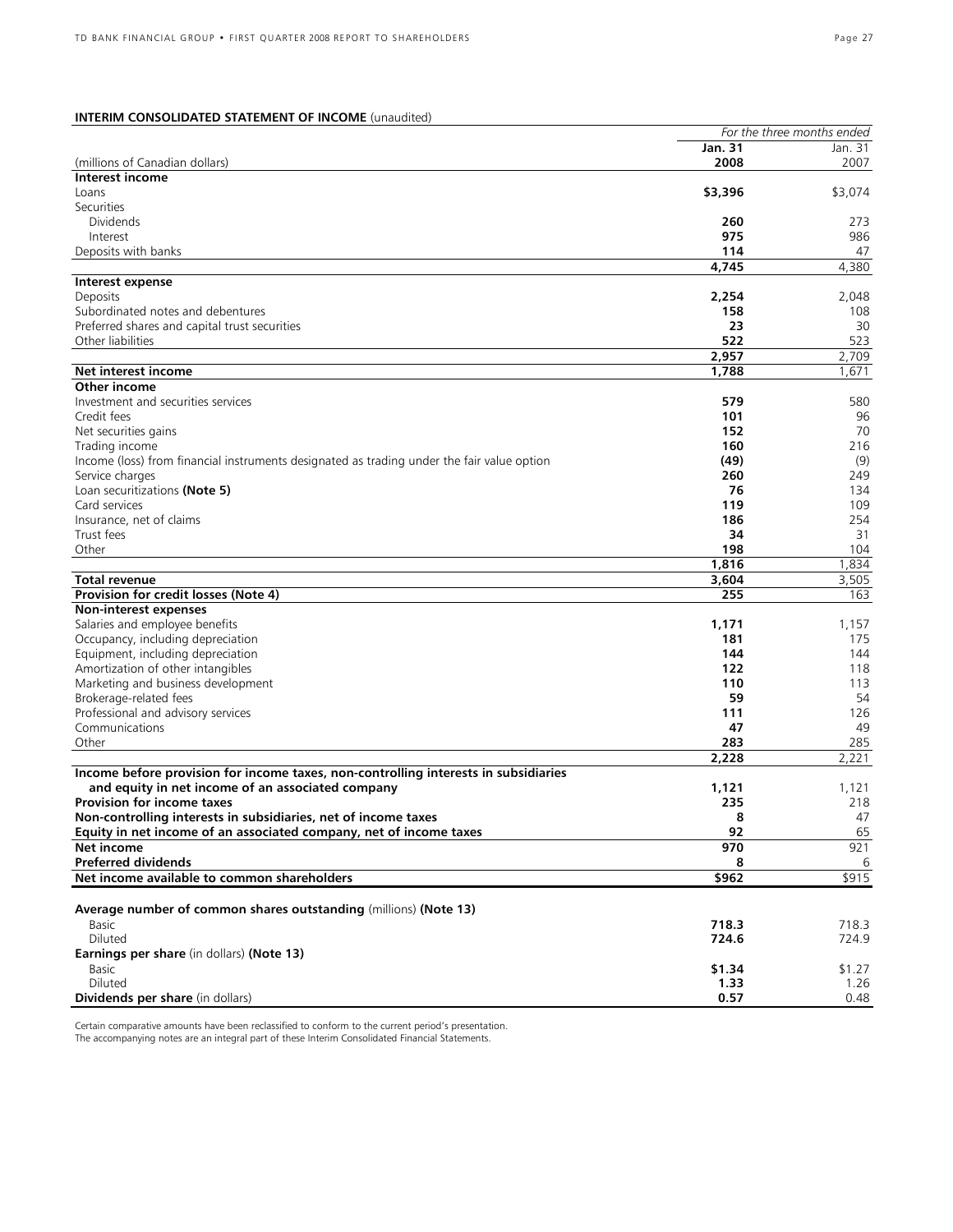**INTERIM CONSOLIDATED STATEMENT OF INCOME** (unaudited)

| | For the three months ended | |
|---|---|---|
| (millions of Canadian dollars) | **Jan. 31 2008** | Jan. 31 2007 |
| **Interest income** | | |
| Loans | **$3,396** | $3,074 |
| Securities | | |
| Dividends | **260** | 273 |
| Interest | **975** | 986 |
| Deposits with banks | **114** | 47 |
| | **4,745** | 4,380 |
| **Interest expense** | | |
| Deposits | **2,254** | 2,048 |
| Subordinated notes and debentures | **158** | 108 |
| Preferred shares and capital trust securities | **23** | 30 |
| Other liabilities | **522** | 523 |
| | **2,957** | 2,709 |
| **Net interest income** | **1,788** | 1,671 |
| **Other income** | | |
| Investment and securities services | **579** | 580 |
| Credit fees | **101** | 96 |
| Net securities gains | **152** | 70 |
| Trading income | **160** | 216 |
| Income (loss) from financial instruments designated as trading under the fair value option | **(49)** | (9) |
| Service charges | **260** | 249 |
| Loan securitizations **(Note 5)** | **76** | 134 |
| Card services | **119** | 109 |
| Insurance, net of claims | **186** | 254 |
| Trust fees | **34** | 31 |
| Other | **198** | 104 |
| | **1,816** | 1,834 |
| **Total revenue** | **3,604** | 3,505 |
| **Provision for credit losses (Note 4)** | **255** | 163 |
| **Non-interest expenses** | | |
| Salaries and employee benefits | **1,171** | 1,157 |
| Occupancy, including depreciation | **181** | 175 |
| Equipment, including depreciation | **144** | 144 |
| Amortization of other intangibles | **122** | 118 |
| Marketing and business development | **110** | 113 |
| Brokerage-related fees | **59** | 54 |
| Professional and advisory services | **111** | 126 |
| Communications | **47** | 49 |
| Other | **283** | 285 |
| | **2,228** | 2,221 |
| **Income before provision for income taxes, non-controlling interests in subsidiaries and equity in net income of an associated company** | **1,121** | 1,121 |
| **Provision for income taxes** | **235** | 218 |
| **Non-controlling interests in subsidiaries, net of income taxes** | **8** | 47 |
| **Equity in net income of an associated company, net of income taxes** | **92** | 65 |
| **Net income** | **970** | 921 |
| **Preferred dividends** | **8** | 6 |
| **Net income available to common shareholders** | **$962** | $915 |
| | | |
| **Average number of common shares outstanding** (millions) **(Note 13)** | | |
| Basic | **718.3** | 718.3 |
| Diluted | **724.6** | 724.9 |
| **Earnings per share** (in dollars) **(Note 13)** | | |
| Basic | **$1.34** | $1.27 |
| Diluted | **1.33** | 1.26 |
| **Dividends per share** (in dollars) | **0.57** | 0.48 |

Certain comparative amounts have been reclassified to conform to the current period's presentation.
The accompanying notes are an integral part of these Interim Consolidated Financial Statements.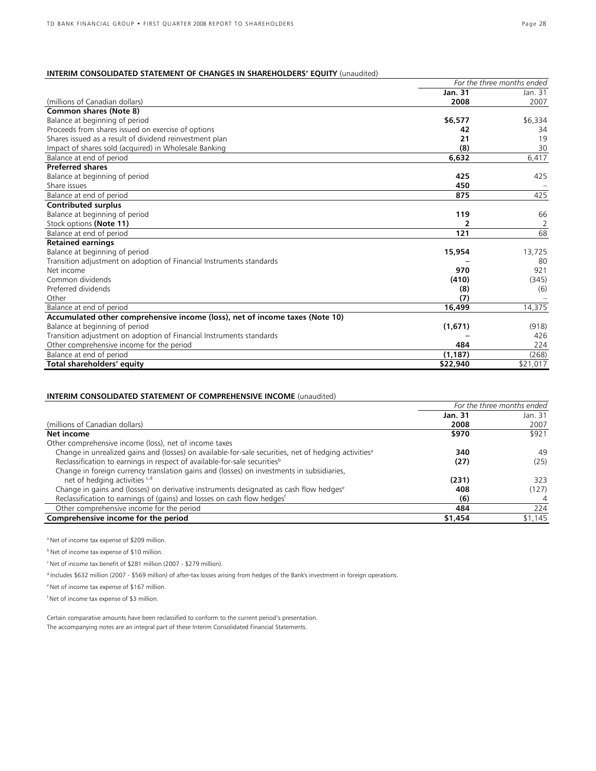**INTERIM CONSOLIDATED STATEMENT OF CHANGES IN SHAREHOLDERS' EQUITY** (unaudited)

| | *For the three months ended* | |
|---|---|---|
| | **Jan. 31** | Jan. 31 |
| (millions of Canadian dollars) | **2008** | 2007 |
| **Common shares (Note 8)** | | |
| Balance at beginning of period | **$6,577** | $6,334 |
| Proceeds from shares issued on exercise of options | **42** | 34 |
| Shares issued as a result of dividend reinvestment plan | **21** | 19 |
| Impact of shares sold (acquired) in Wholesale Banking | **(8)** | 30 |
| Balance at end of period | **6,632** | 6,417 |
| **Preferred shares** | | |
| Balance at beginning of period | **425** | 425 |
| Share issues | **450** | – |
| Balance at end of period | **875** | 425 |
| **Contributed surplus** | | |
| Balance at beginning of period | **119** | 66 |
| Stock options **(Note 11)** | **2** | 2 |
| Balance at end of period | **121** | 68 |
| **Retained earnings** | | |
| Balance at beginning of period | **15,954** | 13,725 |
| Transition adjustment on adoption of Financial Instruments standards | **–** | 80 |
| Net income | **970** | 921 |
| Common dividends | **(410)** | (345) |
| Preferred dividends | **(8)** | (6) |
| Other | **(7)** | – |
| Balance at end of period | **16,499** | 14,375 |
| **Accumulated other comprehensive income (loss), net of income taxes (Note 10)** | | |
| Balance at beginning of period | **(1,671)** | (918) |
| Transition adjustment on adoption of Financial Instruments standards | **–** | 426 |
| Other comprehensive income for the period | **484** | 224 |
| Balance at end of period | **(1,187)** | (268) |
| **Total shareholders' equity** | **$22,940** | $21,017 |

**INTERIM CONSOLIDATED STATEMENT OF COMPREHENSIVE INCOME** (unaudited)

| | *For the three months ended* | |
|---|---|---|
| | **Jan. 31** | Jan. 31 |
| (millions of Canadian dollars) | **2008** | 2007 |
| **Net income** | **$970** | $921 |
| Other comprehensive income (loss), net of income taxes | | |
| Change in unrealized gains and (losses) on available-for-sale securities, net of hedging activities[a] | **340** | 49 |
| Reclassification to earnings in respect of available-for-sale securities[b] | **(27)** | (25) |
| Change in foreign currency translation gains and (losses) on investments in subsidiaries, net of hedging activities[c,d] | **(231)** | 323 |
| Change in gains and (losses) on derivative instruments designated as cash flow hedges[e] | **408** | (127) |
| Reclassification to earnings of (gains) and losses on cash flow hedges[f] | **(6)** | 4 |
| Other comprehensive income for the period | **484** | 224 |
| **Comprehensive income for the period** | **$1,454** | $1,145 |

[a] Net of income tax expense of $209 million.

[b] Net of income tax expense of $10 million.

[c] Net of income tax benefit of $281 million (2007 - $279 million).

[d] Includes $632 million (2007 - $569 million) of after-tax losses arising from hedges of the Bank's investment in foreign operations.

[e] Net of income tax expense of $167 million.

[f] Net of income tax expense of $3 million.

Certain comparative amounts have been reclassified to conform to the current period's presentation.
The accompanying notes are an integral part of these Interim Consolidated Financial Statements.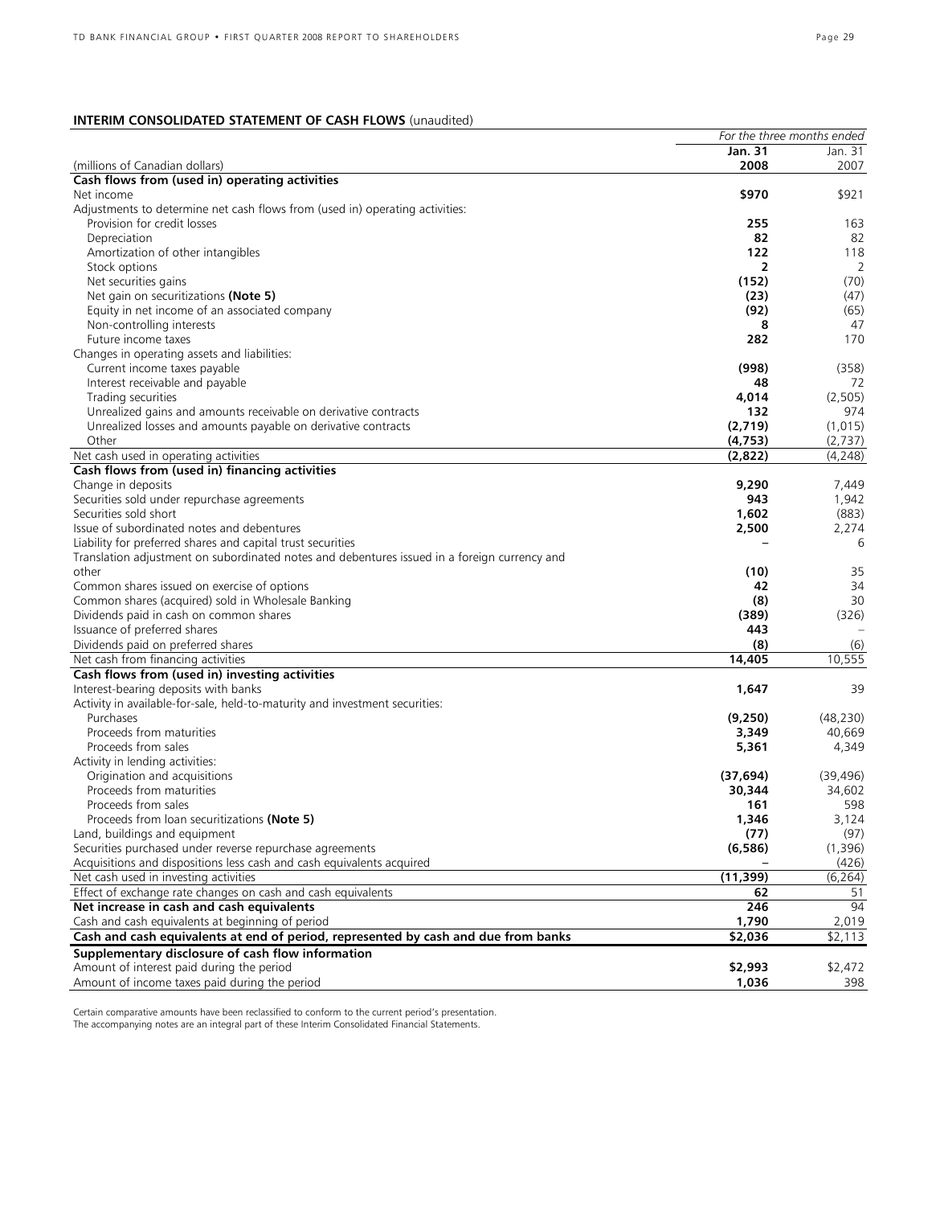## INTERIM CONSOLIDATED STATEMENT OF CASH FLOWS (unaudited)

| | *For the three months ended* | |
|---|---|---|
| | **Jan. 31** | Jan. 31 |
| (millions of Canadian dollars) | **2008** | 2007 |
| **Cash flows from (used in) operating activities** | | |
| Net income | **$970** | $921 |
| Adjustments to determine net cash flows from (used in) operating activities: | | |
| Provision for credit losses | **255** | 163 |
| Depreciation | **82** | 82 |
| Amortization of other intangibles | **122** | 118 |
| Stock options | **2** | 2 |
| Net securities gains | **(152)** | (70) |
| Net gain on securitizations **(Note 5)** | **(23)** | (47) |
| Equity in net income of an associated company | **(92)** | (65) |
| Non-controlling interests | **8** | 47 |
| Future income taxes | **282** | 170 |
| Changes in operating assets and liabilities: | | |
| Current income taxes payable | **(998)** | (358) |
| Interest receivable and payable | **48** | 72 |
| Trading securities | **4,014** | (2,505) |
| Unrealized gains and amounts receivable on derivative contracts | **132** | 974 |
| Unrealized losses and amounts payable on derivative contracts | **(2,719)** | (1,015) |
| Other | **(4,753)** | (2,737) |
| Net cash used in operating activities | **(2,822)** | (4,248) |
| **Cash flows from (used in) financing activities** | | |
| Change in deposits | **9,290** | 7,449 |
| Securities sold under repurchase agreements | **943** | 1,942 |
| Securities sold short | **1,602** | (883) |
| Issue of subordinated notes and debentures | **2,500** | 2,274 |
| Liability for preferred shares and capital trust securities | **–** | 6 |
| Translation adjustment on subordinated notes and debentures issued in a foreign currency and other | **(10)** | 35 |
| Common shares issued on exercise of options | **42** | 34 |
| Common shares (acquired) sold in Wholesale Banking | **(8)** | 30 |
| Dividends paid in cash on common shares | **(389)** | (326) |
| Issuance of preferred shares | **443** | – |
| Dividends paid on preferred shares | **(8)** | (6) |
| Net cash from financing activities | **14,405** | 10,555 |
| **Cash flows from (used in) investing activities** | | |
| Interest-bearing deposits with banks | **1,647** | 39 |
| Activity in available-for-sale, held-to-maturity and investment securities: | | |
| Purchases | **(9,250)** | (48,230) |
| Proceeds from maturities | **3,349** | 40,669 |
| Proceeds from sales | **5,361** | 4,349 |
| Activity in lending activities: | | |
| Origination and acquisitions | **(37,694)** | (39,496) |
| Proceeds from maturities | **30,344** | 34,602 |
| Proceeds from sales | **161** | 598 |
| Proceeds from loan securitizations **(Note 5)** | **1,346** | 3,124 |
| Land, buildings and equipment | **(77)** | (97) |
| Securities purchased under reverse repurchase agreements | **(6,586)** | (1,396) |
| Acquisitions and dispositions less cash and cash equivalents acquired | **–** | (426) |
| Net cash used in investing activities | **(11,399)** | (6,264) |
| Effect of exchange rate changes on cash and cash equivalents | **62** | 51 |
| **Net increase in cash and cash equivalents** | **246** | 94 |
| Cash and cash equivalents at beginning of period | **1,790** | 2,019 |
| **Cash and cash equivalents at end of period, represented by cash and due from banks** | **$2,036** | $2,113 |
| **Supplementary disclosure of cash flow information** | | |
| Amount of interest paid during the period | **$2,993** | $2,472 |
| Amount of income taxes paid during the period | **1,036** | 398 |

Certain comparative amounts have been reclassified to conform to the current period's presentation.
The accompanying notes are an integral part of these Interim Consolidated Financial Statements.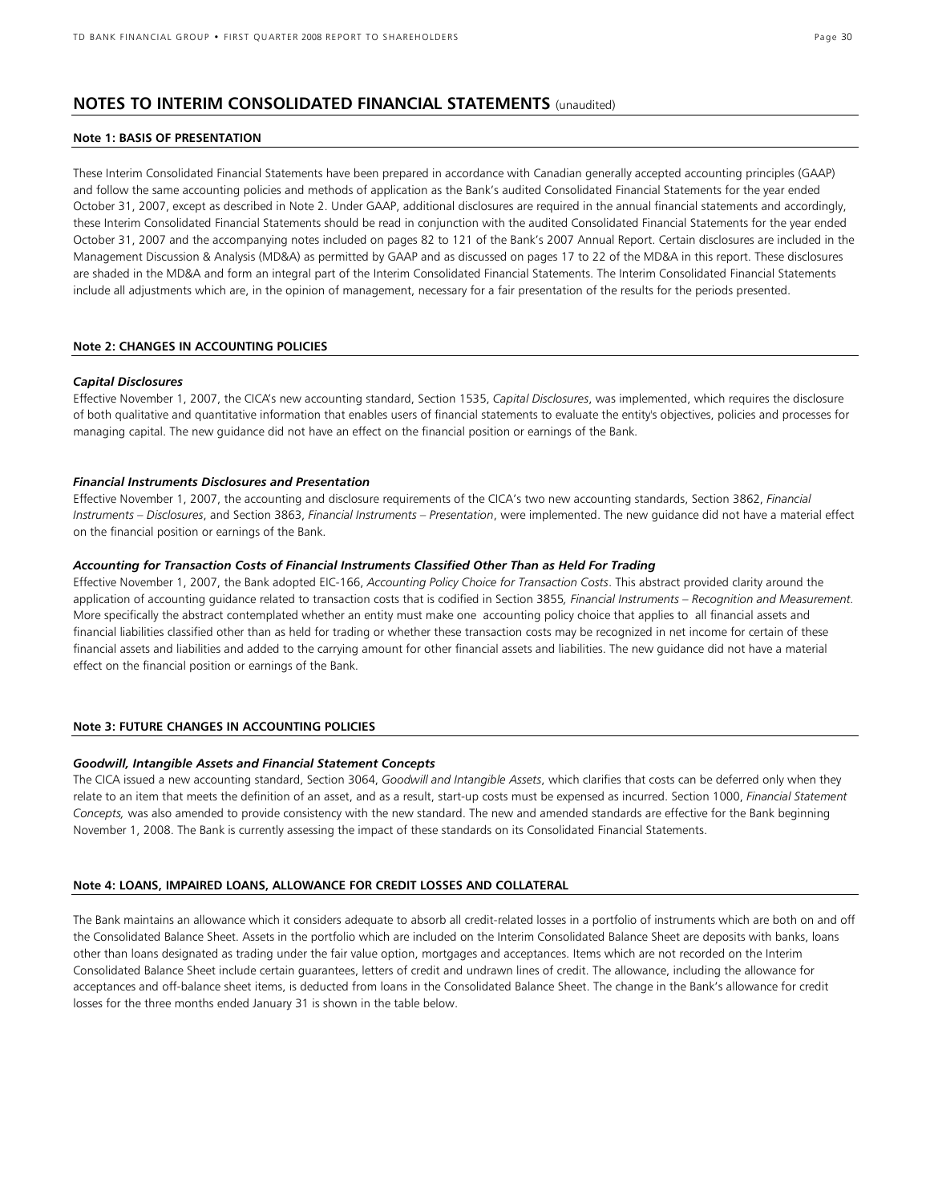# NOTES TO INTERIM CONSOLIDATED FINANCIAL STATEMENTS (unaudited)

## Note 1: BASIS OF PRESENTATION

These Interim Consolidated Financial Statements have been prepared in accordance with Canadian generally accepted accounting principles (GAAP) and follow the same accounting policies and methods of application as the Bank's audited Consolidated Financial Statements for the year ended October 31, 2007, except as described in Note 2. Under GAAP, additional disclosures are required in the annual financial statements and accordingly, these Interim Consolidated Financial Statements should be read in conjunction with the audited Consolidated Financial Statements for the year ended October 31, 2007 and the accompanying notes included on pages 82 to 121 of the Bank's 2007 Annual Report. Certain disclosures are included in the Management Discussion & Analysis (MD&A) as permitted by GAAP and as discussed on pages 17 to 22 of the MD&A in this report. These disclosures are shaded in the MD&A and form an integral part of the Interim Consolidated Financial Statements. The Interim Consolidated Financial Statements include all adjustments which are, in the opinion of management, necessary for a fair presentation of the results for the periods presented.

## Note 2: CHANGES IN ACCOUNTING POLICIES

### *Capital Disclosures*

Effective November 1, 2007, the CICA's new accounting standard, Section 1535, *Capital Disclosures*, was implemented, which requires the disclosure of both qualitative and quantitative information that enables users of financial statements to evaluate the entity's objectives, policies and processes for managing capital. The new guidance did not have an effect on the financial position or earnings of the Bank.

### *Financial Instruments Disclosures and Presentation*

Effective November 1, 2007, the accounting and disclosure requirements of the CICA's two new accounting standards, Section 3862, *Financial Instruments – Disclosures*, and Section 3863, *Financial Instruments – Presentation*, were implemented. The new guidance did not have a material effect on the financial position or earnings of the Bank.

### *Accounting for Transaction Costs of Financial Instruments Classified Other Than as Held For Trading*

Effective November 1, 2007, the Bank adopted EIC-166, *Accounting Policy Choice for Transaction Costs*. This abstract provided clarity around the application of accounting guidance related to transaction costs that is codified in Section 3855, *Financial Instruments – Recognition and Measurement*. More specifically the abstract contemplated whether an entity must make one accounting policy choice that applies to all financial assets and financial liabilities classified other than as held for trading or whether these transaction costs may be recognized in net income for certain of these financial assets and liabilities and added to the carrying amount for other financial assets and liabilities. The new guidance did not have a material effect on the financial position or earnings of the Bank.

## Note 3: FUTURE CHANGES IN ACCOUNTING POLICIES

### *Goodwill, Intangible Assets and Financial Statement Concepts*

The CICA issued a new accounting standard, Section 3064, *Goodwill and Intangible Assets*, which clarifies that costs can be deferred only when they relate to an item that meets the definition of an asset, and as a result, start-up costs must be expensed as incurred. Section 1000, *Financial Statement Concepts,* was also amended to provide consistency with the new standard. The new and amended standards are effective for the Bank beginning November 1, 2008. The Bank is currently assessing the impact of these standards on its Consolidated Financial Statements.

## Note 4: LOANS, IMPAIRED LOANS, ALLOWANCE FOR CREDIT LOSSES AND COLLATERAL

The Bank maintains an allowance which it considers adequate to absorb all credit-related losses in a portfolio of instruments which are both on and off the Consolidated Balance Sheet. Assets in the portfolio which are included on the Interim Consolidated Balance Sheet are deposits with banks, loans other than loans designated as trading under the fair value option, mortgages and acceptances. Items which are not recorded on the Interim Consolidated Balance Sheet include certain guarantees, letters of credit and undrawn lines of credit. The allowance, including the allowance for acceptances and off-balance sheet items, is deducted from loans in the Consolidated Balance Sheet. The change in the Bank's allowance for credit losses for the three months ended January 31 is shown in the table below.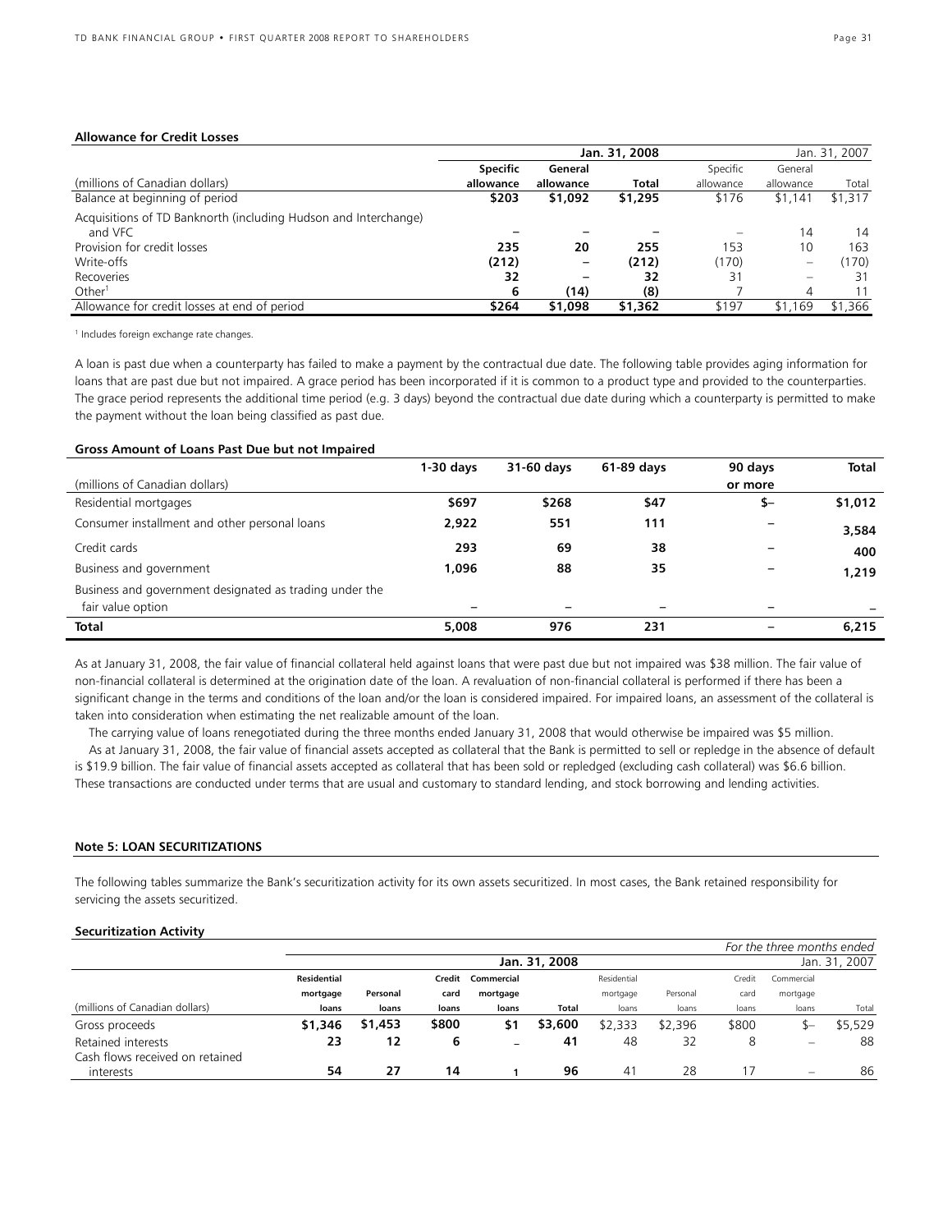**Allowance for Credit Losses**

| | Jan. 31, 2008 | | | Jan. 31, 2007 | | |
|---|---|---|---|---|---|---|
| (millions of Canadian dollars) | **Specific allowance** | **General allowance** | **Total** | Specific allowance | General allowance | Total |
| Balance at beginning of period | **$203** | **$1,092** | **$1,295** | $176 | $1,141 | $1,317 |
| Acquisitions of TD Banknorth (including Hudson and Interchange) and VFC | **–** | **–** | **–** | – | 14 | 14 |
| Provision for credit losses | **235** | **20** | **255** | 153 | 10 | 163 |
| Write-offs | **(212)** | **–** | **(212)** | (170) | – | (170) |
| Recoveries | **32** | **–** | **32** | 31 | – | 31 |
| Other[1] | **6** | **(14)** | **(8)** | 7 | 4 | 11 |
| Allowance for credit losses at end of period | **$264** | **$1,098** | **$1,362** | $197 | $1,169 | $1,366 |

[1] Includes foreign exchange rate changes.

A loan is past due when a counterparty has failed to make a payment by the contractual due date. The following table provides aging information for loans that are past due but not impaired. A grace period has been incorporated if it is common to a product type and provided to the counterparties. The grace period represents the additional time period (e.g. 3 days) beyond the contractual due date during which a counterparty is permitted to make the payment without the loan being classified as past due.

**Gross Amount of Loans Past Due but not Impaired**

| (millions of Canadian dollars) | **1-30 days** | **31-60 days** | **61-89 days** | **90 days or more** | **Total** |
|---|---|---|---|---|---|
| Residential mortgages | **$697** | **$268** | **$47** | **$–** | **$1,012** |
| Consumer installment and other personal loans | **2,922** | **551** | **111** | **–** | **3,584** |
| Credit cards | **293** | **69** | **38** | **–** | **400** |
| Business and government | **1,096** | **88** | **35** | **–** | **1,219** |
| Business and government designated as trading under the fair value option | **–** | **–** | **–** | **–** | **–** |
| **Total** | **5,008** | **976** | **231** | **–** | **6,215** |

As at January 31, 2008, the fair value of financial collateral held against loans that were past due but not impaired was $38 million. The fair value of non-financial collateral is determined at the origination date of the loan. A revaluation of non-financial collateral is performed if there has been a significant change in the terms and conditions of the loan and/or the loan is considered impaired. For impaired loans, an assessment of the collateral is taken into consideration when estimating the net realizable amount of the loan.

The carrying value of loans renegotiated during the three months ended January 31, 2008 that would otherwise be impaired was $5 million.

As at January 31, 2008, the fair value of financial assets accepted as collateral that the Bank is permitted to sell or repledge in the absence of default is $19.9 billion. The fair value of financial assets accepted as collateral that has been sold or repledged (excluding cash collateral) was $6.6 billion. These transactions are conducted under terms that are usual and customary to standard lending, and stock borrowing and lending activities.

## Note 5: LOAN SECURITIZATIONS

The following tables summarize the Bank's securitization activity for its own assets securitized. In most cases, the Bank retained responsibility for servicing the assets securitized.

**Securitization Activity**

| | *For the three months ended* | | | | | | | | | |
|---|---|---|---|---|---|---|---|---|---|---|
| | Jan. 31, 2008 | | | | | Jan. 31, 2007 | | | | |
| (millions of Canadian dollars) | **Residential mortgage loans** | **Personal loans** | **Credit card loans** | **Commercial mortgage loans** | **Total** | Residential mortgage loans | Personal loans | Credit card loans | Commercial mortgage loans | Total |
| Gross proceeds | **$1,346** | **$1,453** | **$800** | **$1** | **$3,600** | $2,333 | $2,396 | $800 | $– | $5,529 |
| Retained interests | **23** | **12** | **6** | **–** | **41** | 48 | 32 | 8 | – | 88 |
| Cash flows received on retained interests | **54** | **27** | **14** | **1** | **96** | 41 | 28 | 17 | – | 86 |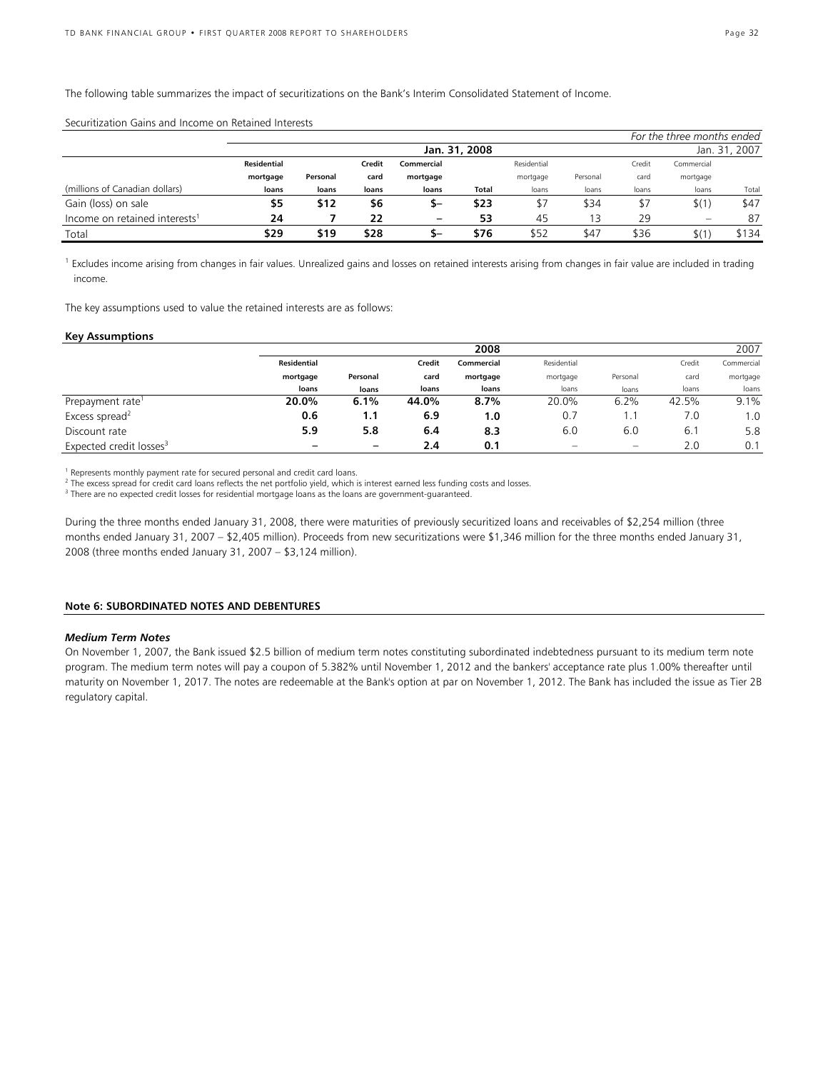The following table summarizes the impact of securitizations on the Bank's Interim Consolidated Statement of Income.

Securitization Gains and Income on Retained Interests

| | | | | | | | | | *For the three months ended* | |
|---|---|---|---|---|---|---|---|---|---|---|
| | **Jan. 31, 2008** | | | | | Jan. 31, 2007 | | | | |
| (millions of Canadian dollars) | **Residential mortgage loans** | **Personal loans** | **Credit card loans** | **Commercial mortgage loans** | **Total** | Residential mortgage loans | Personal loans | Credit card loans | Commercial mortgage loans | Total |
| Gain (loss) on sale | **$5** | **$12** | **$6** | **$–** | **$23** | $7 | $34 | $7 | $(1) | $47 |
| Income on retained interests[1] | **24** | **7** | **22** | **–** | **53** | 45 | 13 | 29 | – | 87 |
| Total | **$29** | **$19** | **$28** | **$–** | **$76** | $52 | $47 | $36 | $(1) | $134 |

[1] Excludes income arising from changes in fair values. Unrealized gains and losses on retained interests arising from changes in fair value are included in trading income.

The key assumptions used to value the retained interests are as follows:

**Key Assumptions**

| | **2008** | | | | 2007 | | | |
|---|---|---|---|---|---|---|---|---|
| | **Residential mortgage loans** | **Personal loans** | **Credit card loans** | **Commercial mortgage loans** | Residential mortgage loans | Personal loans | Credit card loans | Commercial mortgage loans |
| Prepayment rate[1] | **20.0%** | **6.1%** | **44.0%** | **8.7%** | 20.0% | 6.2% | 42.5% | 9.1% |
| Excess spread[2] | **0.6** | **1.1** | **6.9** | **1.0** | 0.7 | 1.1 | 7.0 | 1.0 |
| Discount rate | **5.9** | **5.8** | **6.4** | **8.3** | 6.0 | 6.0 | 6.1 | 5.8 |
| Expected credit losses[3] | **–** | **–** | **2.4** | **0.1** | – | – | 2.0 | 0.1 |

[1] Represents monthly payment rate for secured personal and credit card loans.
[2] The excess spread for credit card loans reflects the net portfolio yield, which is interest earned less funding costs and losses.
[3] There are no expected credit losses for residential mortgage loans as the loans are government-guaranteed.

During the three months ended January 31, 2008, there were maturities of previously securitized loans and receivables of $2,254 million (three months ended January 31, 2007 – $2,405 million). Proceeds from new securitizations were $1,346 million for the three months ended January 31, 2008 (three months ended January 31, 2007 – $3,124 million).

## Note 6: SUBORDINATED NOTES AND DEBENTURES

***Medium Term Notes***

On November 1, 2007, the Bank issued $2.5 billion of medium term notes constituting subordinated indebtedness pursuant to its medium term note program. The medium term notes will pay a coupon of 5.382% until November 1, 2012 and the bankers' acceptance rate plus 1.00% thereafter until maturity on November 1, 2017. The notes are redeemable at the Bank's option at par on November 1, 2012. The Bank has included the issue as Tier 2B regulatory capital.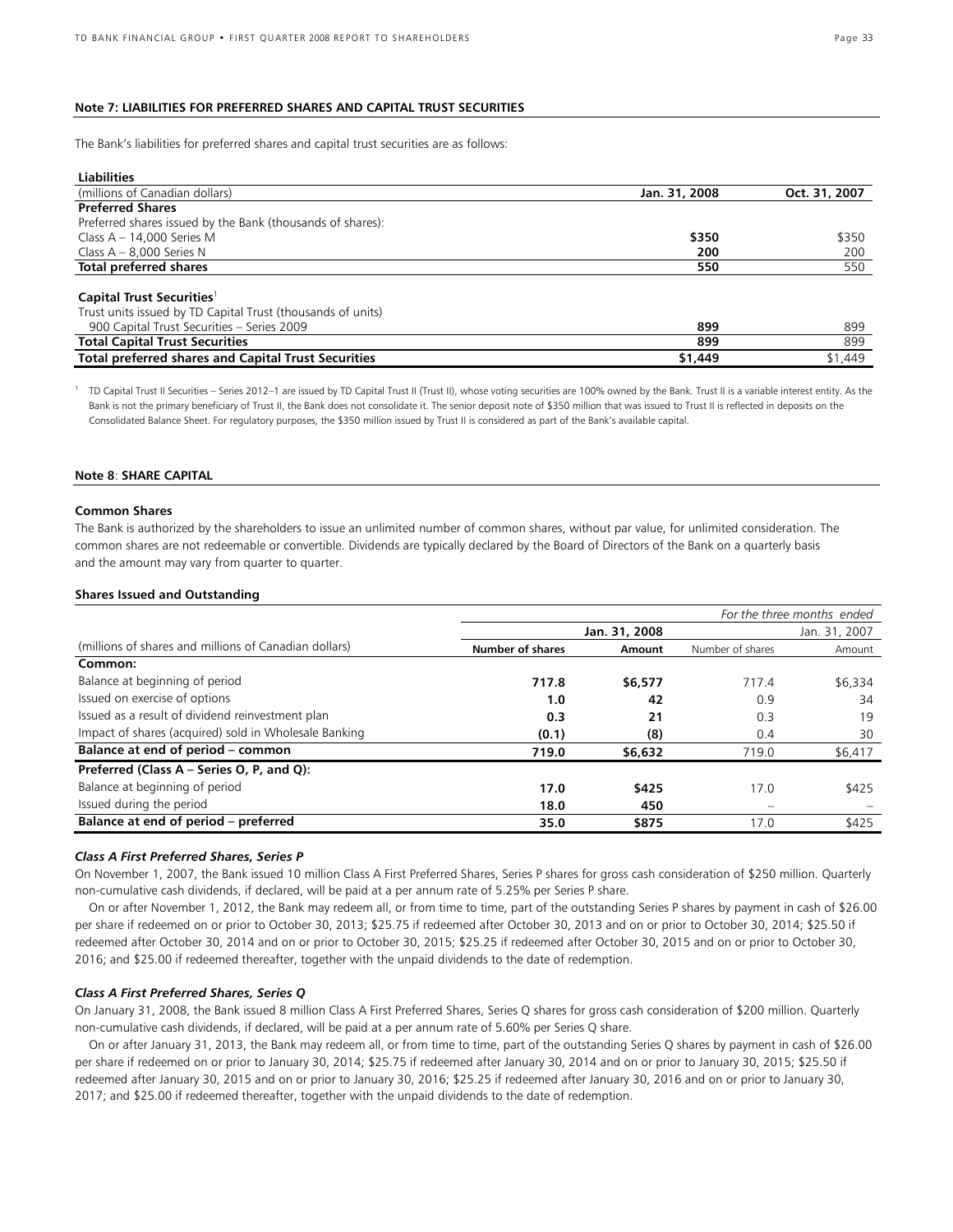### Note 7: LIABILITIES FOR PREFERRED SHARES AND CAPITAL TRUST SECURITIES

The Bank's liabilities for preferred shares and capital trust securities are as follows:

| **Liabilities** | | |
|---|---|---|
| (millions of Canadian dollars) | **Jan. 31, 2008** | **Oct. 31, 2007** |
| **Preferred Shares** | | |
| Preferred shares issued by the Bank (thousands of shares): | | |
| Class A – 14,000 Series M | **$350** | $350 |
| Class A – 8,000 Series N | **200** | 200 |
| **Total preferred shares** | **550** | 550 |
| **Capital Trust Securities**[1] | | |
| Trust units issued by TD Capital Trust (thousands of units) | | |
| 900 Capital Trust Securities – Series 2009 | **899** | 899 |
| **Total Capital Trust Securities** | **899** | 899 |
| **Total preferred shares and Capital Trust Securities** | **$1,449** | $1,449 |

[1] TD Capital Trust II Securities – Series 2012–1 are issued by TD Capital Trust II (Trust II), whose voting securities are 100% owned by the Bank. Trust II is a variable interest entity. As the Bank is not the primary beneficiary of Trust II, the Bank does not consolidate it. The senior deposit note of $350 million that was issued to Trust II is reflected in deposits on the Consolidated Balance Sheet. For regulatory purposes, the $350 million issued by Trust II is considered as part of the Bank's available capital.

### Note 8: SHARE CAPITAL

**Common Shares**

The Bank is authorized by the shareholders to issue an unlimited number of common shares, without par value, for unlimited consideration. The common shares are not redeemable or convertible. Dividends are typically declared by the Board of Directors of the Bank on a quarterly basis and the amount may vary from quarter to quarter.

**Shares Issued and Outstanding**

| | | | *For the three months ended* | |
|---|---|---|---|---|
| | **Jan. 31, 2008** | | Jan. 31, 2007 | |
| (millions of shares and millions of Canadian dollars) | **Number of shares** | **Amount** | Number of shares | Amount |
| **Common:** | | | | |
| Balance at beginning of period | **717.8** | **$6,577** | 717.4 | $6,334 |
| Issued on exercise of options | **1.0** | **42** | 0.9 | 34 |
| Issued as a result of dividend reinvestment plan | **0.3** | **21** | 0.3 | 19 |
| Impact of shares (acquired) sold in Wholesale Banking | **(0.1)** | **(8)** | 0.4 | 30 |
| **Balance at end of period – common** | **719.0** | **$6,632** | 719.0 | $6,417 |
| **Preferred (Class A – Series O, P, and Q):** | | | | |
| Balance at beginning of period | **17.0** | **$425** | 17.0 | $425 |
| Issued during the period | **18.0** | **450** | – | – |
| **Balance at end of period – preferred** | **35.0** | **$875** | 17.0 | $425 |

***Class A First Preferred Shares, Series P***

On November 1, 2007, the Bank issued 10 million Class A First Preferred Shares, Series P shares for gross cash consideration of $250 million. Quarterly non-cumulative cash dividends, if declared, will be paid at a per annum rate of 5.25% per Series P share.

On or after November 1, 2012, the Bank may redeem all, or from time to time, part of the outstanding Series P shares by payment in cash of $26.00 per share if redeemed on or prior to October 30, 2013; $25.75 if redeemed after October 30, 2013 and on or prior to October 30, 2014; $25.50 if redeemed after October 30, 2014 and on or prior to October 30, 2015; $25.25 if redeemed after October 30, 2015 and on or prior to October 30, 2016; and $25.00 if redeemed thereafter, together with the unpaid dividends to the date of redemption.

***Class A First Preferred Shares, Series Q***

On January 31, 2008, the Bank issued 8 million Class A First Preferred Shares, Series Q shares for gross cash consideration of $200 million. Quarterly non-cumulative cash dividends, if declared, will be paid at a per annum rate of 5.60% per Series Q share.

On or after January 31, 2013, the Bank may redeem all, or from time to time, part of the outstanding Series Q shares by payment in cash of $26.00 per share if redeemed on or prior to January 30, 2014; $25.75 if redeemed after January 30, 2014 and on or prior to January 30, 2015; $25.50 if redeemed after January 30, 2015 and on or prior to January 30, 2016; $25.25 if redeemed after January 30, 2016 and on or prior to January 30, 2017; and $25.00 if redeemed thereafter, together with the unpaid dividends to the date of redemption.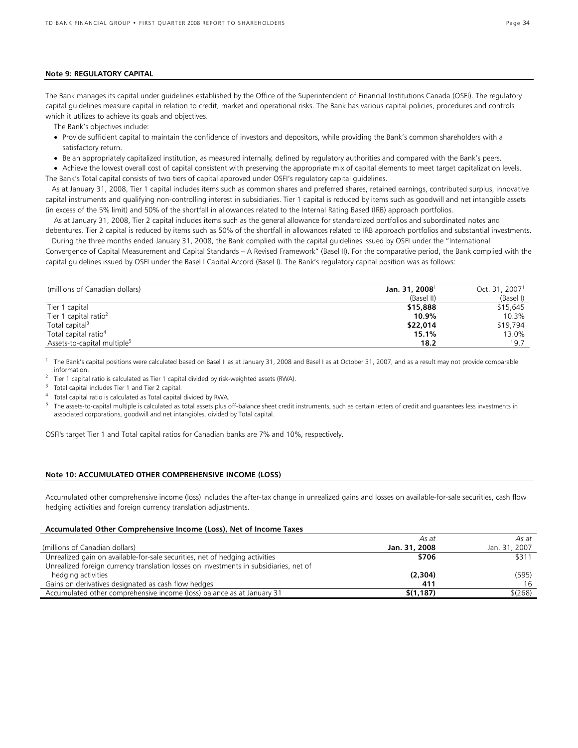## Note 9: REGULATORY CAPITAL

The Bank manages its capital under guidelines established by the Office of the Superintendent of Financial Institutions Canada (OSFI). The regulatory capital guidelines measure capital in relation to credit, market and operational risks. The Bank has various capital policies, procedures and controls which it utilizes to achieve its goals and objectives.

The Bank's objectives include:

- Provide sufficient capital to maintain the confidence of investors and depositors, while providing the Bank's common shareholders with a satisfactory return.
- Be an appropriately capitalized institution, as measured internally, defined by regulatory authorities and compared with the Bank's peers.
- Achieve the lowest overall cost of capital consistent with preserving the appropriate mix of capital elements to meet target capitalization levels.

The Bank's Total capital consists of two tiers of capital approved under OSFI's regulatory capital guidelines.

As at January 31, 2008, Tier 1 capital includes items such as common shares and preferred shares, retained earnings, contributed surplus, innovative capital instruments and qualifying non-controlling interest in subsidiaries. Tier 1 capital is reduced by items such as goodwill and net intangible assets (in excess of the 5% limit) and 50% of the shortfall in allowances related to the Internal Rating Based (IRB) approach portfolios.

As at January 31, 2008, Tier 2 capital includes items such as the general allowance for standardized portfolios and subordinated notes and debentures. Tier 2 capital is reduced by items such as 50% of the shortfall in allowances related to IRB approach portfolios and substantial investments.

During the three months ended January 31, 2008, the Bank complied with the capital guidelines issued by OSFI under the "International Convergence of Capital Measurement and Capital Standards – A Revised Framework" (Basel II). For the comparative period, the Bank complied with the capital guidelines issued by OSFI under the Basel I Capital Accord (Basel I). The Bank's regulatory capital position was as follows:

| (millions of Canadian dollars) | **Jan. 31, 2008**[1] | Oct. 31, 2007[1] |
|---|---|---|
| | (Basel II) | (Basel I) |
| Tier 1 capital | **$15,888** | $15,645 |
| Tier 1 capital ratio[2] | **10.9%** | 10.3% |
| Total capital[3] | **$22,014** | $19,794 |
| Total capital ratio[4] | **15.1%** | 13.0% |
| Assets-to-capital multiple[5] | **18.2** | 19.7 |

[1] The Bank's capital positions were calculated based on Basel II as at January 31, 2008 and Basel I as at October 31, 2007, and as a result may not provide comparable information.

[2] Tier 1 capital ratio is calculated as Tier 1 capital divided by risk-weighted assets (RWA).

[3] Total capital includes Tier 1 and Tier 2 capital.

[4] Total capital ratio is calculated as Total capital divided by RWA.

[5] The assets-to-capital multiple is calculated as total assets plus off-balance sheet credit instruments, such as certain letters of credit and guarantees less investments in associated corporations, goodwill and net intangibles, divided by Total capital.

OSFI's target Tier 1 and Total capital ratios for Canadian banks are 7% and 10%, respectively.

## Note 10: ACCUMULATED OTHER COMPREHENSIVE INCOME (LOSS)

Accumulated other comprehensive income (loss) includes the after-tax change in unrealized gains and losses on available-for-sale securities, cash flow hedging activities and foreign currency translation adjustments.

### Accumulated Other Comprehensive Income (Loss), Net of Income Taxes

| | *As at* | *As at* |
|---|---|---|
| (millions of Canadian dollars) | **Jan. 31, 2008** | Jan. 31, 2007 |
| Unrealized gain on available-for-sale securities, net of hedging activities | **$706** | $311 |
| Unrealized foreign currency translation losses on investments in subsidiaries, net of hedging activities | **(2,304)** | (595) |
| Gains on derivatives designated as cash flow hedges | **411** | 16 |
| Accumulated other comprehensive income (loss) balance as at January 31 | **$(1,187)** | $(268) |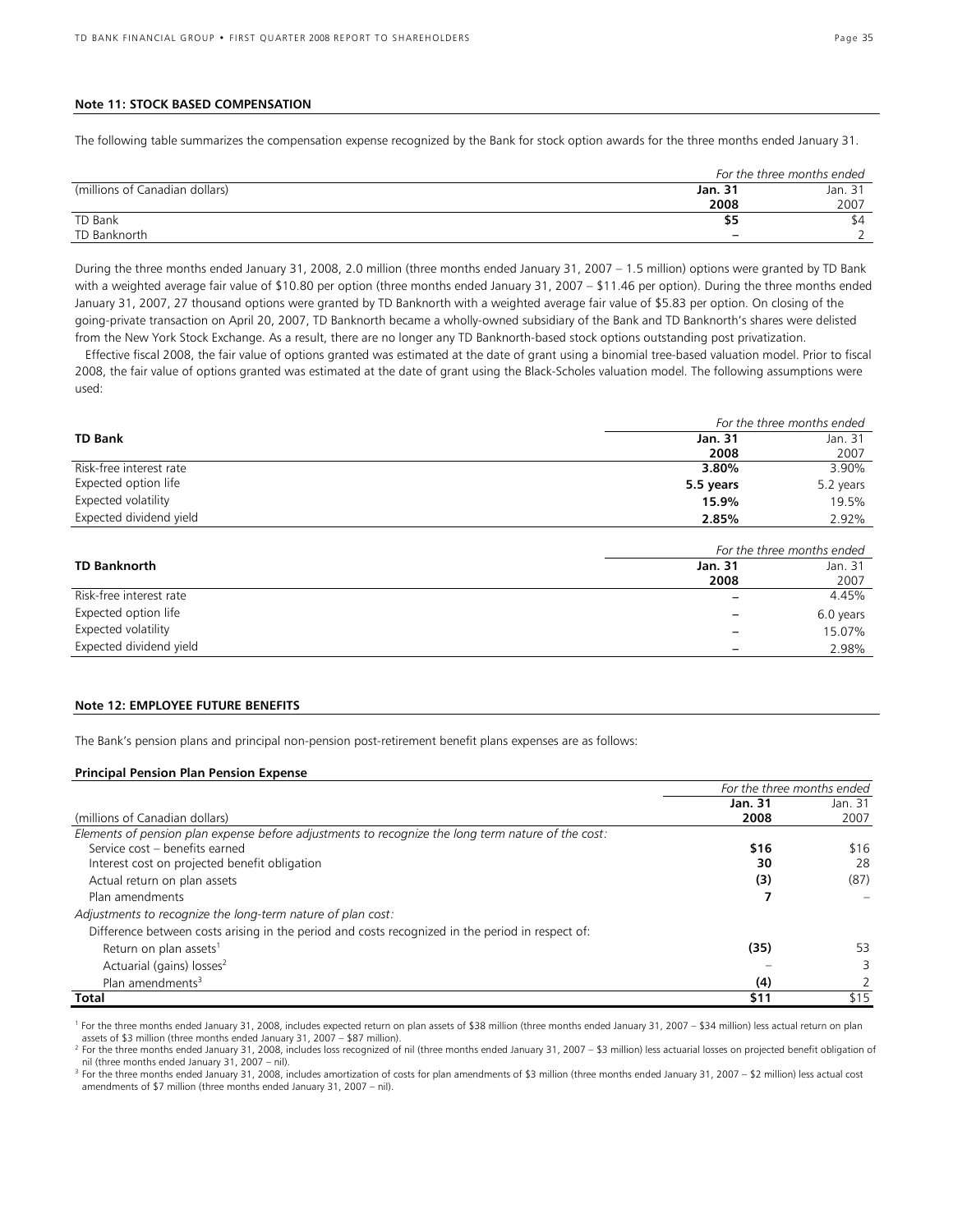### Note 11: STOCK BASED COMPENSATION

The following table summarizes the compensation expense recognized by the Bank for stock option awards for the three months ended January 31.

| (millions of Canadian dollars) | *For the three months ended* **Jan. 31 2008** | Jan. 31 2007 |
|---|---|---|
| TD Bank | **$5** | $4 |
| TD Banknorth | **–** | 2 |

During the three months ended January 31, 2008, 2.0 million (three months ended January 31, 2007 – 1.5 million) options were granted by TD Bank with a weighted average fair value of $10.80 per option (three months ended January 31, 2007 – $11.46 per option). During the three months ended January 31, 2007, 27 thousand options were granted by TD Banknorth with a weighted average fair value of $5.83 per option. On closing of the going-private transaction on April 20, 2007, TD Banknorth became a wholly-owned subsidiary of the Bank and TD Banknorth's shares were delisted from the New York Stock Exchange. As a result, there are no longer any TD Banknorth-based stock options outstanding post privatization.

Effective fiscal 2008, the fair value of options granted was estimated at the date of grant using a binomial tree-based valuation model. Prior to fiscal 2008, the fair value of options granted was estimated at the date of grant using the Black-Scholes valuation model. The following assumptions were used:

| **TD Bank** | *For the three months ended* **Jan. 31 2008** | Jan. 31 2007 |
|---|---|---|
| Risk-free interest rate | **3.80%** | 3.90% |
| Expected option life | **5.5 years** | 5.2 years |
| Expected volatility | **15.9%** | 19.5% |
| Expected dividend yield | **2.85%** | 2.92% |

| **TD Banknorth** | *For the three months ended* **Jan. 31 2008** | Jan. 31 2007 |
|---|---|---|
| Risk-free interest rate | **–** | 4.45% |
| Expected option life | **–** | 6.0 years |
| Expected volatility | **–** | 15.07% |
| Expected dividend yield | **–** | 2.98% |

### Note 12: EMPLOYEE FUTURE BENEFITS

The Bank's pension plans and principal non-pension post-retirement benefit plans expenses are as follows:

**Principal Pension Plan Pension Expense**

| (millions of Canadian dollars) | *For the three months ended* **Jan. 31 2008** | Jan. 31 2007 |
|---|---|---|
| *Elements of pension plan expense before adjustments to recognize the long term nature of the cost:* | | |
| Service cost – benefits earned | **$16** | $16 |
| Interest cost on projected benefit obligation | **30** | 28 |
| Actual return on plan assets | **(3)** | (87) |
| Plan amendments | **7** | – |
| *Adjustments to recognize the long-term nature of plan cost:* | | |
| Difference between costs arising in the period and costs recognized in the period in respect of: | | |
| Return on plan assets[1] | **(35)** | 53 |
| Actuarial (gains) losses[2] | **–** | 3 |
| Plan amendments[3] | **(4)** | 2 |
| **Total** | **$11** | $15 |

[1] For the three months ended January 31, 2008, includes expected return on plan assets of $38 million (three months ended January 31, 2007 – $34 million) less actual return on plan assets of $3 million (three months ended January 31, 2007 – $87 million).

[2] For the three months ended January 31, 2008, includes loss recognized of nil (three months ended January 31, 2007 – $3 million) less actuarial losses on projected benefit obligation of nil (three months ended January 31, 2007 – nil).

[3] For the three months ended January 31, 2008, includes amortization of costs for plan amendments of $3 million (three months ended January 31, 2007 – $2 million) less actual cost amendments of $7 million (three months ended January 31, 2007 – nil).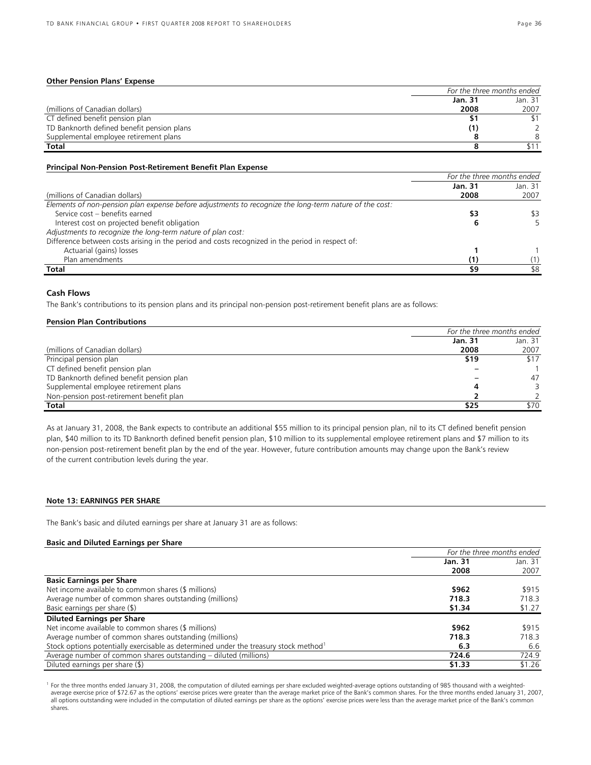**Other Pension Plans' Expense**

| (millions of Canadian dollars) | For the three months ended Jan. 31 2008 | Jan. 31 2007 |
|---|---|---|
| CT defined benefit pension plan | **$1** | $1 |
| TD Banknorth defined benefit pension plans | **(1)** | 2 |
| Supplemental employee retirement plans | **8** | 8 |
| **Total** | **8** | $11 |

**Principal Non-Pension Post-Retirement Benefit Plan Expense**

| (millions of Canadian dollars) | For the three months ended Jan. 31 2008 | Jan. 31 2007 |
|---|---|---|
| *Elements of non-pension plan expense before adjustments to recognize the long-term nature of the cost:* | | |
| Service cost – benefits earned | **$3** | $3 |
| Interest cost on projected benefit obligation | **6** | 5 |
| *Adjustments to recognize the long-term nature of plan cost:* | | |
| Difference between costs arising in the period and costs recognized in the period in respect of: | | |
| Actuarial (gains) losses | **1** | 1 |
| Plan amendments | **(1)** | (1) |
| **Total** | **$9** | $8 |

### Cash Flows

The Bank's contributions to its pension plans and its principal non-pension post-retirement benefit plans are as follows:

**Pension Plan Contributions**

| (millions of Canadian dollars) | For the three months ended Jan. 31 2008 | Jan. 31 2007 |
|---|---|---|
| Principal pension plan | **$19** | $17 |
| CT defined benefit pension plan | **–** | 1 |
| TD Banknorth defined benefit pension plan | **–** | 47 |
| Supplemental employee retirement plans | **4** | 3 |
| Non-pension post-retirement benefit plan | **2** | 2 |
| **Total** | **$25** | $70 |

As at January 31, 2008, the Bank expects to contribute an additional $55 million to its principal pension plan, nil to its CT defined benefit pension plan, $40 million to its TD Banknorth defined benefit pension plan, $10 million to its supplemental employee retirement plans and $7 million to its non-pension post-retirement benefit plan by the end of the year. However, future contribution amounts may change upon the Bank's review of the current contribution levels during the year.

## Note 13: EARNINGS PER SHARE

The Bank's basic and diluted earnings per share at January 31 are as follows:

**Basic and Diluted Earnings per Share**

| | For the three months ended Jan. 31 2008 | Jan. 31 2007 |
|---|---|---|
| **Basic Earnings per Share** | | |
| Net income available to common shares ($ millions) | **$962** | $915 |
| Average number of common shares outstanding (millions) | **718.3** | 718.3 |
| Basic earnings per share ($) | **$1.34** | $1.27 |
| **Diluted Earnings per Share** | | |
| Net income available to common shares ($ millions) | **$962** | $915 |
| Average number of common shares outstanding (millions) | **718.3** | 718.3 |
| Stock options potentially exercisable as determined under the treasury stock method[1] | **6.3** | 6.6 |
| Average number of common shares outstanding – diluted (millions) | **724.6** | 724.9 |
| Diluted earnings per share ($) | **$1.33** | $1.26 |

[1] For the three months ended January 31, 2008, the computation of diluted earnings per share excluded weighted-average options outstanding of 985 thousand with a weighted-average exercise price of $72.67 as the options' exercise prices were greater than the average market price of the Bank's common shares. For the three months ended January 31, 2007, all options outstanding were included in the computation of diluted earnings per share as the options' exercise prices were less than the average market price of the Bank's common shares.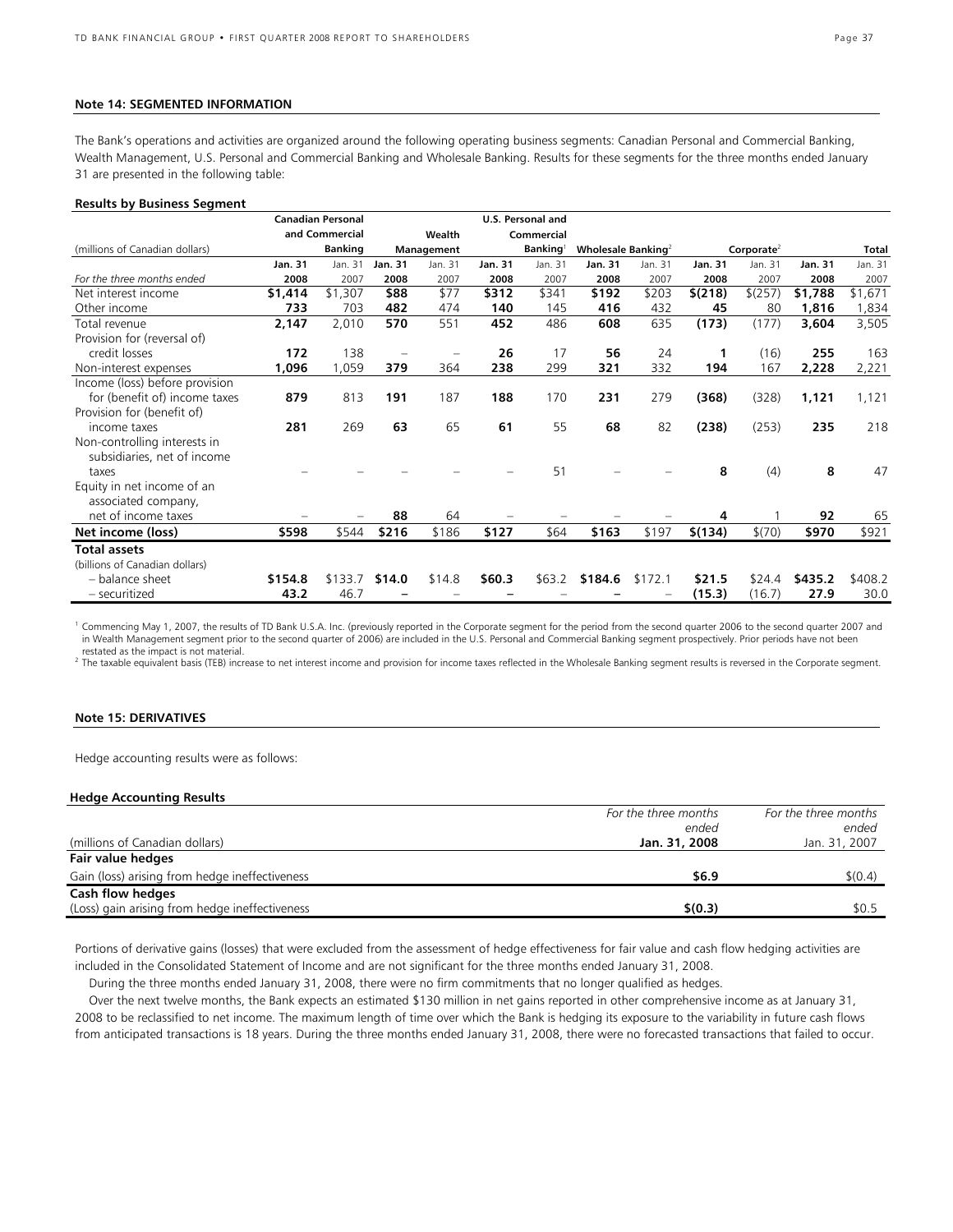**Note 14: SEGMENTED INFORMATION**

The Bank's operations and activities are organized around the following operating business segments: Canadian Personal and Commercial Banking, Wealth Management, U.S. Personal and Commercial Banking and Wholesale Banking. Results for these segments for the three months ended January 31 are presented in the following table:

**Results by Business Segment**

| (millions of Canadian dollars) | Canadian Personal and Commercial Banking | | Wealth Management | | U.S. Personal and Commercial Banking[1] | | Wholesale Banking[2] | | Corporate[2] | | Total | |
|---|---|---|---|---|---|---|---|---|---|---|---|---|
| *For the three months ended* | **Jan. 31 2008** | Jan. 31 2007 | **Jan. 31 2008** | Jan. 31 2007 | **Jan. 31 2008** | Jan. 31 2007 | **Jan. 31 2008** | Jan. 31 2007 | **Jan. 31 2008** | Jan. 31 2007 | **Jan. 31 2008** | Jan. 31 2007 |
| Net interest income | **$1,414** | $1,307 | **$88** | $77 | **$312** | $341 | **$192** | $203 | **$(218)** | $(257) | **$1,788** | $1,671 |
| Other income | **733** | 703 | **482** | 474 | **140** | 145 | **416** | 432 | **45** | 80 | **1,816** | 1,834 |
| Total revenue | **2,147** | 2,010 | **570** | 551 | **452** | 486 | **608** | 635 | **(173)** | (177) | **3,604** | 3,505 |
| Provision for (reversal of) credit losses | **172** | 138 | **–** | – | **26** | 17 | **56** | 24 | **1** | (16) | **255** | 163 |
| Non-interest expenses | **1,096** | 1,059 | **379** | 364 | **238** | 299 | **321** | 332 | **194** | 167 | **2,228** | 2,221 |
| Income (loss) before provision for (benefit of) income taxes | **879** | 813 | **191** | 187 | **188** | 170 | **231** | 279 | **(368)** | (328) | **1,121** | 1,121 |
| Provision for (benefit of) income taxes | **281** | 269 | **63** | 65 | **61** | 55 | **68** | 82 | **(238)** | (253) | **235** | 218 |
| Non-controlling interests in subsidiaries, net of income taxes | **–** | – | **–** | – | **–** | 51 | **–** | – | **8** | (4) | **8** | 47 |
| Equity in net income of an associated company, net of income taxes | **–** | – | **88** | 64 | **–** | – | **–** | – | **4** | 1 | **92** | 65 |
| **Net income (loss)** | **$598** | $544 | **$216** | $186 | **$127** | $64 | **$163** | $197 | **$(134)** | $(70) | **$970** | $921 |
| **Total assets** | | | | | | | | | | | | |
| (billions of Canadian dollars) | | | | | | | | | | | | |
| – balance sheet | **$154.8** | $133.7 | **$14.0** | $14.8 | **$60.3** | $63.2 | **$184.6** | $172.1 | **$21.5** | $24.4 | **$435.2** | $408.2 |
| – securitized | **43.2** | 46.7 | **–** | – | **–** | – | **–** | – | **(15.3)** | (16.7) | **27.9** | 30.0 |

[1] Commencing May 1, 2007, the results of TD Bank U.S.A. Inc. (previously reported in the Corporate segment for the period from the second quarter 2006 to the second quarter 2007 and in Wealth Management segment prior to the second quarter of 2006) are included in the U.S. Personal and Commercial Banking segment prospectively. Prior periods have not been restated as the impact is not material.

[2] The taxable equivalent basis (TEB) increase to net interest income and provision for income taxes reflected in the Wholesale Banking segment results is reversed in the Corporate segment.

**Note 15: DERIVATIVES**

Hedge accounting results were as follows:

**Hedge Accounting Results**

| (millions of Canadian dollars) | *For the three months ended* **Jan. 31, 2008** | *For the three months ended* Jan. 31, 2007 |
|---|---|---|
| **Fair value hedges** | | |
| Gain (loss) arising from hedge ineffectiveness | **$6.9** | $(0.4) |
| **Cash flow hedges** | | |
| (Loss) gain arising from hedge ineffectiveness | **$(0.3)** | $0.5 |

Portions of derivative gains (losses) that were excluded from the assessment of hedge effectiveness for fair value and cash flow hedging activities are included in the Consolidated Statement of Income and are not significant for the three months ended January 31, 2008.

During the three months ended January 31, 2008, there were no firm commitments that no longer qualified as hedges.

Over the next twelve months, the Bank expects an estimated $130 million in net gains reported in other comprehensive income as at January 31, 2008 to be reclassified to net income. The maximum length of time over which the Bank is hedging its exposure to the variability in future cash flows from anticipated transactions is 18 years. During the three months ended January 31, 2008, there were no forecasted transactions that failed to occur.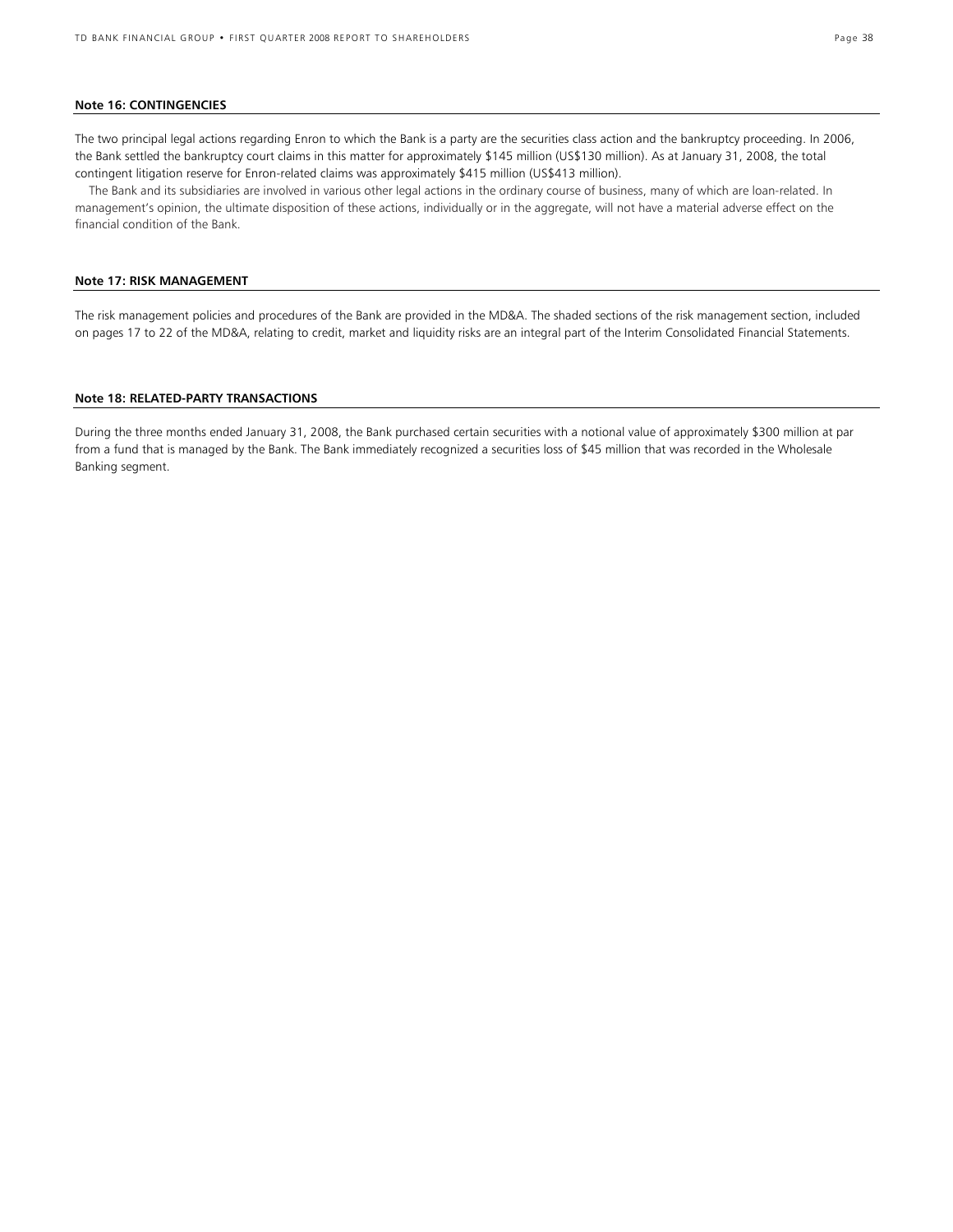### Note 16: CONTINGENCIES

The two principal legal actions regarding Enron to which the Bank is a party are the securities class action and the bankruptcy proceeding. In 2006, the Bank settled the bankruptcy court claims in this matter for approximately $145 million (US$130 million). As at January 31, 2008, the total contingent litigation reserve for Enron-related claims was approximately $415 million (US$413 million).

The Bank and its subsidiaries are involved in various other legal actions in the ordinary course of business, many of which are loan-related. In management's opinion, the ultimate disposition of these actions, individually or in the aggregate, will not have a material adverse effect on the financial condition of the Bank.

### Note 17: RISK MANAGEMENT

The risk management policies and procedures of the Bank are provided in the MD&A. The shaded sections of the risk management section, included on pages 17 to 22 of the MD&A, relating to credit, market and liquidity risks are an integral part of the Interim Consolidated Financial Statements.

### Note 18: RELATED-PARTY TRANSACTIONS

During the three months ended January 31, 2008, the Bank purchased certain securities with a notional value of approximately $300 million at par from a fund that is managed by the Bank. The Bank immediately recognized a securities loss of $45 million that was recorded in the Wholesale Banking segment.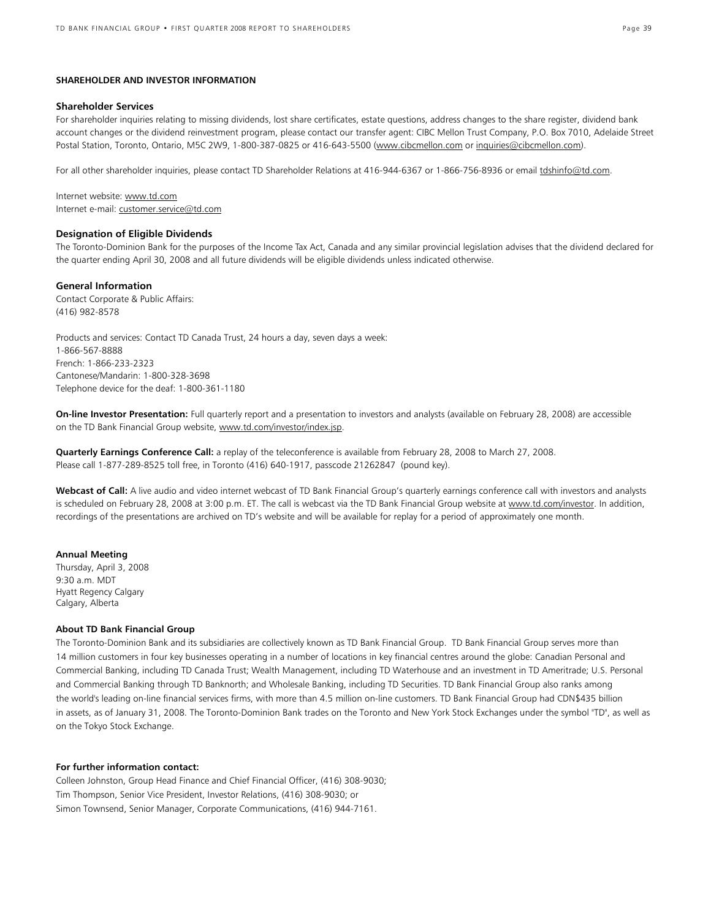## SHAREHOLDER AND INVESTOR INFORMATION

### Shareholder Services

For shareholder inquiries relating to missing dividends, lost share certificates, estate questions, address changes to the share register, dividend bank account changes or the dividend reinvestment program, please contact our transfer agent: CIBC Mellon Trust Company, P.O. Box 7010, Adelaide Street Postal Station, Toronto, Ontario, M5C 2W9, 1-800-387-0825 or 416-643-5500 (www.cibcmellon.com or inquiries@cibcmellon.com).

For all other shareholder inquiries, please contact TD Shareholder Relations at 416-944-6367 or 1-866-756-8936 or email tdshinfo@td.com.

Internet website: www.td.com
Internet e-mail: customer.service@td.com

### Designation of Eligible Dividends

The Toronto-Dominion Bank for the purposes of the Income Tax Act, Canada and any similar provincial legislation advises that the dividend declared for the quarter ending April 30, 2008 and all future dividends will be eligible dividends unless indicated otherwise.

### General Information

Contact Corporate & Public Affairs:
(416) 982-8578

Products and services: Contact TD Canada Trust, 24 hours a day, seven days a week:
1-866-567-8888
French: 1-866-233-2323
Cantonese/Mandarin: 1-800-328-3698
Telephone device for the deaf: 1-800-361-1180

**On-line Investor Presentation:** Full quarterly report and a presentation to investors and analysts (available on February 28, 2008) are accessible on the TD Bank Financial Group website, www.td.com/investor/index.jsp.

**Quarterly Earnings Conference Call:** a replay of the teleconference is available from February 28, 2008 to March 27, 2008. Please call 1-877-289-8525 toll free, in Toronto (416) 640-1917, passcode 21262847 (pound key).

**Webcast of Call:** A live audio and video internet webcast of TD Bank Financial Group's quarterly earnings conference call with investors and analysts is scheduled on February 28, 2008 at 3:00 p.m. ET. The call is webcast via the TD Bank Financial Group website at www.td.com/investor. In addition, recordings of the presentations are archived on TD's website and will be available for replay for a period of approximately one month.

### Annual Meeting

Thursday, April 3, 2008
9:30 a.m. MDT
Hyatt Regency Calgary
Calgary, Alberta

### About TD Bank Financial Group

The Toronto-Dominion Bank and its subsidiaries are collectively known as TD Bank Financial Group. TD Bank Financial Group serves more than 14 million customers in four key businesses operating in a number of locations in key financial centres around the globe: Canadian Personal and Commercial Banking, including TD Canada Trust; Wealth Management, including TD Waterhouse and an investment in TD Ameritrade; U.S. Personal and Commercial Banking through TD Banknorth; and Wholesale Banking, including TD Securities. TD Bank Financial Group also ranks among the world's leading on-line financial services firms, with more than 4.5 million on-line customers. TD Bank Financial Group had CDN$435 billion in assets, as of January 31, 2008. The Toronto-Dominion Bank trades on the Toronto and New York Stock Exchanges under the symbol "TD", as well as on the Tokyo Stock Exchange.

### For further information contact:

Colleen Johnston, Group Head Finance and Chief Financial Officer, (416) 308-9030;
Tim Thompson, Senior Vice President, Investor Relations, (416) 308-9030; or
Simon Townsend, Senior Manager, Corporate Communications, (416) 944-7161.